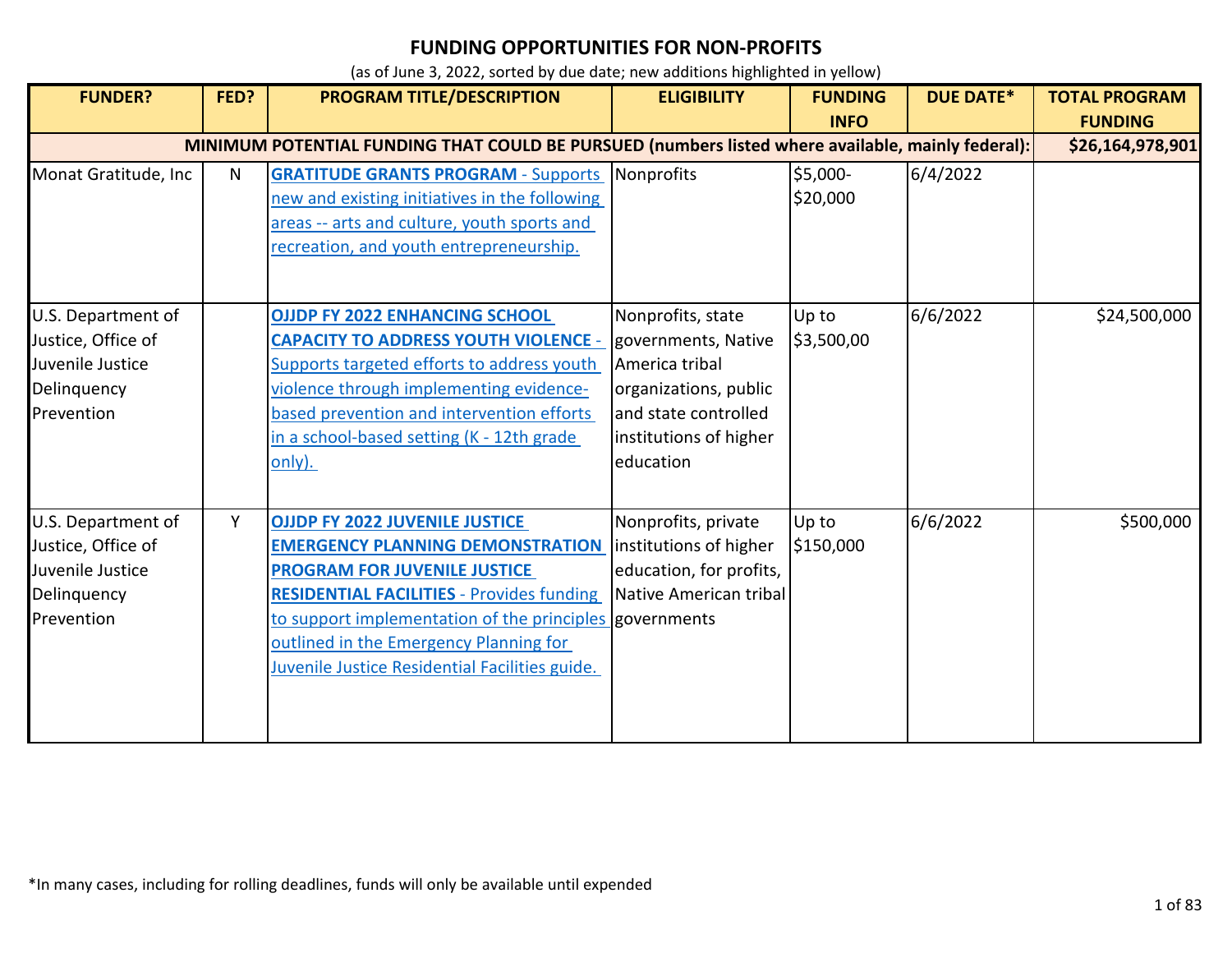# FUNDING OPPORTUNITIES FOR NON-PROFITS

(as of June 3, 2022, sorted by due date; new additions highlighted in yellow)

| FUNDER? | FED? | PROGRAM TITLE/DESCRIPTION | ELIGIBILITY | FUNDING INFO | DUE DATE* | TOTAL PROGRAM FUNDING |
|---|---|---|---|---|---|---|
| **MINIMUM POTENTIAL FUNDING THAT COULD BE PURSUED (numbers listed where available, mainly federal):** | | | | | | **$26,164,978,901** |
| Monat Gratitude, Inc | N | **GRATITUDE GRANTS PROGRAM** - Supports new and existing initiatives in the following areas -- arts and culture, youth sports and recreation, and youth entrepreneurship. | Nonprofits | $5,000-$20,000 | 6/4/2022 | |
| U.S. Department of Justice, Office of Juvenile Justice Delinquency Prevention | | **OJJDP FY 2022 ENHANCING SCHOOL CAPACITY TO ADDRESS YOUTH VIOLENCE** - Supports targeted efforts to address youth violence through implementing evidence-based prevention and intervention efforts in a school-based setting (K - 12th grade only). | Nonprofits, state governments, Native America tribal organizations, public and state controlled institutions of higher education | Up to $3,500,00 | 6/6/2022 | $24,500,000 |
| U.S. Department of Justice, Office of Juvenile Justice Delinquency Prevention | Y | **OJJDP FY 2022 JUVENILE JUSTICE EMERGENCY PLANNING DEMONSTRATION PROGRAM FOR JUVENILE JUSTICE RESIDENTIAL FACILITIES** - Provides funding to support implementation of the principles outlined in the Emergency Planning for Juvenile Justice Residential Facilities guide. | Nonprofits, private institutions of higher education, for profits, Native American tribal governments | Up to $150,000 | 6/6/2022 | $500,000 |

*In many cases, including for rolling deadlines, funds will only be available until expended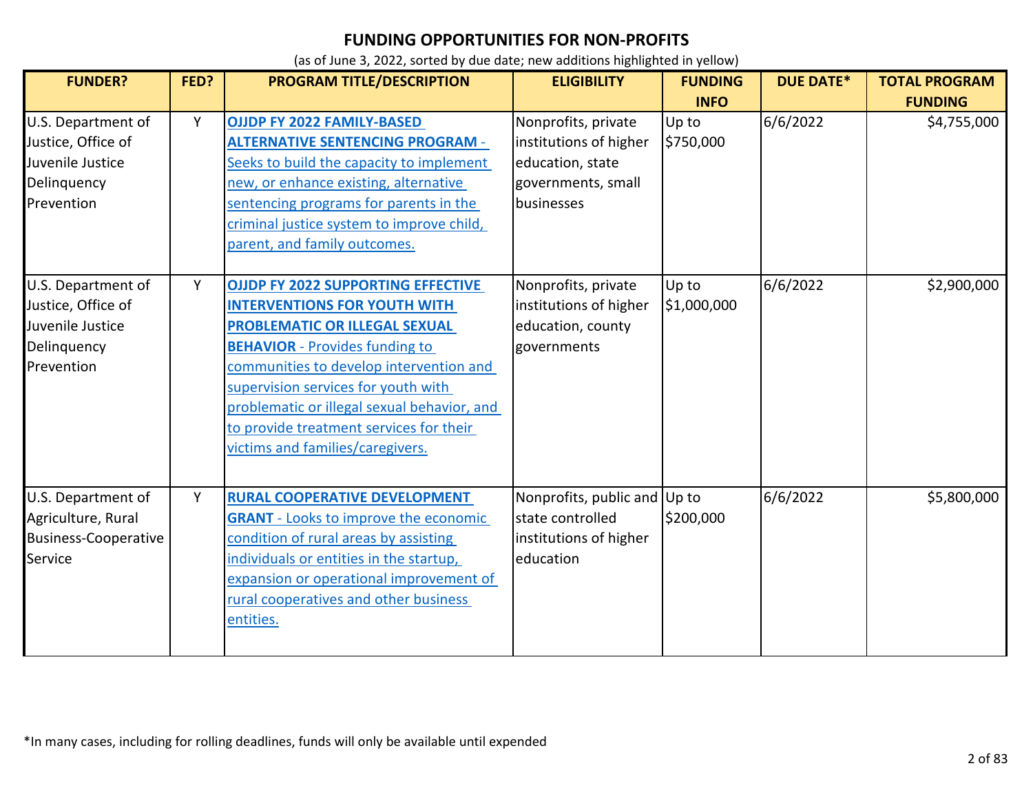# FUNDING OPPORTUNITIES FOR NON-PROFITS

(as of June 3, 2022, sorted by due date; new additions highlighted in yellow)

| FUNDER? | FED? | PROGRAM TITLE/DESCRIPTION | ELIGIBILITY | FUNDING INFO | DUE DATE* | TOTAL PROGRAM FUNDING |
|---|---|---|---|---|---|---|
| U.S. Department of Justice, Office of Juvenile Justice Delinquency Prevention | Y | **OJJDP FY 2022 FAMILY-BASED ALTERNATIVE SENTENCING PROGRAM** - Seeks to build the capacity to implement new, or enhance existing, alternative sentencing programs for parents in the criminal justice system to improve child, parent, and family outcomes. | Nonprofits, private institutions of higher education, state governments, small businesses | Up to $750,000 | 6/6/2022 | $4,755,000 |
| U.S. Department of Justice, Office of Juvenile Justice Delinquency Prevention | Y | **OJJDP FY 2022 SUPPORTING EFFECTIVE INTERVENTIONS FOR YOUTH WITH PROBLEMATIC OR ILLEGAL SEXUAL BEHAVIOR** - Provides funding to communities to develop intervention and supervision services for youth with problematic or illegal sexual behavior, and to provide treatment services for their victims and families/caregivers. | Nonprofits, private institutions of higher education, county governments | Up to $1,000,000 | 6/6/2022 | $2,900,000 |
| U.S. Department of Agriculture, Rural Business-Cooperative Service | Y | **RURAL COOPERATIVE DEVELOPMENT GRANT** - Looks to improve the economic condition of rural areas by assisting individuals or entities in the startup, expansion or operational improvement of rural cooperatives and other business entities. | Nonprofits, public and state controlled institutions of higher education | Up to $200,000 | 6/6/2022 | $5,800,000 |

*In many cases, including for rolling deadlines, funds will only be available until expended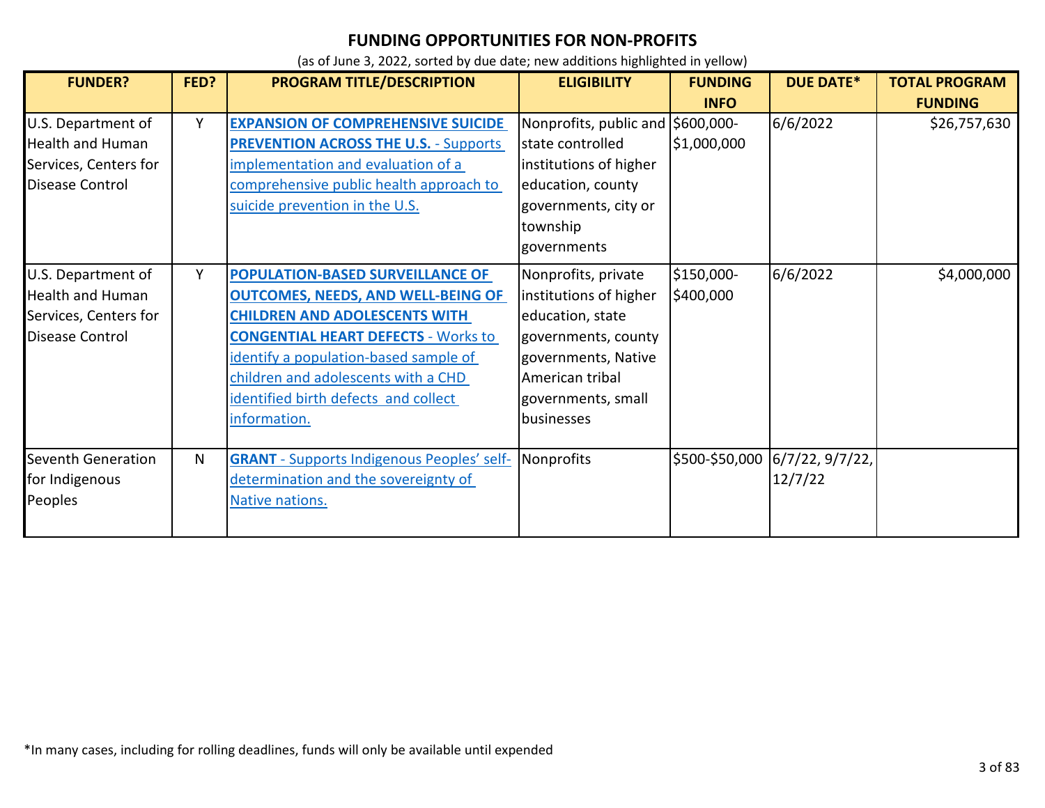# FUNDING OPPORTUNITIES FOR NON-PROFITS

(as of June 3, 2022, sorted by due date; new additions highlighted in yellow)

| FUNDER? | FED? | PROGRAM TITLE/DESCRIPTION | ELIGIBILITY | FUNDING INFO | DUE DATE* | TOTAL PROGRAM FUNDING |
| --- | --- | --- | --- | --- | --- | --- |
| U.S. Department of Health and Human Services, Centers for Disease Control | Y | **EXPANSION OF COMPREHENSIVE SUICIDE PREVENTION ACROSS THE U.S.** - Supports implementation and evaluation of a comprehensive public health approach to suicide prevention in the U.S. | Nonprofits, public and state controlled institutions of higher education, county governments, city or township governments | $600,000-$1,000,000 | 6/6/2022 | $26,757,630 |
| U.S. Department of Health and Human Services, Centers for Disease Control | Y | **POPULATION-BASED SURVEILLANCE OF OUTCOMES, NEEDS, AND WELL-BEING OF CHILDREN AND ADOLESCENTS WITH CONGENTIAL HEART DEFECTS** - Works to identify a population-based sample of children and adolescents with a CHD identified birth defects and collect information. | Nonprofits, private institutions of higher education, state governments, county governments, Native American tribal governments, small businesses | $150,000-$400,000 | 6/6/2022 | $4,000,000 |
| Seventh Generation for Indigenous Peoples | N | **GRANT** - Supports Indigenous Peoples' self-determination and the sovereignty of Native nations. | Nonprofits | $500-$50,000 | 6/7/22, 9/7/22, 12/7/22 | |

*In many cases, including for rolling deadlines, funds will only be available until expended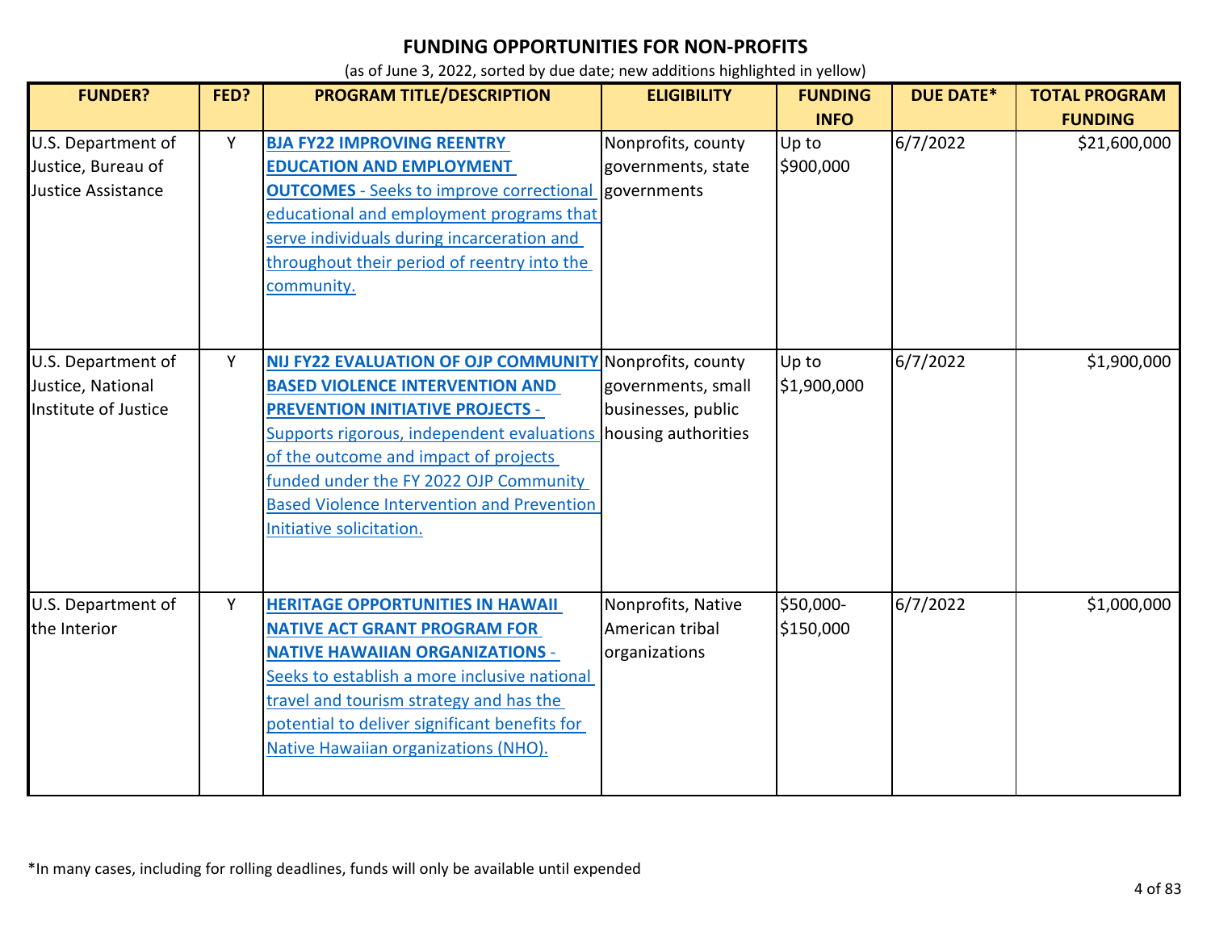# FUNDING OPPORTUNITIES FOR NON-PROFITS

(as of June 3, 2022, sorted by due date; new additions highlighted in yellow)

| FUNDER? | FED? | PROGRAM TITLE/DESCRIPTION | ELIGIBILITY | FUNDING INFO | DUE DATE* | TOTAL PROGRAM FUNDING |
|---|---|---|---|---|---|---|
| U.S. Department of Justice, Bureau of Justice Assistance | Y | **BJA FY22 IMPROVING REENTRY EDUCATION AND EMPLOYMENT OUTCOMES** - Seeks to improve correctional educational and employment programs that serve individuals during incarceration and throughout their period of reentry into the community. | Nonprofits, county governments, state governments | Up to $900,000 | 6/7/2022 | $21,600,000 |
| U.S. Department of Justice, National Institute of Justice | Y | **NIJ FY22 EVALUATION OF OJP COMMUNITY BASED VIOLENCE INTERVENTION AND PREVENTION INITIATIVE PROJECTS** - Supports rigorous, independent evaluations of the outcome and impact of projects funded under the FY 2022 OJP Community Based Violence Intervention and Prevention Initiative solicitation. | Nonprofits, county governments, small businesses, public housing authorities | Up to $1,900,000 | 6/7/2022 | $1,900,000 |
| U.S. Department of the Interior | Y | **HERITAGE OPPORTUNITIES IN HAWAII NATIVE ACT GRANT PROGRAM FOR NATIVE HAWAIIAN ORGANIZATIONS** - Seeks to establish a more inclusive national travel and tourism strategy and has the potential to deliver significant benefits for Native Hawaiian organizations (NHO). | Nonprofits, Native American tribal organizations | $50,000-$150,000 | 6/7/2022 | $1,000,000 |

*In many cases, including for rolling deadlines, funds will only be available until expended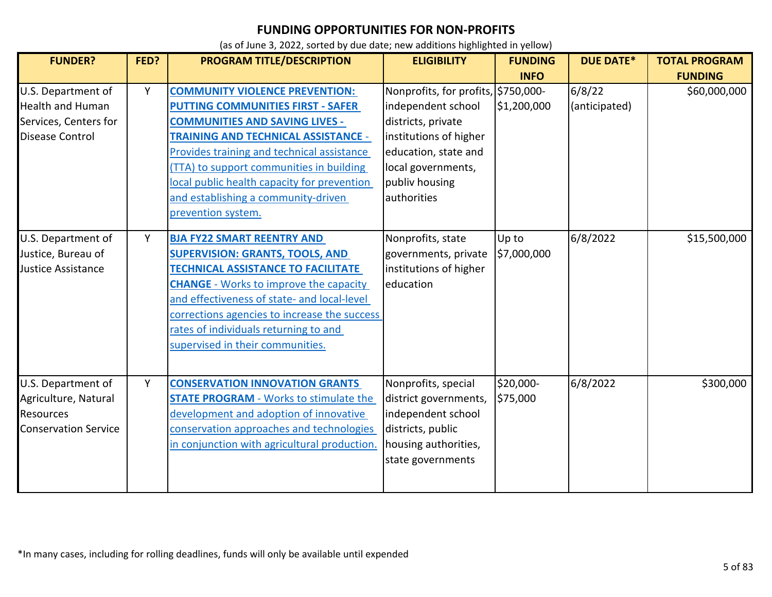# FUNDING OPPORTUNITIES FOR NON-PROFITS

(as of June 3, 2022, sorted by due date; new additions highlighted in yellow)

| FUNDER? | FED? | PROGRAM TITLE/DESCRIPTION | ELIGIBILITY | FUNDING INFO | DUE DATE* | TOTAL PROGRAM FUNDING |
|---|---|---|---|---|---|---|
| U.S. Department of Health and Human Services, Centers for Disease Control | Y | **COMMUNITY VIOLENCE PREVENTION: PUTTING COMMUNITIES FIRST - SAFER COMMUNITIES AND SAVING LIVES - TRAINING AND TECHNICAL ASSISTANCE** - Provides training and technical assistance (TTA) to support communities in building local public health capacity for prevention and establishing a community-driven prevention system. | Nonprofits, for profits, independent school districts, private institutions of higher education, state and local governments, publiv housing authorities | $750,000-$1,200,000 | 6/8/22 (anticipated) | $60,000,000 |
| U.S. Department of Justice, Bureau of Justice Assistance | Y | **BJA FY22 SMART REENTRY AND SUPERVISION: GRANTS, TOOLS, AND TECHNICAL ASSISTANCE TO FACILITATE CHANGE** - Works to improve the capacity and effectiveness of state- and local-level corrections agencies to increase the success rates of individuals returning to and supervised in their communities. | Nonprofits, state governments, private institutions of higher education | Up to $7,000,000 | 6/8/2022 | $15,500,000 |
| U.S. Department of Agriculture, Natural Resources Conservation Service | Y | **CONSERVATION INNOVATION GRANTS STATE PROGRAM** - Works to stimulate the development and adoption of innovative conservation approaches and technologies in conjunction with agricultural production. | Nonprofits, special district governments, independent school districts, public housing authorities, state governments | $20,000-$75,000 | 6/8/2022 | $300,000 |

*In many cases, including for rolling deadlines, funds will only be available until expended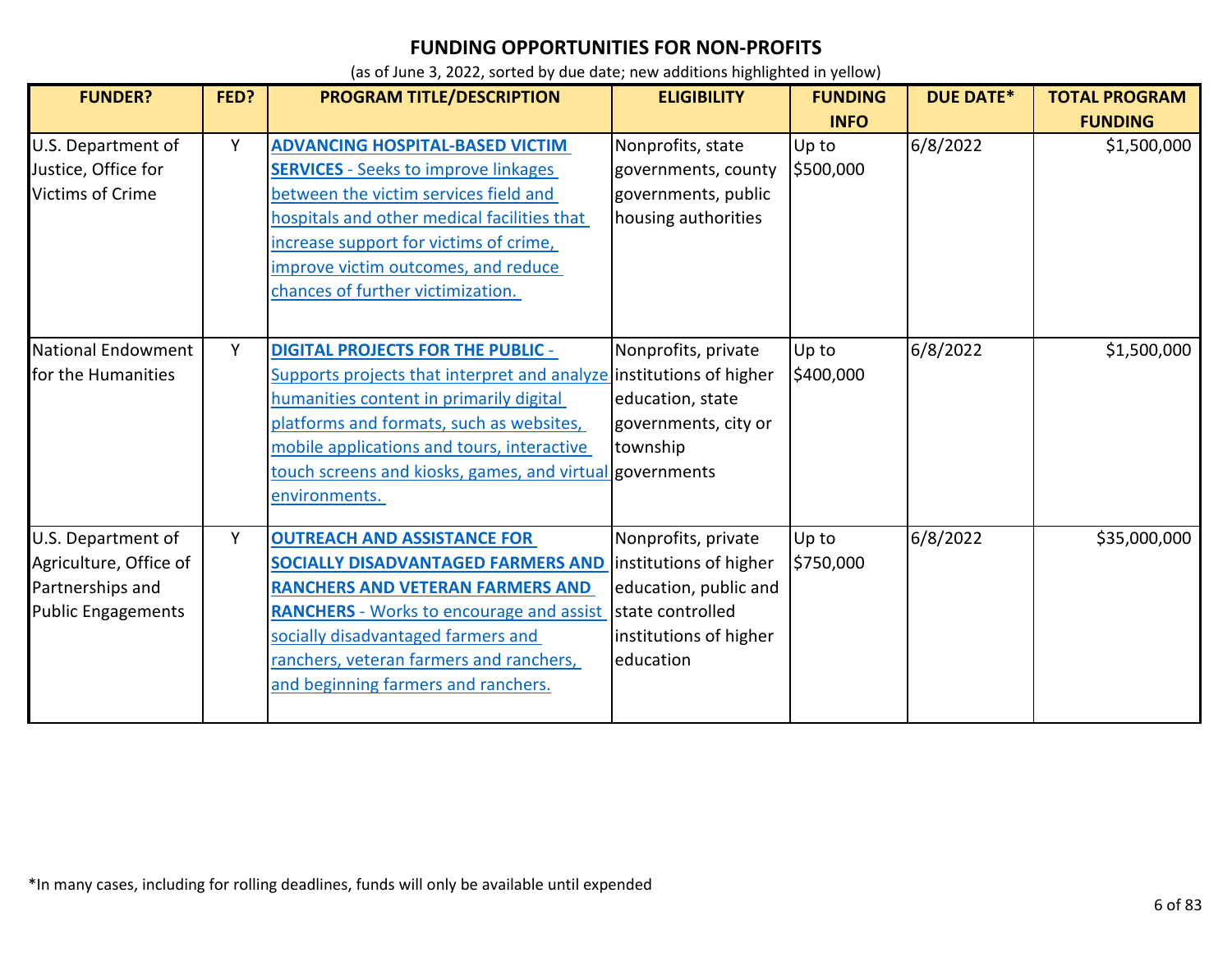# FUNDING OPPORTUNITIES FOR NON-PROFITS

(as of June 3, 2022, sorted by due date; new additions highlighted in yellow)

| FUNDER? | FED? | PROGRAM TITLE/DESCRIPTION | ELIGIBILITY | FUNDING INFO | DUE DATE* | TOTAL PROGRAM FUNDING |
|---|---|---|---|---|---|---|
| U.S. Department of Justice, Office for Victims of Crime | Y | **ADVANCING HOSPITAL-BASED VICTIM SERVICES** - Seeks to improve linkages between the victim services field and hospitals and other medical facilities that increase support for victims of crime, improve victim outcomes, and reduce chances of further victimization. | Nonprofits, state governments, county governments, public housing authorities | Up to $500,000 | 6/8/2022 | $1,500,000 |
| National Endowment for the Humanities | Y | **DIGITAL PROJECTS FOR THE PUBLIC** - Supports projects that interpret and analyze humanities content in primarily digital platforms and formats, such as websites, mobile applications and tours, interactive touch screens and kiosks, games, and virtual environments. | Nonprofits, private institutions of higher education, state governments, city or township governments | Up to $400,000 | 6/8/2022 | $1,500,000 |
| U.S. Department of Agriculture, Office of Partnerships and Public Engagements | Y | **OUTREACH AND ASSISTANCE FOR SOCIALLY DISADVANTAGED FARMERS AND RANCHERS AND VETERAN FARMERS AND RANCHERS** - Works to encourage and assist socially disadvantaged farmers and ranchers, veteran farmers and ranchers, and beginning farmers and ranchers. | Nonprofits, private institutions of higher education, public and state controlled institutions of higher education | Up to $750,000 | 6/8/2022 | $35,000,000 |

*In many cases, including for rolling deadlines, funds will only be available until expended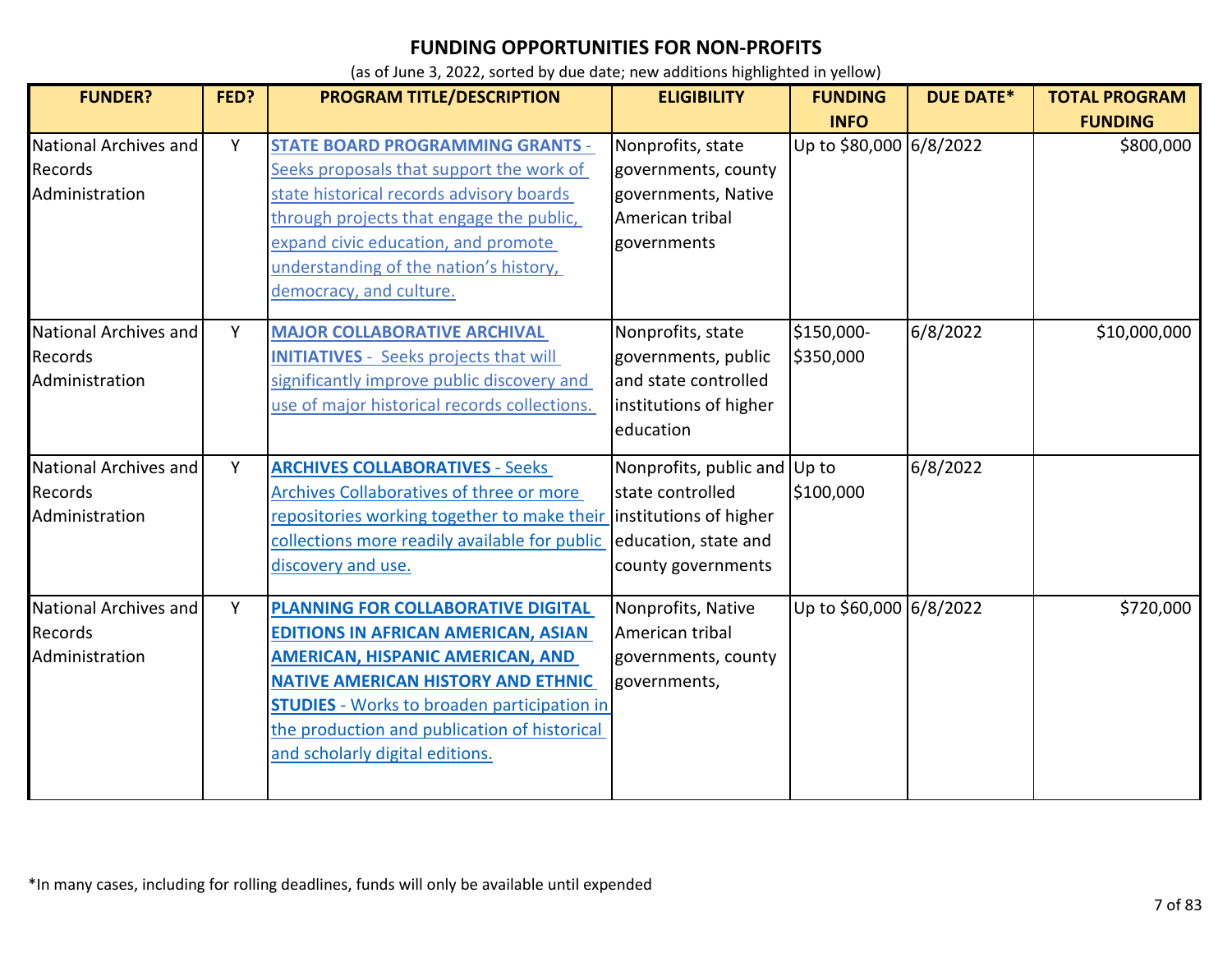# FUNDING OPPORTUNITIES FOR NON-PROFITS

(as of June 3, 2022, sorted by due date; new additions highlighted in yellow)

| FUNDER? | FED? | PROGRAM TITLE/DESCRIPTION | ELIGIBILITY | FUNDING INFO | DUE DATE* | TOTAL PROGRAM FUNDING |
|---|---|---|---|---|---|---|
| National Archives and Records Administration | Y | **STATE BOARD PROGRAMMING GRANTS** - Seeks proposals that support the work of state historical records advisory boards through projects that engage the public, expand civic education, and promote understanding of the nation's history, democracy, and culture. | Nonprofits, state governments, county governments, Native American tribal governments | Up to $80,000 | 6/8/2022 | $800,000 |
| National Archives and Records Administration | Y | **MAJOR COLLABORATIVE ARCHIVAL INITIATIVES** - Seeks projects that will significantly improve public discovery and use of major historical records collections. | Nonprofits, state governments, public and state controlled institutions of higher education | $150,000-$350,000 | 6/8/2022 | $10,000,000 |
| National Archives and Records Administration | Y | **ARCHIVES COLLABORATIVES** - Seeks Archives Collaboratives of three or more repositories working together to make their collections more readily available for public discovery and use. | Nonprofits, public and state controlled institutions of higher education, state and county governments | Up to $100,000 | 6/8/2022 | |
| National Archives and Records Administration | Y | **PLANNING FOR COLLABORATIVE DIGITAL EDITIONS IN AFRICAN AMERICAN, ASIAN AMERICAN, HISPANIC AMERICAN, AND NATIVE AMERICAN HISTORY AND ETHNIC STUDIES** - Works to broaden participation in the production and publication of historical and scholarly digital editions. | Nonprofits, Native American tribal governments, county governments, | Up to $60,000 | 6/8/2022 | $720,000 |

*In many cases, including for rolling deadlines, funds will only be available until expended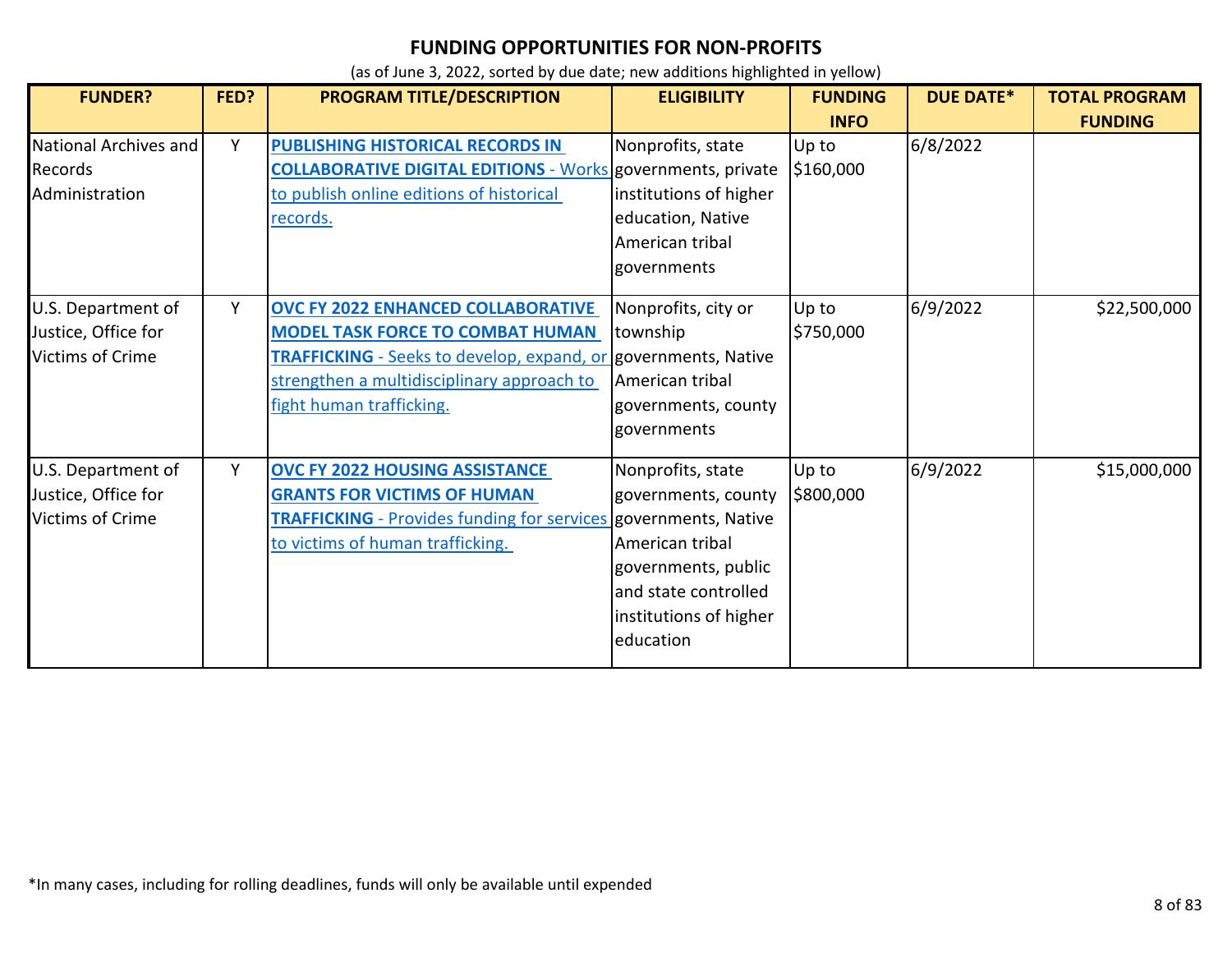# FUNDING OPPORTUNITIES FOR NON-PROFITS

(as of June 3, 2022, sorted by due date; new additions highlighted in yellow)

| FUNDER? | FED? | PROGRAM TITLE/DESCRIPTION | ELIGIBILITY | FUNDING INFO | DUE DATE* | TOTAL PROGRAM FUNDING |
|---|---|---|---|---|---|---|
| National Archives and Records Administration | Y | **PUBLISHING HISTORICAL RECORDS IN COLLABORATIVE DIGITAL EDITIONS** - Works to publish online editions of historical records. | Nonprofits, state governments, private institutions of higher education, Native American tribal governments | Up to $160,000 | 6/8/2022 | |
| U.S. Department of Justice, Office for Victims of Crime | Y | **OVC FY 2022 ENHANCED COLLABORATIVE MODEL TASK FORCE TO COMBAT HUMAN TRAFFICKING** - Seeks to develop, expand, or strengthen a multidisciplinary approach to fight human trafficking. | Nonprofits, city or township governments, Native American tribal governments, county governments | Up to $750,000 | 6/9/2022 | $22,500,000 |
| U.S. Department of Justice, Office for Victims of Crime | Y | **OVC FY 2022 HOUSING ASSISTANCE GRANTS FOR VICTIMS OF HUMAN TRAFFICKING** - Provides funding for services to victims of human trafficking. | Nonprofits, state governments, county governments, Native American tribal governments, public and state controlled institutions of higher education | Up to $800,000 | 6/9/2022 | $15,000,000 |

*In many cases, including for rolling deadlines, funds will only be available until expended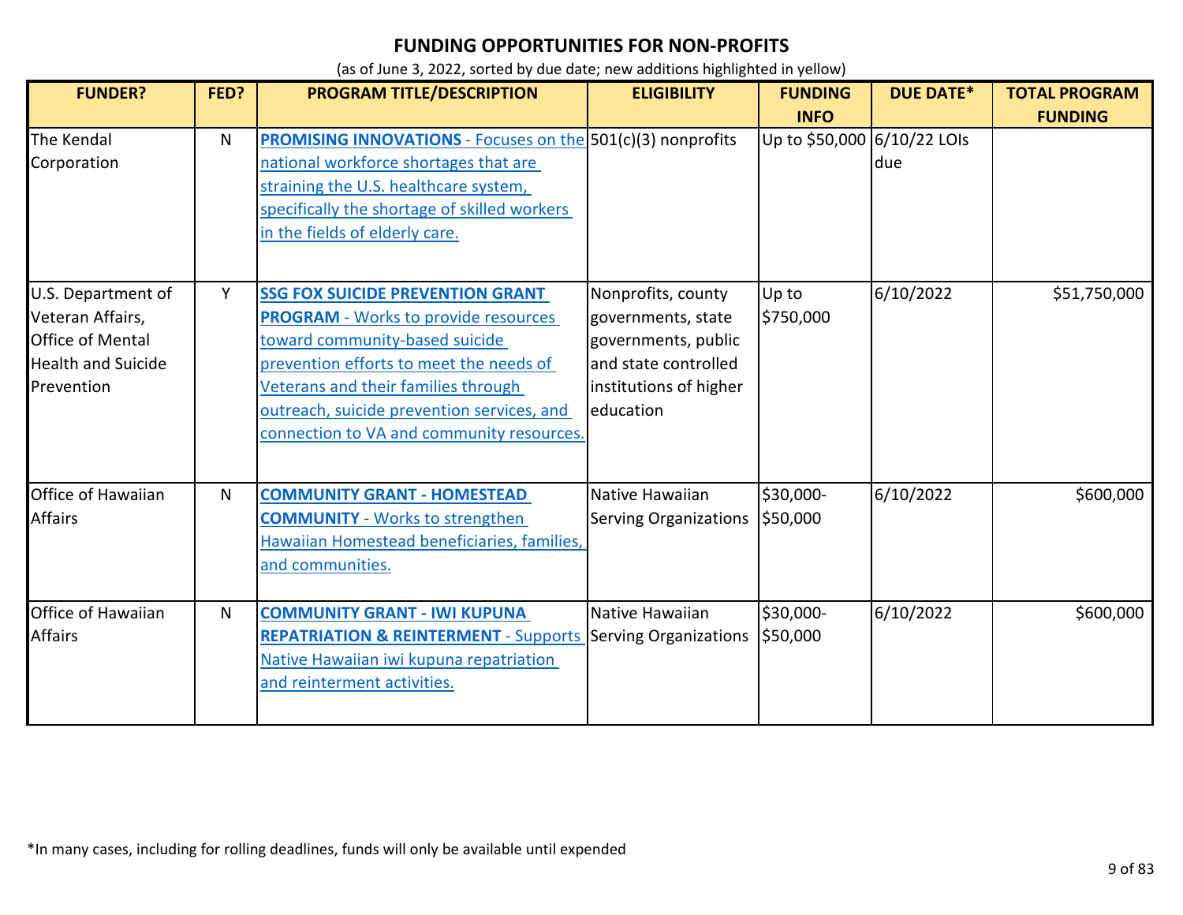## FUNDING OPPORTUNITIES FOR NON-PROFITS

(as of June 3, 2022, sorted by due date; new additions highlighted in yellow)

| FUNDER? | FED? | PROGRAM TITLE/DESCRIPTION | ELIGIBILITY | FUNDING INFO | DUE DATE* | TOTAL PROGRAM FUNDING |
|---|---|---|---|---|---|---|
| The Kendal Corporation | N | **PROMISING INNOVATIONS** - Focuses on the national workforce shortages that are straining the U.S. healthcare system, specifically the shortage of skilled workers in the fields of elderly care. | 501(c)(3) nonprofits | Up to $50,000 | 6/10/22 LOIs due | |
| U.S. Department of Veteran Affairs, Office of Mental Health and Suicide Prevention | Y | **SSG FOX SUICIDE PREVENTION GRANT PROGRAM** - Works to provide resources toward community-based suicide prevention efforts to meet the needs of Veterans and their families through outreach, suicide prevention services, and connection to VA and community resources. | Nonprofits, county governments, state governments, public and state controlled institutions of higher education | Up to $750,000 | 6/10/2022 | $51,750,000 |
| Office of Hawaiian Affairs | N | **COMMUNITY GRANT - HOMESTEAD COMMUNITY** - Works to strengthen Hawaiian Homestead beneficiaries, families, and communities. | Native Hawaiian Serving Organizations | $30,000-$50,000 | 6/10/2022 | $600,000 |
| Office of Hawaiian Affairs | N | **COMMUNITY GRANT - IWI KUPUNA REPATRIATION & REINTERMENT** - Supports Native Hawaiian iwi kupuna repatriation and reinterment activities. | Native Hawaiian Serving Organizations | $30,000-$50,000 | 6/10/2022 | $600,000 |

*In many cases, including for rolling deadlines, funds will only be available until expended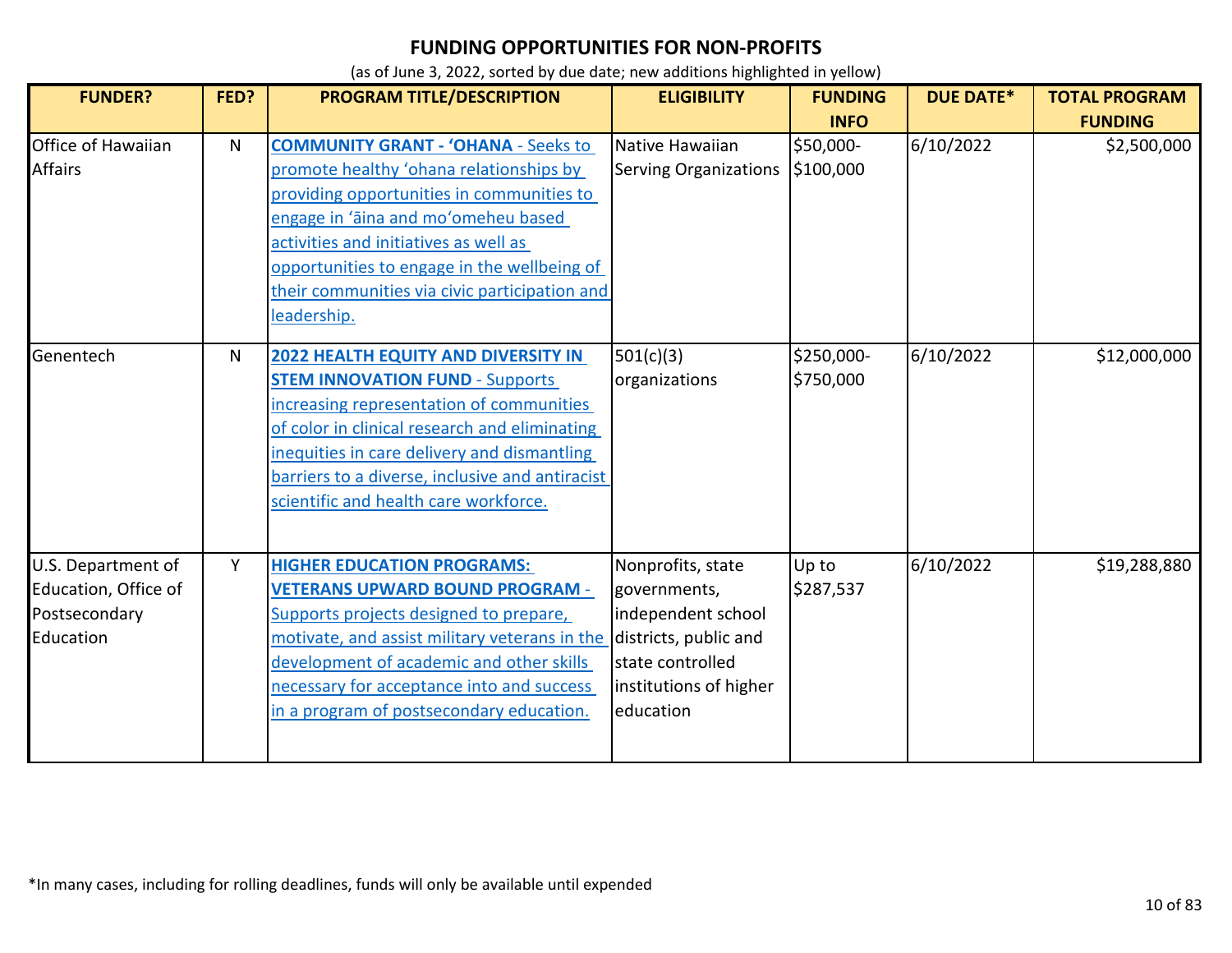# FUNDING OPPORTUNITIES FOR NON-PROFITS

(as of June 3, 2022, sorted by due date; new additions highlighted in yellow)

| FUNDER? | FED? | PROGRAM TITLE/DESCRIPTION | ELIGIBILITY | FUNDING INFO | DUE DATE* | TOTAL PROGRAM FUNDING |
|---|---|---|---|---|---|---|
| Office of Hawaiian Affairs | N | **COMMUNITY GRANT - ʻOHANA** - Seeks to promote healthy ʻohana relationships by providing opportunities in communities to engage in ʻāina and moʻomeheu based activities and initiatives as well as opportunities to engage in the wellbeing of their communities via civic participation and leadership. | Native Hawaiian Serving Organizations | $50,000-$100,000 | 6/10/2022 | $2,500,000 |
| Genentech | N | **2022 HEALTH EQUITY AND DIVERSITY IN STEM INNOVATION FUND** - Supports increasing representation of communities of color in clinical research and eliminating inequities in care delivery and dismantling barriers to a diverse, inclusive and antiracist scientific and health care workforce. | 501(c)(3) organizations | $250,000-$750,000 | 6/10/2022 | $12,000,000 |
| U.S. Department of Education, Office of Postsecondary Education | Y | **HIGHER EDUCATION PROGRAMS: VETERANS UPWARD BOUND PROGRAM** - Supports projects designed to prepare, motivate, and assist military veterans in the development of academic and other skills necessary for acceptance into and success in a program of postsecondary education. | Nonprofits, state governments, independent school districts, public and state controlled institutions of higher education | Up to $287,537 | 6/10/2022 | $19,288,880 |

*In many cases, including for rolling deadlines, funds will only be available until expended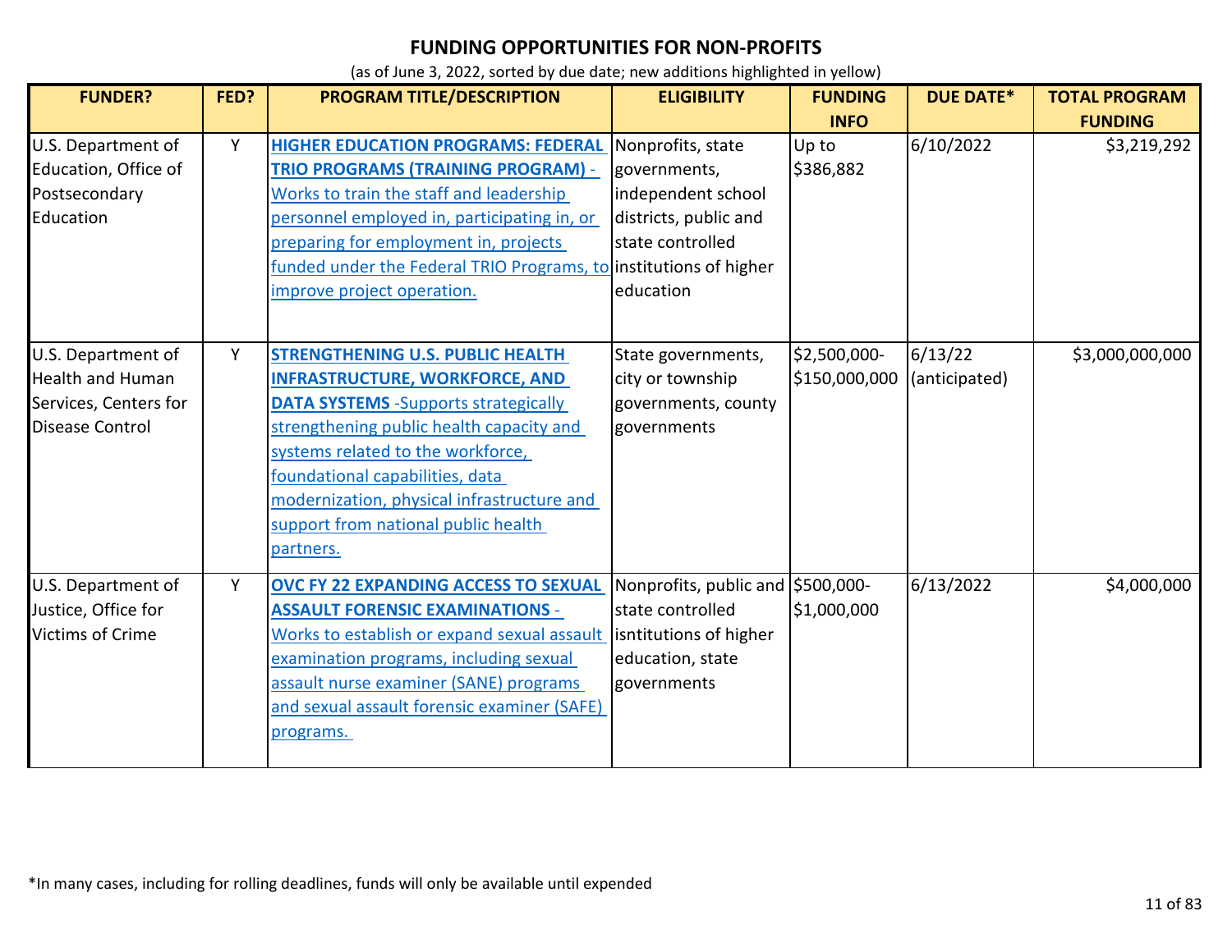# FUNDING OPPORTUNITIES FOR NON-PROFITS

(as of June 3, 2022, sorted by due date; new additions highlighted in yellow)

| FUNDER? | FED? | PROGRAM TITLE/DESCRIPTION | ELIGIBILITY | FUNDING INFO | DUE DATE* | TOTAL PROGRAM FUNDING |
|---|---|---|---|---|---|---|
| U.S. Department of Education, Office of Postsecondary Education | Y | **HIGHER EDUCATION PROGRAMS: FEDERAL TRIO PROGRAMS (TRAINING PROGRAM)** - Works to train the staff and leadership personnel employed in, participating in, or preparing for employment in, projects funded under the Federal TRIO Programs, to improve project operation. | Nonprofits, state governments, independent school districts, public and state controlled institutions of higher education | Up to $386,882 | 6/10/2022 | $3,219,292 |
| U.S. Department of Health and Human Services, Centers for Disease Control | Y | **STRENGTHENING U.S. PUBLIC HEALTH INFRASTRUCTURE, WORKFORCE, AND DATA SYSTEMS** -Supports strategically strengthening public health capacity and systems related to the workforce, foundational capabilities, data modernization, physical infrastructure and support from national public health partners. | State governments, city or township governments, county governments | $2,500,000-$150,000,000 | 6/13/22 (anticipated) | $3,000,000,000 |
| U.S. Department of Justice, Office for Victims of Crime | Y | **OVC FY 22 EXPANDING ACCESS TO SEXUAL ASSAULT FORENSIC EXAMINATIONS** - Works to establish or expand sexual assault examination programs, including sexual assault nurse examiner (SANE) programs and sexual assault forensic examiner (SAFE) programs. | Nonprofits, public and state controlled isntitutions of higher education, state governments | $500,000-$1,000,000 | 6/13/2022 | $4,000,000 |

*In many cases, including for rolling deadlines, funds will only be available until expended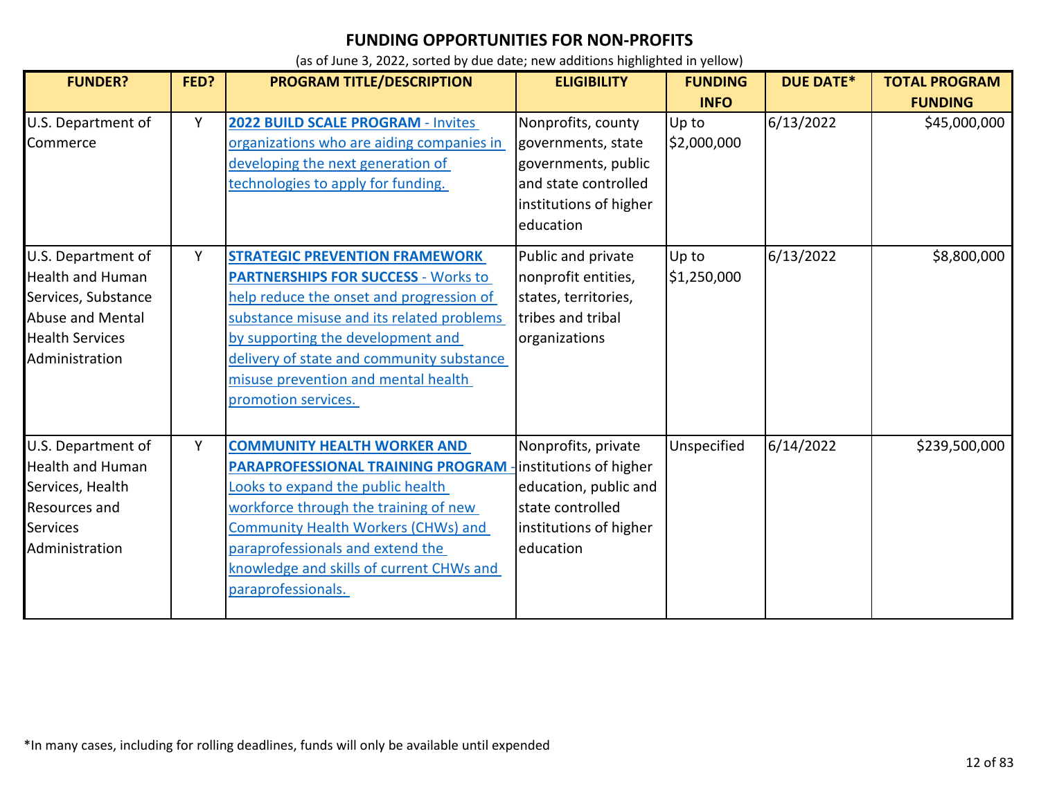## FUNDING OPPORTUNITIES FOR NON-PROFITS

(as of June 3, 2022, sorted by due date; new additions highlighted in yellow)

| FUNDER? | FED? | PROGRAM TITLE/DESCRIPTION | ELIGIBILITY | FUNDING INFO | DUE DATE* | TOTAL PROGRAM FUNDING |
|---|---|---|---|---|---|---|
| U.S. Department of Commerce | Y | **2022 BUILD SCALE PROGRAM** - Invites organizations who are aiding companies in developing the next generation of technologies to apply for funding. | Nonprofits, county governments, state governments, public and state controlled institutions of higher education | Up to $2,000,000 | 6/13/2022 | $45,000,000 |
| U.S. Department of Health and Human Services, Substance Abuse and Mental Health Services Administration | Y | **STRATEGIC PREVENTION FRAMEWORK PARTNERSHIPS FOR SUCCESS** - Works to help reduce the onset and progression of substance misuse and its related problems by supporting the development and delivery of state and community substance misuse prevention and mental health promotion services. | Public and private nonprofit entities, states, territories, tribes and tribal organizations | Up to $1,250,000 | 6/13/2022 | $8,800,000 |
| U.S. Department of Health and Human Services, Health Resources and Services Administration | Y | **COMMUNITY HEALTH WORKER AND PARAPROFESSIONAL TRAINING PROGRAM** - Looks to expand the public health workforce through the training of new Community Health Workers (CHWs) and paraprofessionals and extend the knowledge and skills of current CHWs and paraprofessionals. | Nonprofits, private institutions of higher education, public and state controlled institutions of higher education | Unspecified | 6/14/2022 | $239,500,000 |

*In many cases, including for rolling deadlines, funds will only be available until expended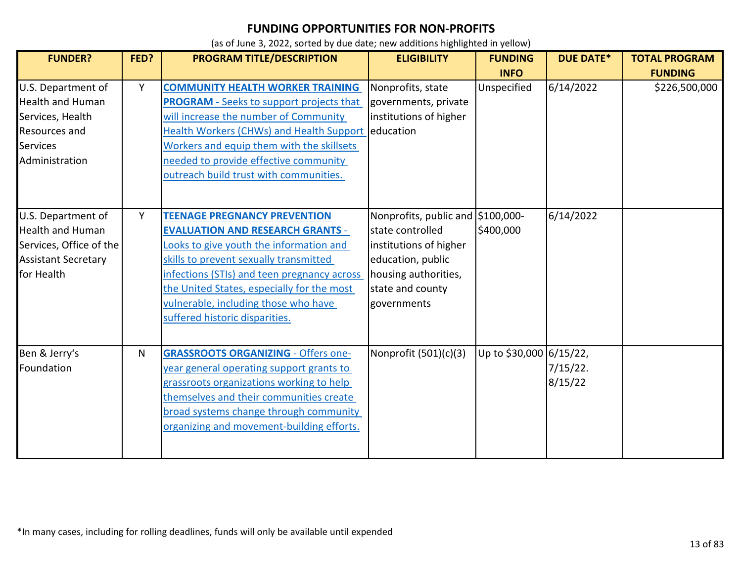## FUNDING OPPORTUNITIES FOR NON-PROFITS

(as of June 3, 2022, sorted by due date; new additions highlighted in yellow)

| FUNDER? | FED? | PROGRAM TITLE/DESCRIPTION | ELIGIBILITY | FUNDING INFO | DUE DATE* | TOTAL PROGRAM FUNDING |
|---|---|---|---|---|---|---|
| U.S. Department of Health and Human Services, Health Resources and Services Administration | Y | **COMMUNITY HEALTH WORKER TRAINING PROGRAM** - Seeks to support projects that will increase the number of Community Health Workers (CHWs) and Health Support Workers and equip them with the skillsets needed to provide effective community outreach build trust with communities. | Nonprofits, state governments, private institutions of higher education | Unspecified | 6/14/2022 | $226,500,000 |
| U.S. Department of Health and Human Services, Office of the Assistant Secretary for Health | Y | **TEENAGE PREGNANCY PREVENTION EVALUATION AND RESEARCH GRANTS** - Looks to give youth the information and skills to prevent sexually transmitted infections (STIs) and teen pregnancy across the United States, especially for the most vulnerable, including those who have suffered historic disparities. | Nonprofits, public and state controlled institutions of higher education, public housing authorities, state and county governments | $100,000-$400,000 | 6/14/2022 | |
| Ben & Jerry's Foundation | N | **GRASSROOTS ORGANIZING** - Offers one-year general operating support grants to grassroots organizations working to help themselves and their communities create broad systems change through community organizing and movement-building efforts. | Nonprofit (501)(c)(3) | Up to $30,000 | 6/15/22, 7/15/22. 8/15/22 | |

*In many cases, including for rolling deadlines, funds will only be available until expended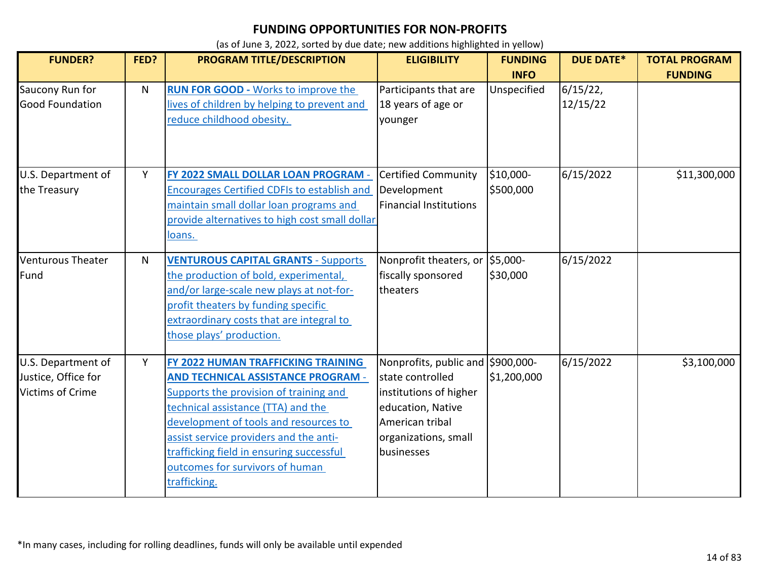# FUNDING OPPORTUNITIES FOR NON-PROFITS

(as of June 3, 2022, sorted by due date; new additions highlighted in yellow)

| FUNDER? | FED? | PROGRAM TITLE/DESCRIPTION | ELIGIBILITY | FUNDING INFO | DUE DATE* | TOTAL PROGRAM FUNDING |
|---|---|---|---|---|---|---|
| Saucony Run for Good Foundation | N | **RUN FOR GOOD** - Works to improve the lives of children by helping to prevent and reduce childhood obesity. | Participants that are 18 years of age or younger | Unspecified | 6/15/22, 12/15/22 | |
| U.S. Department of the Treasury | Y | **FY 2022 SMALL DOLLAR LOAN PROGRAM** - Encourages Certified CDFIs to establish and maintain small dollar loan programs and provide alternatives to high cost small dollar loans. | Certified Community Development Financial Institutions | $10,000-$500,000 | 6/15/2022 | $11,300,000 |
| Venturous Theater Fund | N | **VENTUROUS CAPITAL GRANTS** - Supports the production of bold, experimental, and/or large-scale new plays at not-for-profit theaters by funding specific extraordinary costs that are integral to those plays' production. | Nonprofit theaters, or fiscally sponsored theaters | $5,000-$30,000 | 6/15/2022 | |
| U.S. Department of Justice, Office for Victims of Crime | Y | **FY 2022 HUMAN TRAFFICKING TRAINING AND TECHNICAL ASSISTANCE PROGRAM** - Supports the provision of training and technical assistance (TTA) and the development of tools and resources to assist service providers and the anti-trafficking field in ensuring successful outcomes for survivors of human trafficking. | Nonprofits, public and state controlled institutions of higher education, Native American tribal organizations, small businesses | $900,000-$1,200,000 | 6/15/2022 | $3,100,000 |

*In many cases, including for rolling deadlines, funds will only be available until expended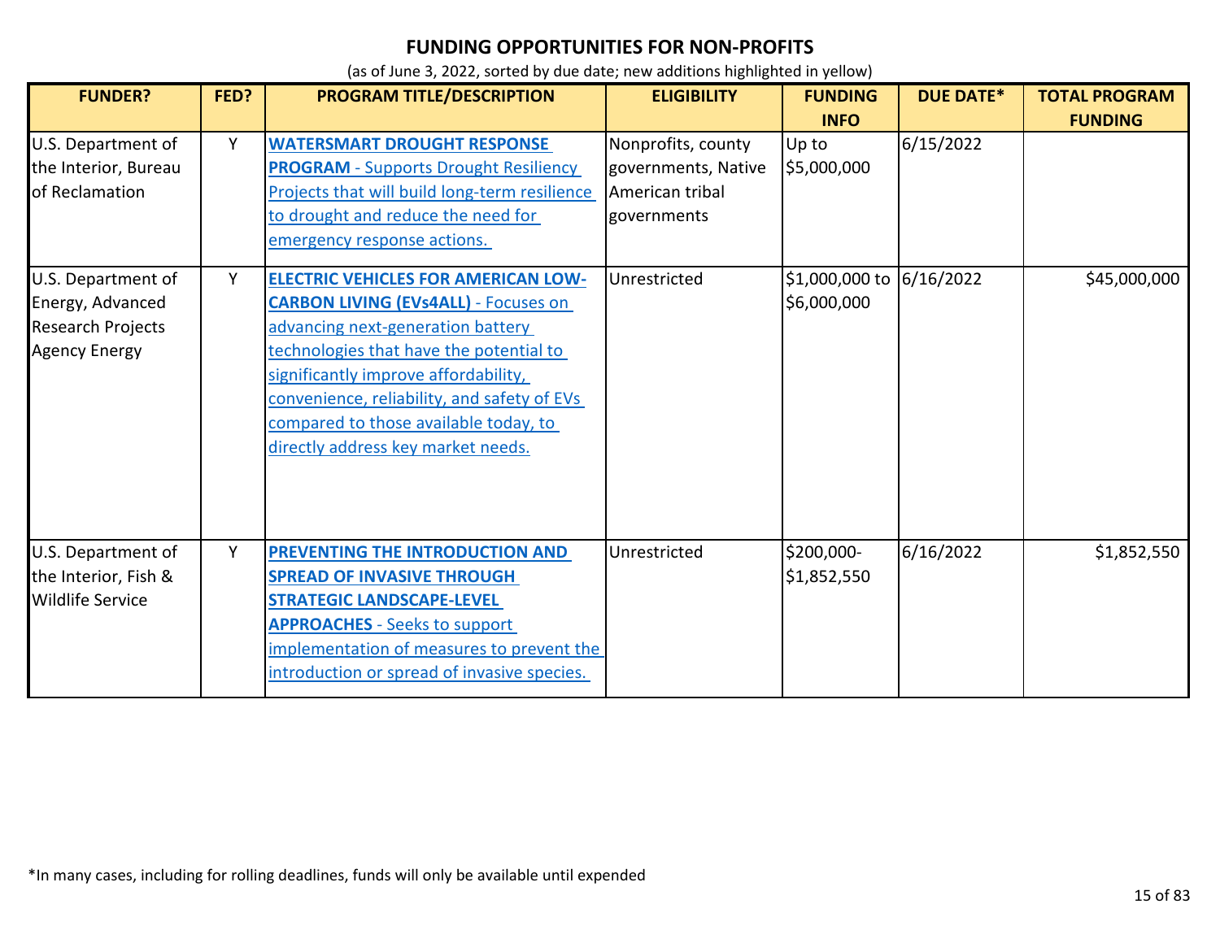# FUNDING OPPORTUNITIES FOR NON-PROFITS

(as of June 3, 2022, sorted by due date; new additions highlighted in yellow)

| FUNDER? | FED? | PROGRAM TITLE/DESCRIPTION | ELIGIBILITY | FUNDING INFO | DUE DATE* | TOTAL PROGRAM FUNDING |
|---|---|---|---|---|---|---|
| U.S. Department of the Interior, Bureau of Reclamation | Y | **WATERSMART DROUGHT RESPONSE PROGRAM** - Supports Drought Resiliency Projects that will build long-term resilience to drought and reduce the need for emergency response actions. | Nonprofits, county governments, Native American tribal governments | Up to $5,000,000 | 6/15/2022 | |
| U.S. Department of Energy, Advanced Research Projects Agency Energy | Y | **ELECTRIC VEHICLES FOR AMERICAN LOW-CARBON LIVING (EVs4ALL)** - Focuses on advancing next-generation battery technologies that have the potential to significantly improve affordability, convenience, reliability, and safety of EVs compared to those available today, to directly address key market needs. | Unrestricted | $1,000,000 to $6,000,000 | 6/16/2022 | $45,000,000 |
| U.S. Department of the Interior, Fish & Wildlife Service | Y | **PREVENTING THE INTRODUCTION AND SPREAD OF INVASIVE THROUGH STRATEGIC LANDSCAPE-LEVEL APPROACHES** - Seeks to support implementation of measures to prevent the introduction or spread of invasive species. | Unrestricted | $200,000-$1,852,550 | 6/16/2022 | $1,852,550 |

*In many cases, including for rolling deadlines, funds will only be available until expended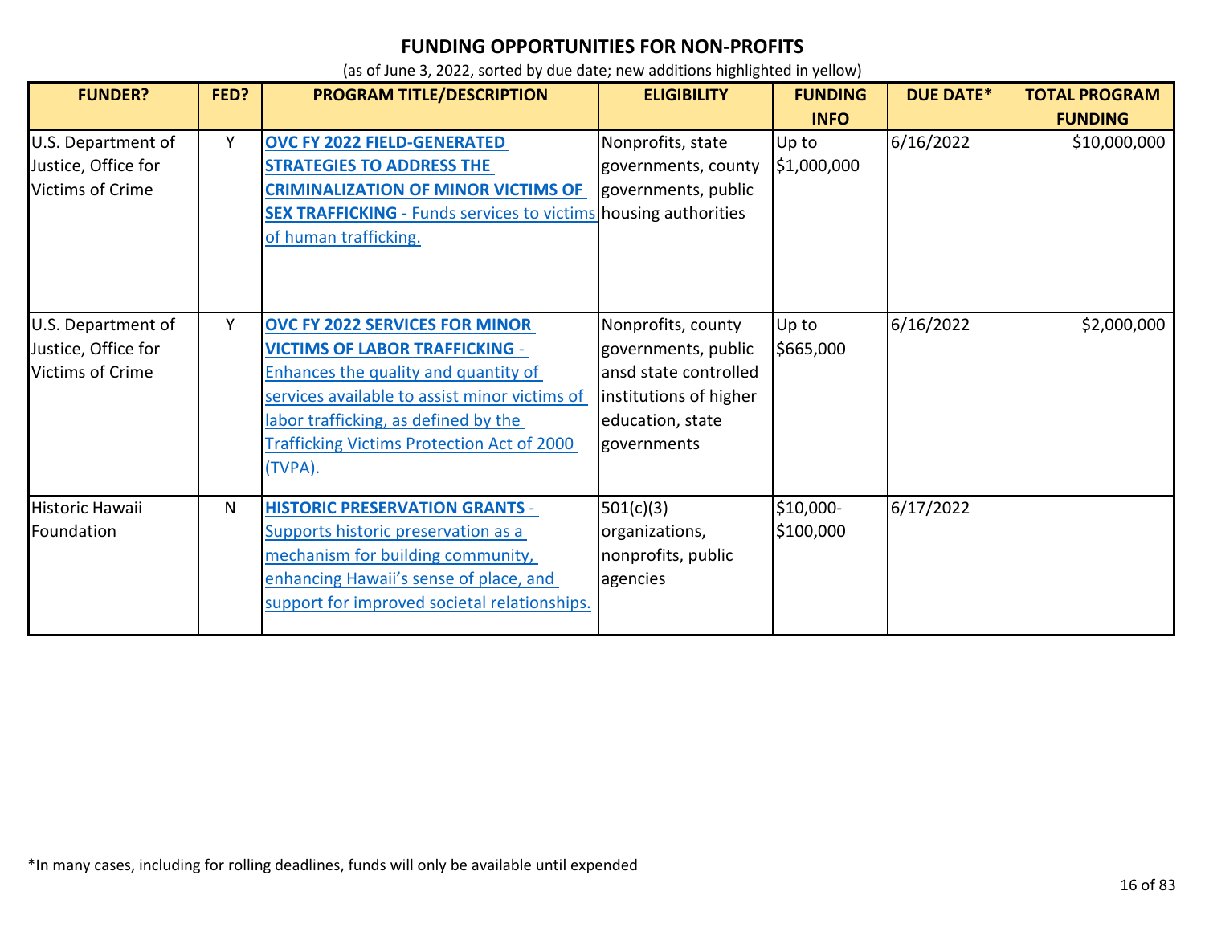# FUNDING OPPORTUNITIES FOR NON-PROFITS

(as of June 3, 2022, sorted by due date; new additions highlighted in yellow)

| FUNDER? | FED? | PROGRAM TITLE/DESCRIPTION | ELIGIBILITY | FUNDING INFO | DUE DATE* | TOTAL PROGRAM FUNDING |
|---|---|---|---|---|---|---|
| U.S. Department of Justice, Office for Victims of Crime | Y | **OVC FY 2022 FIELD-GENERATED STRATEGIES TO ADDRESS THE CRIMINALIZATION OF MINOR VICTIMS OF SEX TRAFFICKING** - Funds services to victims of human trafficking. | Nonprofits, state governments, county governments, public housing authorities | Up to $1,000,000 | 6/16/2022 | $10,000,000 |
| U.S. Department of Justice, Office for Victims of Crime | Y | **OVC FY 2022 SERVICES FOR MINOR VICTIMS OF LABOR TRAFFICKING** - Enhances the quality and quantity of services available to assist minor victims of labor trafficking, as defined by the Trafficking Victims Protection Act of 2000 (TVPA). | Nonprofits, county governments, public ansd state controlled institutions of higher education, state governments | Up to $665,000 | 6/16/2022 | $2,000,000 |
| Historic Hawaii Foundation | N | **HISTORIC PRESERVATION GRANTS** - Supports historic preservation as a mechanism for building community, enhancing Hawaii's sense of place, and support for improved societal relationships. | 501(c)(3) organizations, nonprofits, public agencies | $10,000-$100,000 | 6/17/2022 | |

*In many cases, including for rolling deadlines, funds will only be available until expended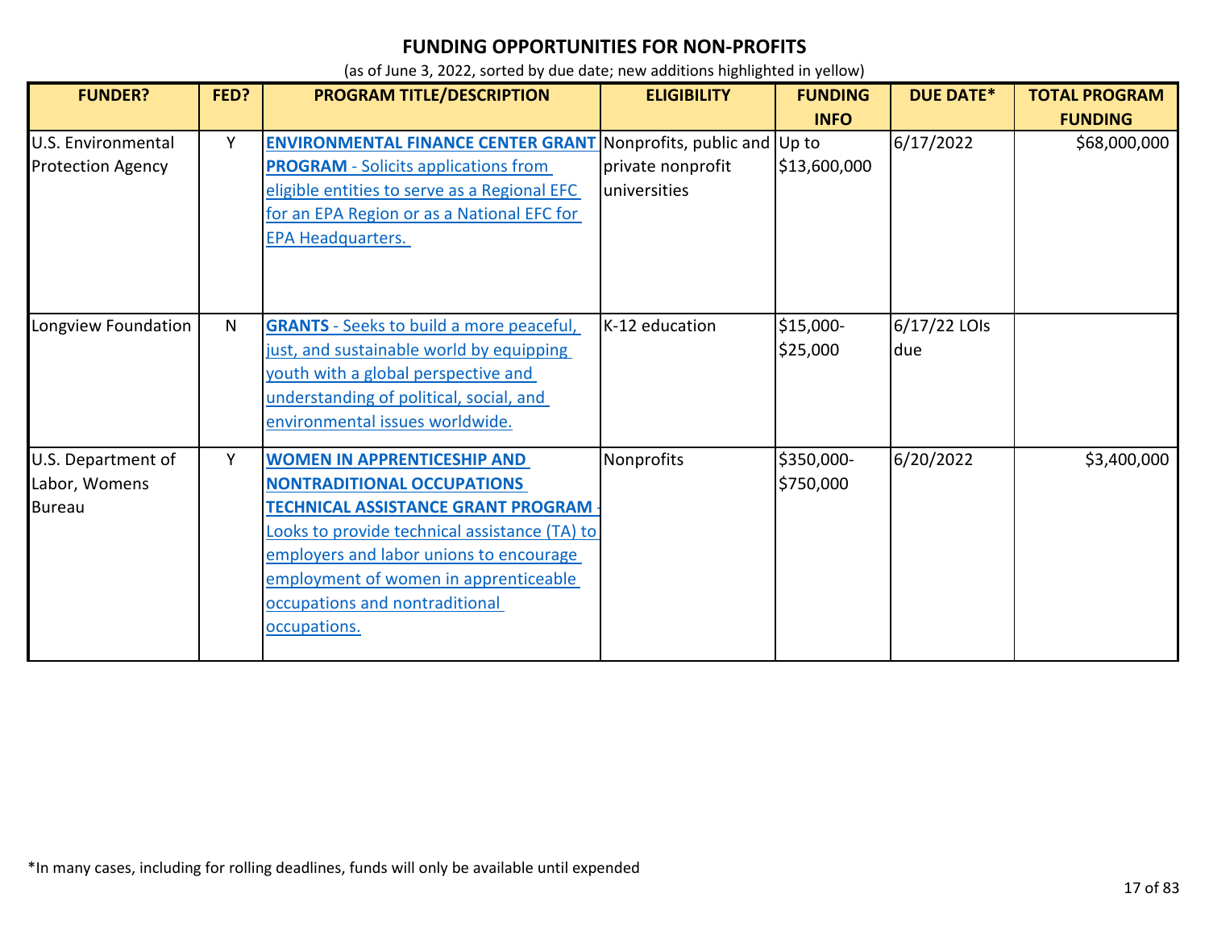# FUNDING OPPORTUNITIES FOR NON-PROFITS

(as of June 3, 2022, sorted by due date; new additions highlighted in yellow)

| FUNDER? | FED? | PROGRAM TITLE/DESCRIPTION | ELIGIBILITY | FUNDING INFO | DUE DATE* | TOTAL PROGRAM FUNDING |
|---|---|---|---|---|---|---|
| U.S. Environmental Protection Agency | Y | **ENVIRONMENTAL FINANCE CENTER GRANT PROGRAM** - Solicits applications from eligible entities to serve as a Regional EFC for an EPA Region or as a National EFC for EPA Headquarters. | Nonprofits, public and private nonprofit universities | Up to $13,600,000 | 6/17/2022 | $68,000,000 |
| Longview Foundation | N | **GRANTS** - Seeks to build a more peaceful, just, and sustainable world by equipping youth with a global perspective and understanding of political, social, and environmental issues worldwide. | K-12 education | $15,000-$25,000 | 6/17/22 LOIs due | |
| U.S. Department of Labor, Womens Bureau | Y | **WOMEN IN APPRENTICESHIP AND NONTRADITIONAL OCCUPATIONS TECHNICAL ASSISTANCE GRANT PROGRAM** - Looks to provide technical assistance (TA) to employers and labor unions to encourage employment of women in apprenticeable occupations and nontraditional occupations. | Nonprofits | $350,000-$750,000 | 6/20/2022 | $3,400,000 |

*In many cases, including for rolling deadlines, funds will only be available until expended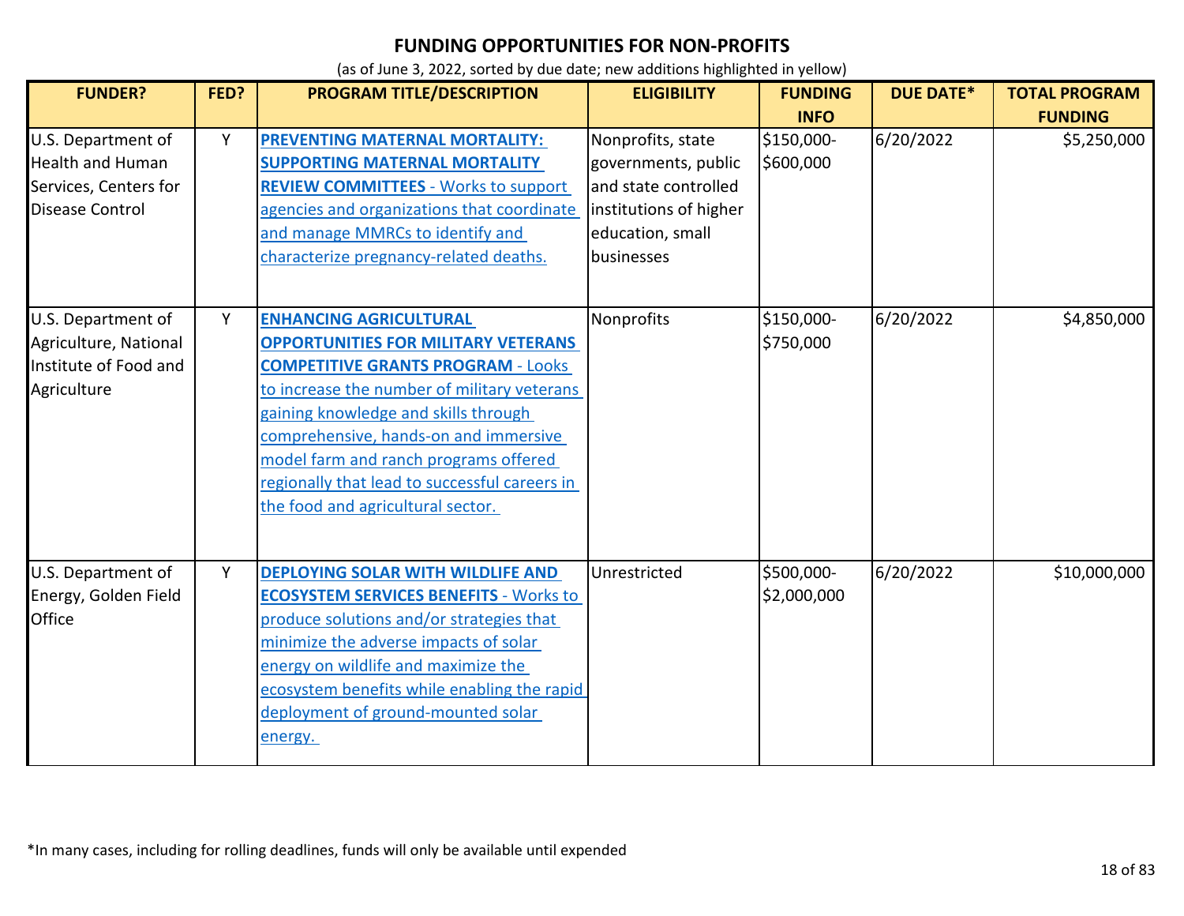# FUNDING OPPORTUNITIES FOR NON-PROFITS

(as of June 3, 2022, sorted by due date; new additions highlighted in yellow)

| FUNDER? | FED? | PROGRAM TITLE/DESCRIPTION | ELIGIBILITY | FUNDING INFO | DUE DATE* | TOTAL PROGRAM FUNDING |
|---|---|---|---|---|---|---|
| U.S. Department of Health and Human Services, Centers for Disease Control | Y | **PREVENTING MATERNAL MORTALITY: SUPPORTING MATERNAL MORTALITY REVIEW COMMITTEES** - Works to support agencies and organizations that coordinate and manage MMRCs to identify and characterize pregnancy-related deaths. | Nonprofits, state governments, public and state controlled institutions of higher education, small businesses | $150,000-$600,000 | 6/20/2022 | $5,250,000 |
| U.S. Department of Agriculture, National Institute of Food and Agriculture | Y | **ENHANCING AGRICULTURAL OPPORTUNITIES FOR MILITARY VETERANS COMPETITIVE GRANTS PROGRAM** - Looks to increase the number of military veterans gaining knowledge and skills through comprehensive, hands-on and immersive model farm and ranch programs offered regionally that lead to successful careers in the food and agricultural sector. | Nonprofits | $150,000-$750,000 | 6/20/2022 | $4,850,000 |
| U.S. Department of Energy, Golden Field Office | Y | **DEPLOYING SOLAR WITH WILDLIFE AND ECOSYSTEM SERVICES BENEFITS** - Works to produce solutions and/or strategies that minimize the adverse impacts of solar energy on wildlife and maximize the ecosystem benefits while enabling the rapid deployment of ground-mounted solar energy. | Unrestricted | $500,000-$2,000,000 | 6/20/2022 | $10,000,000 |

*In many cases, including for rolling deadlines, funds will only be available until expended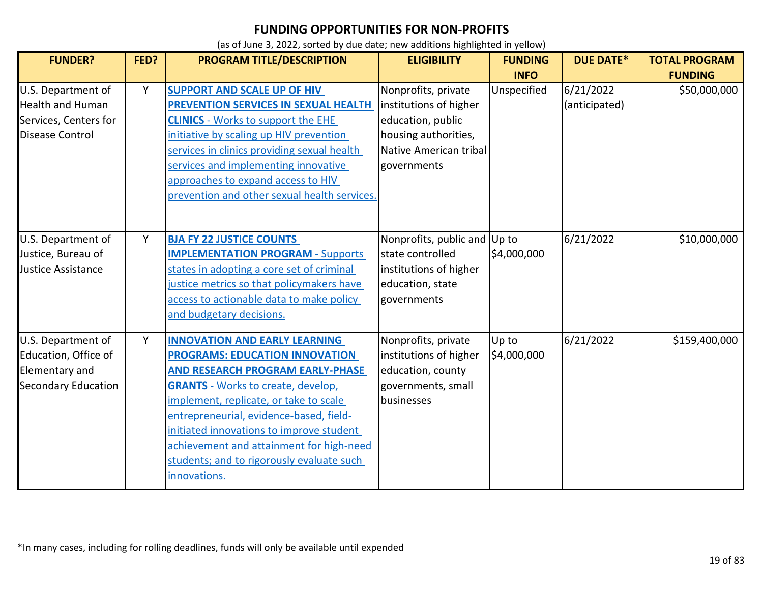# FUNDING OPPORTUNITIES FOR NON-PROFITS

(as of June 3, 2022, sorted by due date; new additions highlighted in yellow)

| FUNDER? | FED? | PROGRAM TITLE/DESCRIPTION | ELIGIBILITY | FUNDING INFO | DUE DATE* | TOTAL PROGRAM FUNDING |
|---|---|---|---|---|---|---|
| U.S. Department of Health and Human Services, Centers for Disease Control | Y | **SUPPORT AND SCALE UP OF HIV PREVENTION SERVICES IN SEXUAL HEALTH CLINICS** - Works to support the EHE initiative by scaling up HIV prevention services in clinics providing sexual health services and implementing innovative approaches to expand access to HIV prevention and other sexual health services. | Nonprofits, private institutions of higher education, public housing authorities, Native American tribal governments | Unspecified | 6/21/2022 (anticipated) | $50,000,000 |
| U.S. Department of Justice, Bureau of Justice Assistance | Y | **BJA FY 22 JUSTICE COUNTS IMPLEMENTATION PROGRAM** - Supports states in adopting a core set of criminal justice metrics so that policymakers have access to actionable data to make policy and budgetary decisions. | Nonprofits, public and state controlled institutions of higher education, state governments | Up to $4,000,000 | 6/21/2022 | $10,000,000 |
| U.S. Department of Education, Office of Elementary and Secondary Education | Y | **INNOVATION AND EARLY LEARNING PROGRAMS: EDUCATION INNOVATION AND RESEARCH PROGRAM EARLY-PHASE GRANTS** - Works to create, develop, implement, replicate, or take to scale entrepreneurial, evidence-based, field-initiated innovations to improve student achievement and attainment for high-need students; and to rigorously evaluate such innovations. | Nonprofits, private institutions of higher education, county governments, small businesses | Up to $4,000,000 | 6/21/2022 | $159,400,000 |

*In many cases, including for rolling deadlines, funds will only be available until expended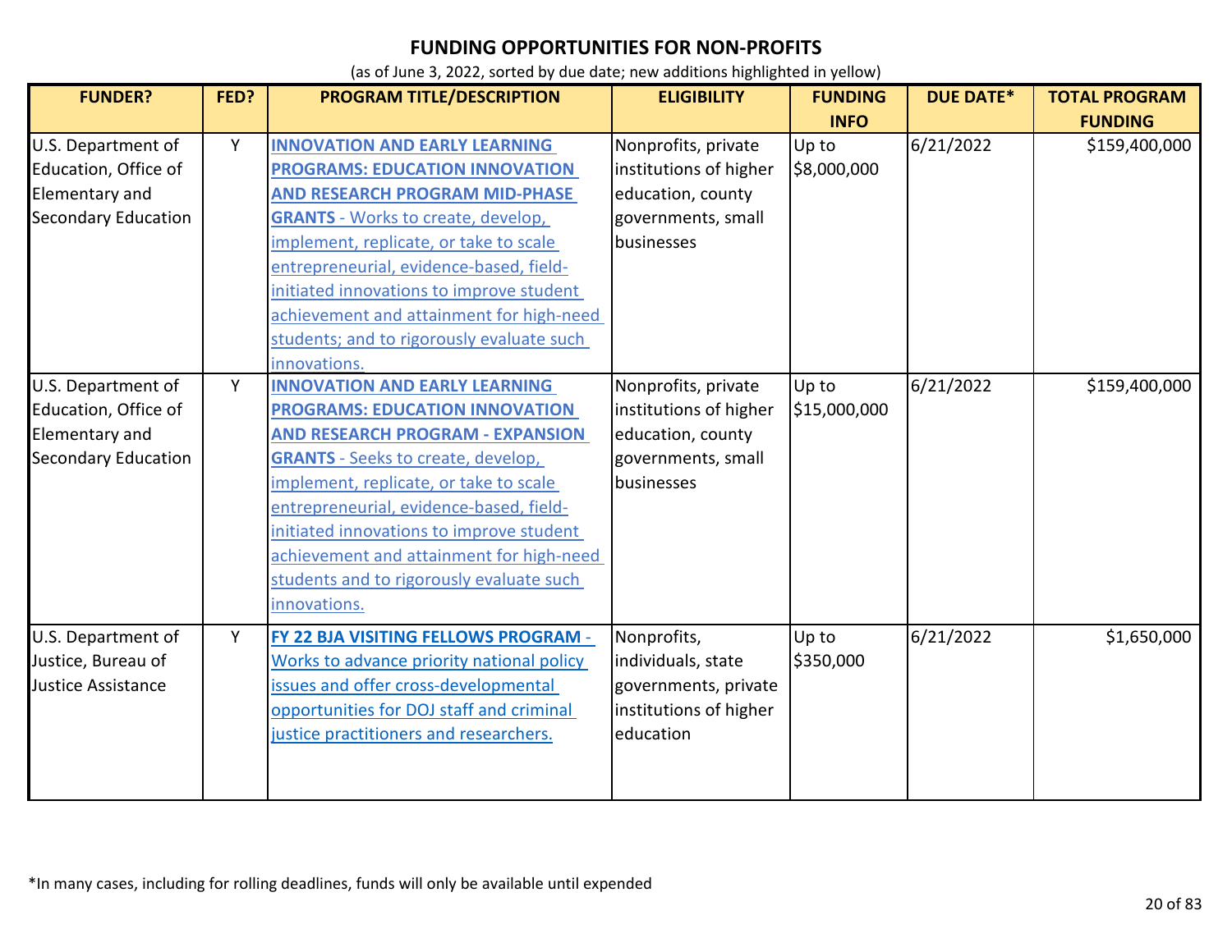# FUNDING OPPORTUNITIES FOR NON-PROFITS

(as of June 3, 2022, sorted by due date; new additions highlighted in yellow)

| FUNDER? | FED? | PROGRAM TITLE/DESCRIPTION | ELIGIBILITY | FUNDING INFO | DUE DATE* | TOTAL PROGRAM FUNDING |
|---|---|---|---|---|---|---|
| U.S. Department of Education, Office of Elementary and Secondary Education | Y | **INNOVATION AND EARLY LEARNING PROGRAMS: EDUCATION INNOVATION AND RESEARCH PROGRAM MID-PHASE GRANTS** - Works to create, develop, implement, replicate, or take to scale entrepreneurial, evidence-based, field-initiated innovations to improve student achievement and attainment for high-need students; and to rigorously evaluate such innovations. | Nonprofits, private institutions of higher education, county governments, small businesses | Up to $8,000,000 | 6/21/2022 | $159,400,000 |
| U.S. Department of Education, Office of Elementary and Secondary Education | Y | **INNOVATION AND EARLY LEARNING PROGRAMS: EDUCATION INNOVATION AND RESEARCH PROGRAM - EXPANSION GRANTS** - Seeks to create, develop, implement, replicate, or take to scale entrepreneurial, evidence-based, field-initiated innovations to improve student achievement and attainment for high-need students and to rigorously evaluate such innovations. | Nonprofits, private institutions of higher education, county governments, small businesses | Up to $15,000,000 | 6/21/2022 | $159,400,000 |
| U.S. Department of Justice, Bureau of Justice Assistance | Y | **FY 22 BJA VISITING FELLOWS PROGRAM** - Works to advance priority national policy issues and offer cross-developmental opportunities for DOJ staff and criminal justice practitioners and researchers. | Nonprofits, individuals, state governments, private institutions of higher education | Up to $350,000 | 6/21/2022 | $1,650,000 |

*In many cases, including for rolling deadlines, funds will only be available until expended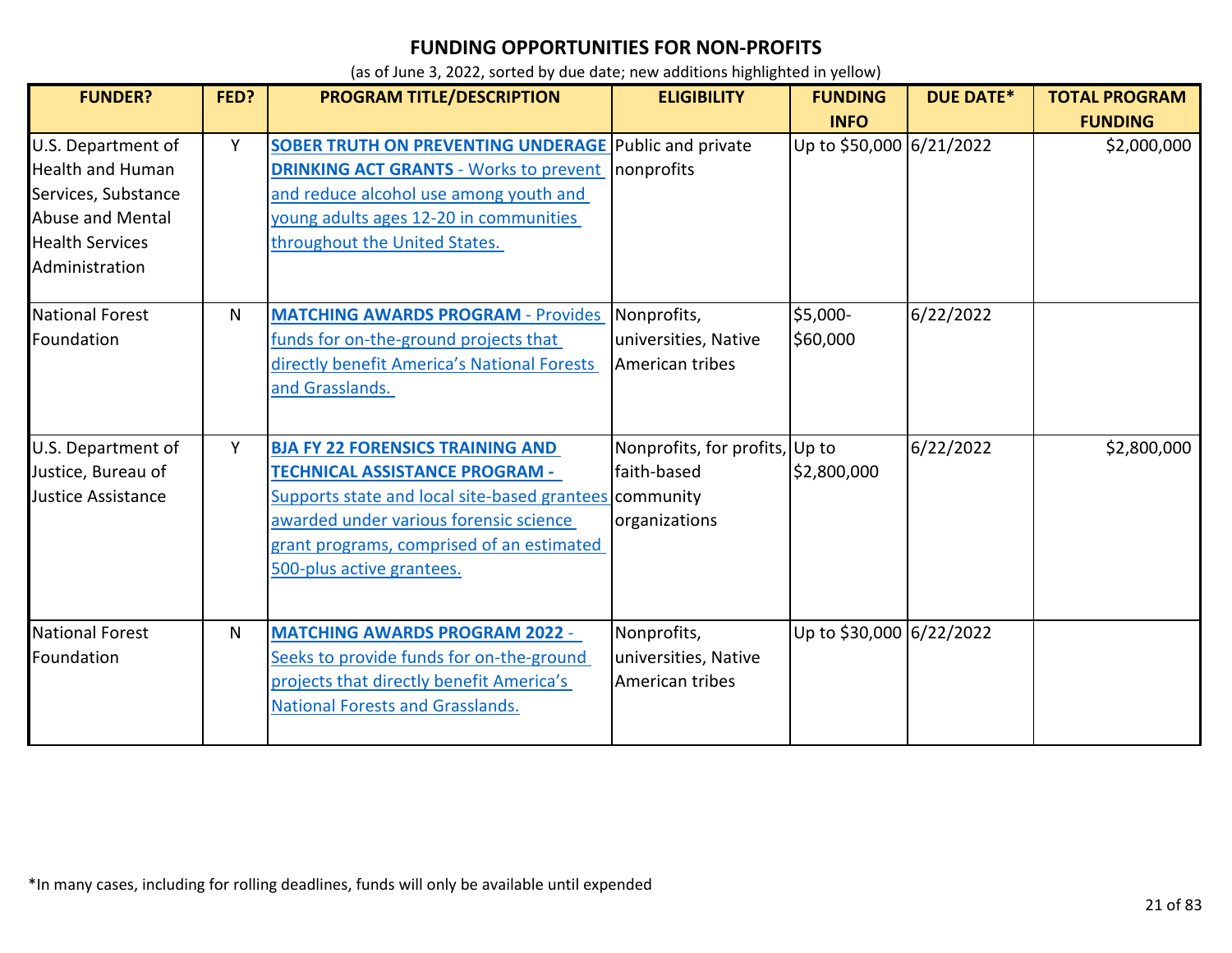# FUNDING OPPORTUNITIES FOR NON-PROFITS

(as of June 3, 2022, sorted by due date; new additions highlighted in yellow)

| FUNDER? | FED? | PROGRAM TITLE/DESCRIPTION | ELIGIBILITY | FUNDING INFO | DUE DATE* | TOTAL PROGRAM FUNDING |
|---|---|---|---|---|---|---|
| U.S. Department of Health and Human Services, Substance Abuse and Mental Health Services Administration | Y | **SOBER TRUTH ON PREVENTING UNDERAGE DRINKING ACT GRANTS** - Works to prevent and reduce alcohol use among youth and young adults ages 12-20 in communities throughout the United States. | Public and private nonprofits | Up to $50,000 | 6/21/2022 | $2,000,000 |
| National Forest Foundation | N | **MATCHING AWARDS PROGRAM** - Provides funds for on-the-ground projects that directly benefit America's National Forests and Grasslands. | Nonprofits, universities, Native American tribes | $5,000-$60,000 | 6/22/2022 | |
| U.S. Department of Justice, Bureau of Justice Assistance | Y | **BJA FY 22 FORENSICS TRAINING AND TECHNICAL ASSISTANCE PROGRAM** - Supports state and local site-based grantees awarded under various forensic science grant programs, comprised of an estimated 500-plus active grantees. | Nonprofits, for profits, faith-based community organizations | Up to $2,800,000 | 6/22/2022 | $2,800,000 |
| National Forest Foundation | N | **MATCHING AWARDS PROGRAM 2022** - Seeks to provide funds for on-the-ground projects that directly benefit America's National Forests and Grasslands. | Nonprofits, universities, Native American tribes | Up to $30,000 | 6/22/2022 | |

*In many cases, including for rolling deadlines, funds will only be available until expended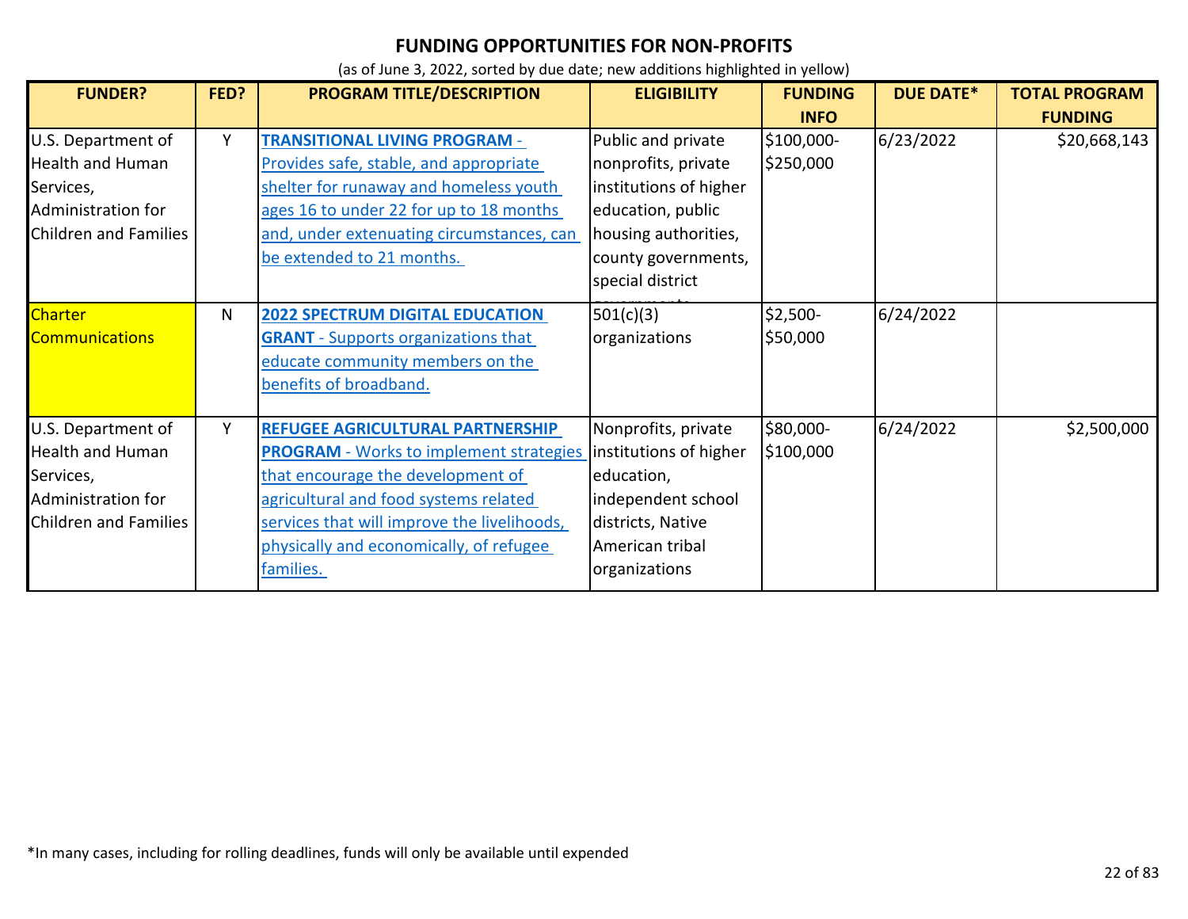# FUNDING OPPORTUNITIES FOR NON-PROFITS

(as of June 3, 2022, sorted by due date; new additions highlighted in yellow)

| FUNDER? | FED? | PROGRAM TITLE/DESCRIPTION | ELIGIBILITY | FUNDING INFO | DUE DATE* | TOTAL PROGRAM FUNDING |
|---|---|---|---|---|---|---|
| U.S. Department of Health and Human Services, Administration for Children and Families | Y | **TRANSITIONAL LIVING PROGRAM** - Provides safe, stable, and appropriate shelter for runaway and homeless youth ages 16 to under 22 for up to 18 months and, under extenuating circumstances, can be extended to 21 months. | Public and private nonprofits, private institutions of higher education, public housing authorities, county governments, special district governments | $100,000-$250,000 | 6/23/2022 | $20,668,143 |
| Charter Communications | N | **2022 SPECTRUM DIGITAL EDUCATION GRANT** - Supports organizations that educate community members on the benefits of broadband. | 501(c)(3) organizations | $2,500-$50,000 | 6/24/2022 | |
| U.S. Department of Health and Human Services, Administration for Children and Families | Y | **REFUGEE AGRICULTURAL PARTNERSHIP PROGRAM** - Works to implement strategies that encourage the development of agricultural and food systems related services that will improve the livelihoods, physically and economically, of refugee families. | Nonprofits, private institutions of higher education, independent school districts, Native American tribal organizations | $80,000-$100,000 | 6/24/2022 | $2,500,000 |

*In many cases, including for rolling deadlines, funds will only be available until expended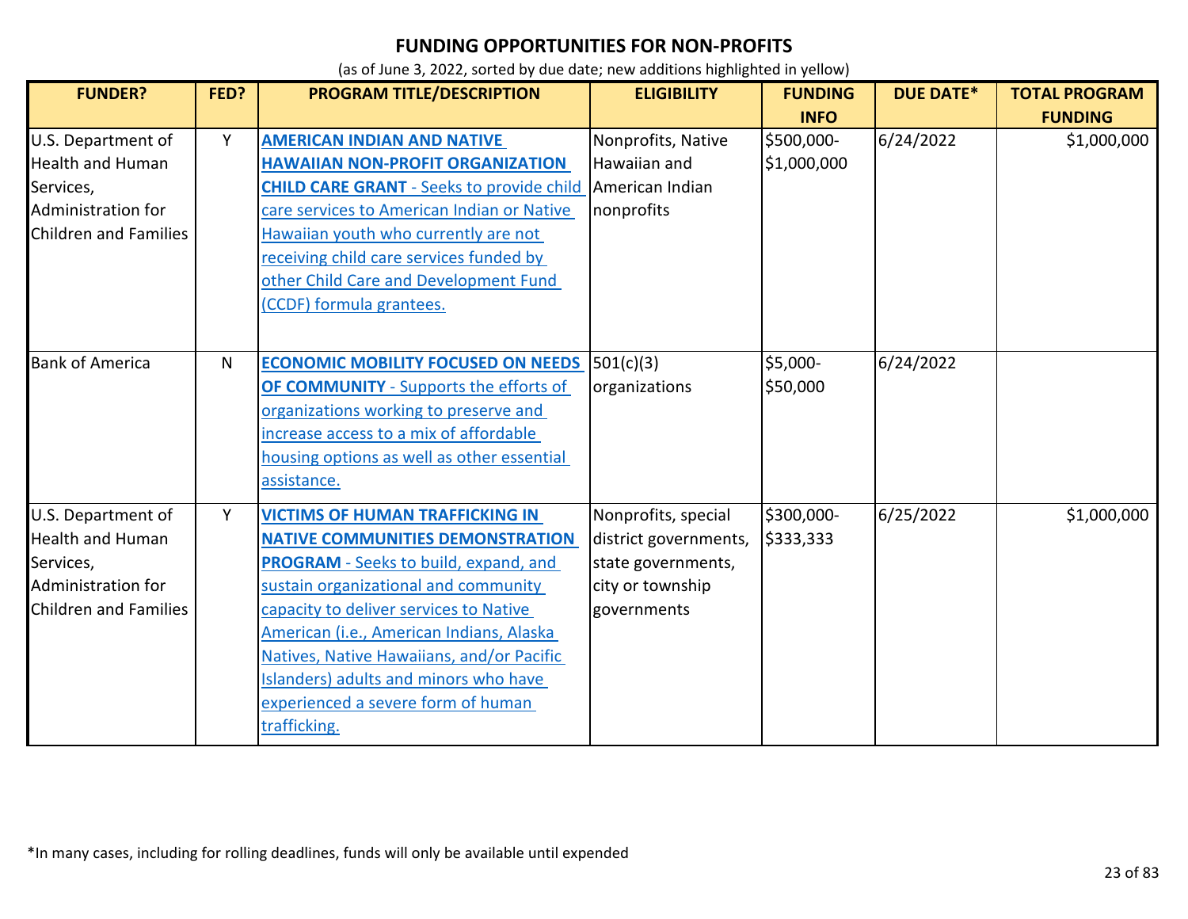# FUNDING OPPORTUNITIES FOR NON-PROFITS

(as of June 3, 2022, sorted by due date; new additions highlighted in yellow)

| FUNDER? | FED? | PROGRAM TITLE/DESCRIPTION | ELIGIBILITY | FUNDING INFO | DUE DATE* | TOTAL PROGRAM FUNDING |
|---|---|---|---|---|---|---|
| U.S. Department of Health and Human Services, Administration for Children and Families | Y | **AMERICAN INDIAN AND NATIVE HAWAIIAN NON-PROFIT ORGANIZATION CHILD CARE GRANT** - Seeks to provide child care services to American Indian or Native Hawaiian youth who currently are not receiving child care services funded by other Child Care and Development Fund (CCDF) formula grantees. | Nonprofits, Native Hawaiian and American Indian nonprofits | $500,000-$1,000,000 | 6/24/2022 | $1,000,000 |
| Bank of America | N | **ECONOMIC MOBILITY FOCUSED ON NEEDS OF COMMUNITY** - Supports the efforts of organizations working to preserve and increase access to a mix of affordable housing options as well as other essential assistance. | 501(c)(3) organizations | $5,000-$50,000 | 6/24/2022 | |
| U.S. Department of Health and Human Services, Administration for Children and Families | Y | **VICTIMS OF HUMAN TRAFFICKING IN NATIVE COMMUNITIES DEMONSTRATION PROGRAM** - Seeks to build, expand, and sustain organizational and community capacity to deliver services to Native American (i.e., American Indians, Alaska Natives, Native Hawaiians, and/or Pacific Islanders) adults and minors who have experienced a severe form of human trafficking. | Nonprofits, special district governments, state governments, city or township governments | $300,000-$333,333 | 6/25/2022 | $1,000,000 |

*In many cases, including for rolling deadlines, funds will only be available until expended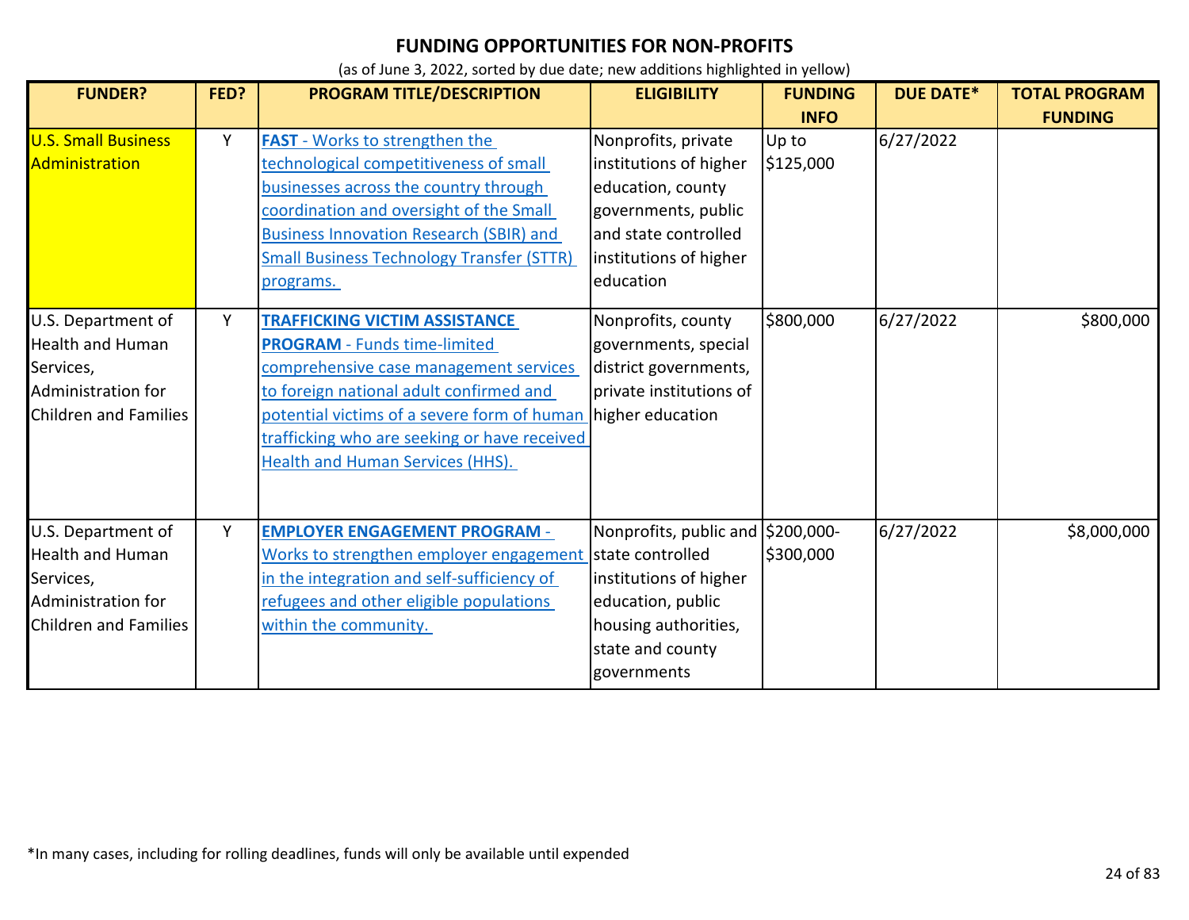## FUNDING OPPORTUNITIES FOR NON-PROFITS

(as of June 3, 2022, sorted by due date; new additions highlighted in yellow)

| FUNDER? | FED? | PROGRAM TITLE/DESCRIPTION | ELIGIBILITY | FUNDING INFO | DUE DATE* | TOTAL PROGRAM FUNDING |
|---|---|---|---|---|---|---|
| U.S. Small Business Administration | Y | **FAST** - Works to strengthen the technological competitiveness of small businesses across the country through coordination and oversight of the Small Business Innovation Research (SBIR) and Small Business Technology Transfer (STTR) programs. | Nonprofits, private institutions of higher education, county governments, public and state controlled institutions of higher education | Up to $125,000 | 6/27/2022 | |
| U.S. Department of Health and Human Services, Administration for Children and Families | Y | **TRAFFICKING VICTIM ASSISTANCE PROGRAM** - Funds time-limited comprehensive case management services to foreign national adult confirmed and potential victims of a severe form of human trafficking who are seeking or have received Health and Human Services (HHS). | Nonprofits, county governments, special district governments, private institutions of higher education | $800,000 | 6/27/2022 | $800,000 |
| U.S. Department of Health and Human Services, Administration for Children and Families | Y | **EMPLOYER ENGAGEMENT PROGRAM** - Works to strengthen employer engagement in the integration and self-sufficiency of refugees and other eligible populations within the community. | Nonprofits, public and state controlled institutions of higher education, public housing authorities, state and county governments | $200,000-$300,000 | 6/27/2022 | $8,000,000 |

*In many cases, including for rolling deadlines, funds will only be available until expended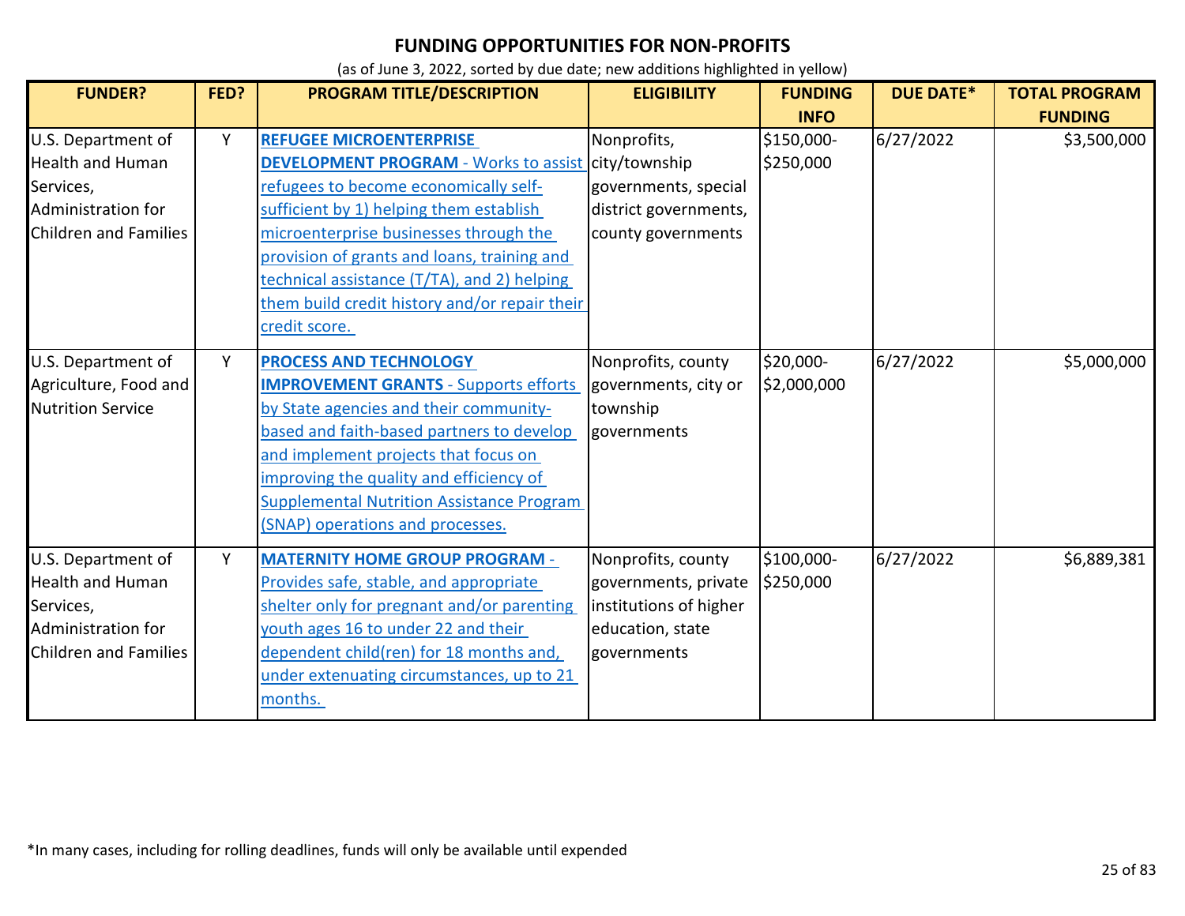## FUNDING OPPORTUNITIES FOR NON-PROFITS

(as of June 3, 2022, sorted by due date; new additions highlighted in yellow)

| FUNDER? | FED? | PROGRAM TITLE/DESCRIPTION | ELIGIBILITY | FUNDING INFO | DUE DATE* | TOTAL PROGRAM FUNDING |
|---|---|---|---|---|---|---|
| U.S. Department of Health and Human Services, Administration for Children and Families | Y | **REFUGEE MICROENTERPRISE DEVELOPMENT PROGRAM** - Works to assist refugees to become economically self-sufficient by 1) helping them establish microenterprise businesses through the provision of grants and loans, training and technical assistance (T/TA), and 2) helping them build credit history and/or repair their credit score. | Nonprofits, city/township governments, special district governments, county governments | $150,000-$250,000 | 6/27/2022 | $3,500,000 |
| U.S. Department of Agriculture, Food and Nutrition Service | Y | **PROCESS AND TECHNOLOGY IMPROVEMENT GRANTS** - Supports efforts by State agencies and their community-based and faith-based partners to develop and implement projects that focus on improving the quality and efficiency of Supplemental Nutrition Assistance Program (SNAP) operations and processes. | Nonprofits, county governments, city or township governments | $20,000-$2,000,000 | 6/27/2022 | $5,000,000 |
| U.S. Department of Health and Human Services, Administration for Children and Families | Y | **MATERNITY HOME GROUP PROGRAM** - Provides safe, stable, and appropriate shelter only for pregnant and/or parenting youth ages 16 to under 22 and their dependent child(ren) for 18 months and, under extenuating circumstances, up to 21 months. | Nonprofits, county governments, private institutions of higher education, state governments | $100,000-$250,000 | 6/27/2022 | $6,889,381 |

*In many cases, including for rolling deadlines, funds will only be available until expended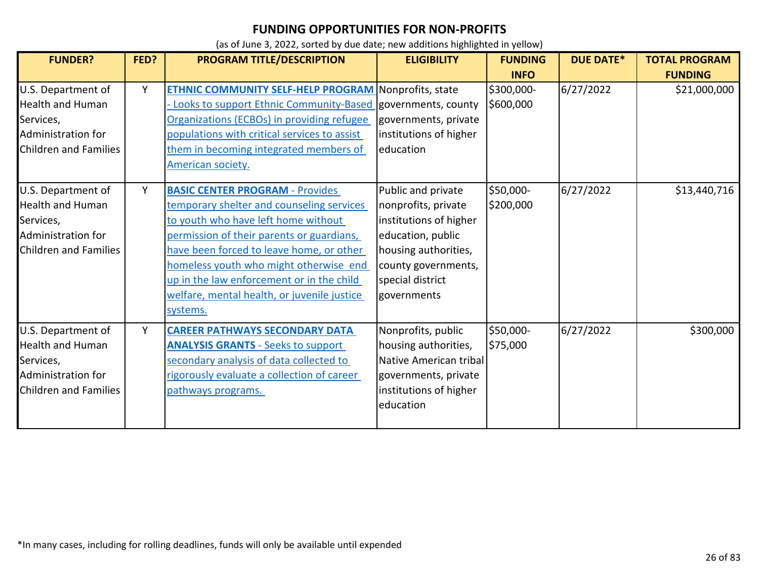## FUNDING OPPORTUNITIES FOR NON-PROFITS

(as of June 3, 2022, sorted by due date; new additions highlighted in yellow)

| FUNDER? | FED? | PROGRAM TITLE/DESCRIPTION | ELIGIBILITY | FUNDING INFO | DUE DATE* | TOTAL PROGRAM FUNDING |
|---|---|---|---|---|---|---|
| U.S. Department of Health and Human Services, Administration for Children and Families | Y | **ETHNIC COMMUNITY SELF-HELP PROGRAM** - Looks to support Ethnic Community-Based Organizations (ECBOs) in providing refugee populations with critical services to assist them in becoming integrated members of American society. | Nonprofits, state governments, county governments, private institutions of higher education | $300,000-$600,000 | 6/27/2022 | $21,000,000 |
| U.S. Department of Health and Human Services, Administration for Children and Families | Y | **BASIC CENTER PROGRAM** - Provides temporary shelter and counseling services to youth who have left home without permission of their parents or guardians, have been forced to leave home, or other homeless youth who might otherwise end up in the law enforcement or in the child welfare, mental health, or juvenile justice systems. | Public and private nonprofits, private institutions of higher education, public housing authorities, county governments, special district governments | $50,000-$200,000 | 6/27/2022 | $13,440,716 |
| U.S. Department of Health and Human Services, Administration for Children and Families | Y | **CAREER PATHWAYS SECONDARY DATA ANALYSIS GRANTS** - Seeks to support secondary analysis of data collected to rigorously evaluate a collection of career pathways programs. | Nonprofits, public housing authorities, Native American tribal governments, private institutions of higher education | $50,000-$75,000 | 6/27/2022 | $300,000 |

*In many cases, including for rolling deadlines, funds will only be available until expended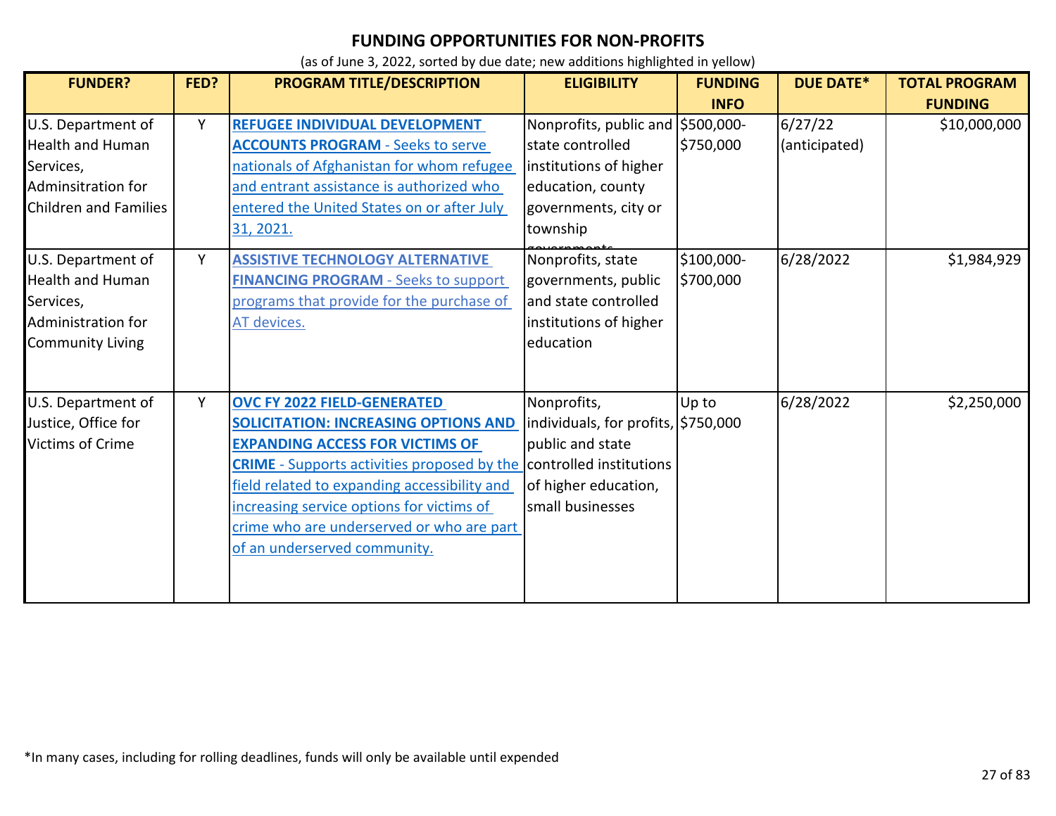# FUNDING OPPORTUNITIES FOR NON-PROFITS

(as of June 3, 2022, sorted by due date; new additions highlighted in yellow)

| FUNDER? | FED? | PROGRAM TITLE/DESCRIPTION | ELIGIBILITY | FUNDING INFO | DUE DATE* | TOTAL PROGRAM FUNDING |
|---|---|---|---|---|---|---|
| U.S. Department of Health and Human Services, Adminsitration for Children and Families | Y | **REFUGEE INDIVIDUAL DEVELOPMENT ACCOUNTS PROGRAM** - Seeks to serve nationals of Afghanistan for whom refugee and entrant assistance is authorized who entered the United States on or after July 31, 2021. | Nonprofits, public and state controlled institutions of higher education, county governments, city or township governments | $500,000-$750,000 | 6/27/22 (anticipated) | $10,000,000 |
| U.S. Department of Health and Human Services, Administration for Community Living | Y | **ASSISTIVE TECHNOLOGY ALTERNATIVE FINANCING PROGRAM** - Seeks to support programs that provide for the purchase of AT devices. | Nonprofits, state governments, public and state controlled institutions of higher education | $100,000-$700,000 | 6/28/2022 | $1,984,929 |
| U.S. Department of Justice, Office for Victims of Crime | Y | **OVC FY 2022 FIELD-GENERATED SOLICITATION: INCREASING OPTIONS AND EXPANDING ACCESS FOR VICTIMS OF CRIME** - Supports activities proposed by the field related to expanding accessibility and increasing service options for victims of crime who are underserved or who are part of an underserved community. | Nonprofits, individuals, for profits, public and state controlled institutions of higher education, small businesses | Up to $750,000 | 6/28/2022 | $2,250,000 |

*In many cases, including for rolling deadlines, funds will only be available until expended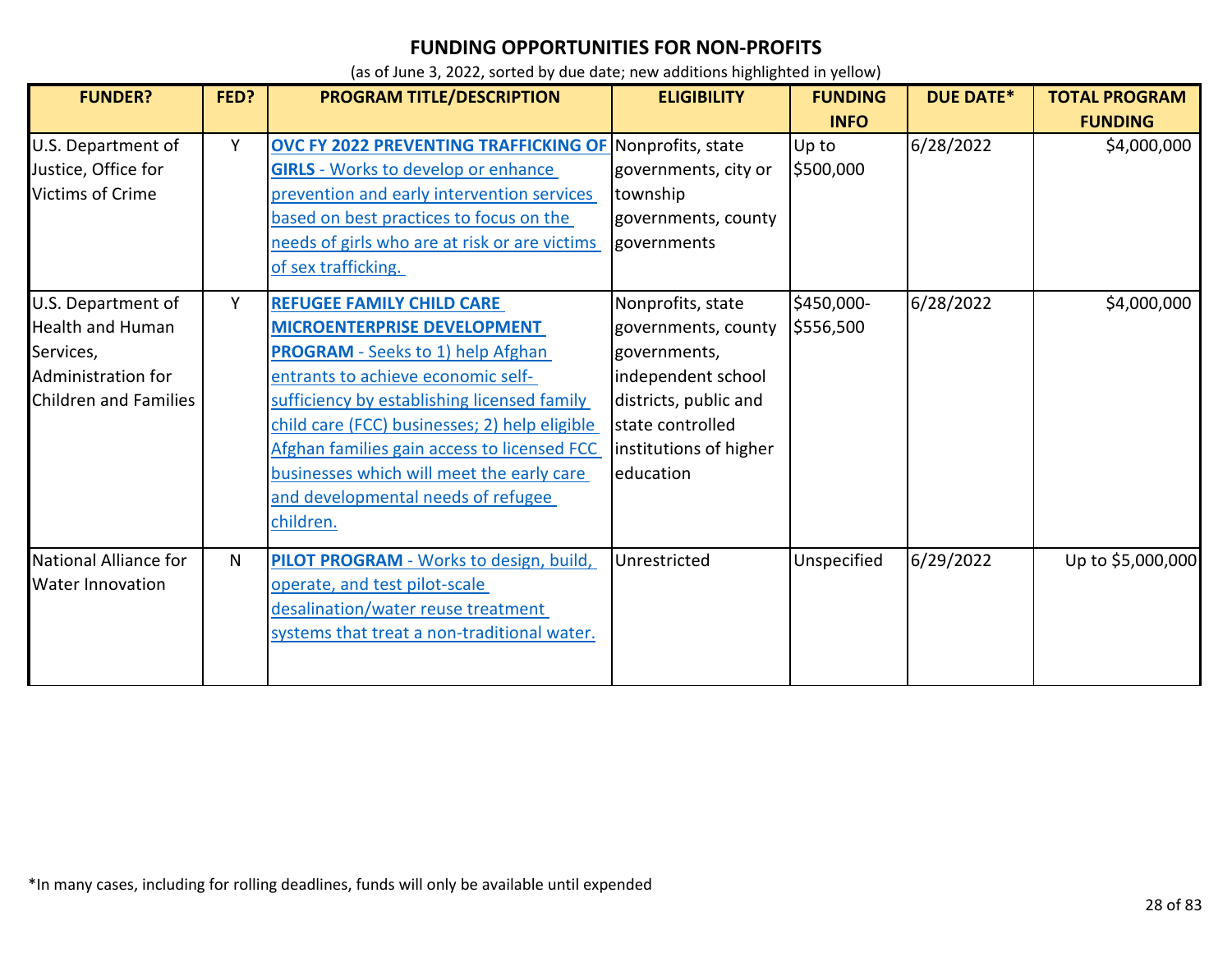## FUNDING OPPORTUNITIES FOR NON-PROFITS

(as of June 3, 2022, sorted by due date; new additions highlighted in yellow)

| FUNDER? | FED? | PROGRAM TITLE/DESCRIPTION | ELIGIBILITY | FUNDING INFO | DUE DATE* | TOTAL PROGRAM FUNDING |
|---|---|---|---|---|---|---|
| U.S. Department of Justice, Office for Victims of Crime | Y | **OVC FY 2022 PREVENTING TRAFFICKING OF GIRLS** - Works to develop or enhance prevention and early intervention services based on best practices to focus on the needs of girls who are at risk or are victims of sex trafficking. | Nonprofits, state governments, city or township governments, county governments | Up to $500,000 | 6/28/2022 | $4,000,000 |
| U.S. Department of Health and Human Services, Administration for Children and Families | Y | **REFUGEE FAMILY CHILD CARE MICROENTERPRISE DEVELOPMENT PROGRAM** - Seeks to 1) help Afghan entrants to achieve economic self-sufficiency by establishing licensed family child care (FCC) businesses; 2) help eligible Afghan families gain access to licensed FCC businesses which will meet the early care and developmental needs of refugee children. | Nonprofits, state governments, county governments, independent school districts, public and state controlled institutions of higher education | $450,000-$556,500 | 6/28/2022 | $4,000,000 |
| National Alliance for Water Innovation | N | **PILOT PROGRAM** - Works to design, build, operate, and test pilot-scale desalination/water reuse treatment systems that treat a non-traditional water. | Unrestricted | Unspecified | 6/29/2022 | Up to $5,000,000 |

*In many cases, including for rolling deadlines, funds will only be available until expended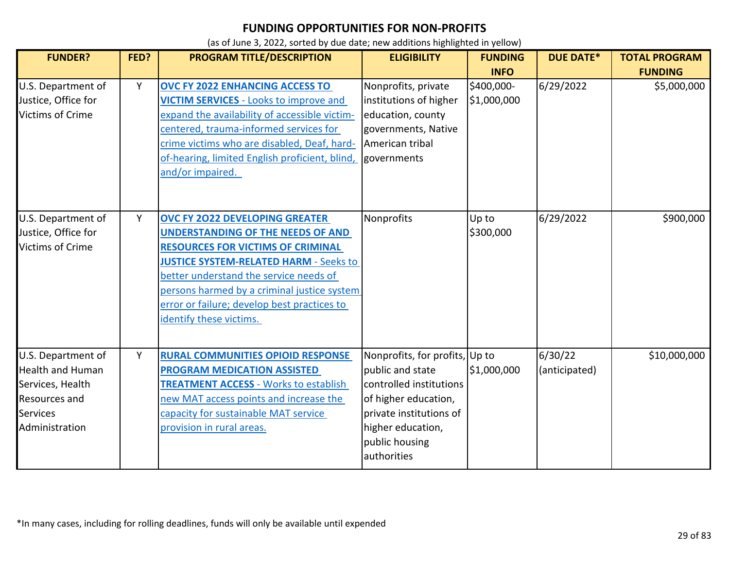# FUNDING OPPORTUNITIES FOR NON-PROFITS

(as of June 3, 2022, sorted by due date; new additions highlighted in yellow)

| FUNDER? | FED? | PROGRAM TITLE/DESCRIPTION | ELIGIBILITY | FUNDING INFO | DUE DATE* | TOTAL PROGRAM FUNDING |
|---|---|---|---|---|---|---|
| U.S. Department of Justice, Office for Victims of Crime | Y | **OVC FY 2022 ENHANCING ACCESS TO VICTIM SERVICES** - Looks to improve and expand the availability of accessible victim-centered, trauma-informed services for crime victims who are disabled, Deaf, hard-of-hearing, limited English proficient, blind, and/or impaired. | Nonprofits, private institutions of higher education, county governments, Native American tribal governments | $400,000-$1,000,000 | 6/29/2022 | $5,000,000 |
| U.S. Department of Justice, Office for Victims of Crime | Y | **OVC FY 2O22 DEVELOPING GREATER UNDERSTANDING OF THE NEEDS OF AND RESOURCES FOR VICTIMS OF CRIMINAL JUSTICE SYSTEM-RELATED HARM** - Seeks to better understand the service needs of persons harmed by a criminal justice system error or failure; develop best practices to identify these victims. | Nonprofits | Up to $300,000 | 6/29/2022 | $900,000 |
| U.S. Department of Health and Human Services, Health Resources and Services Administration | Y | **RURAL COMMUNITIES OPIOID RESPONSE PROGRAM MEDICATION ASSISTED TREATMENT ACCESS** - Works to establish new MAT access points and increase the capacity for sustainable MAT service provision in rural areas. | Nonprofits, for profits, public and state controlled institutions of higher education, private institutions of higher education, public housing authorities | Up to $1,000,000 | 6/30/22 (anticipated) | $10,000,000 |

*In many cases, including for rolling deadlines, funds will only be available until expended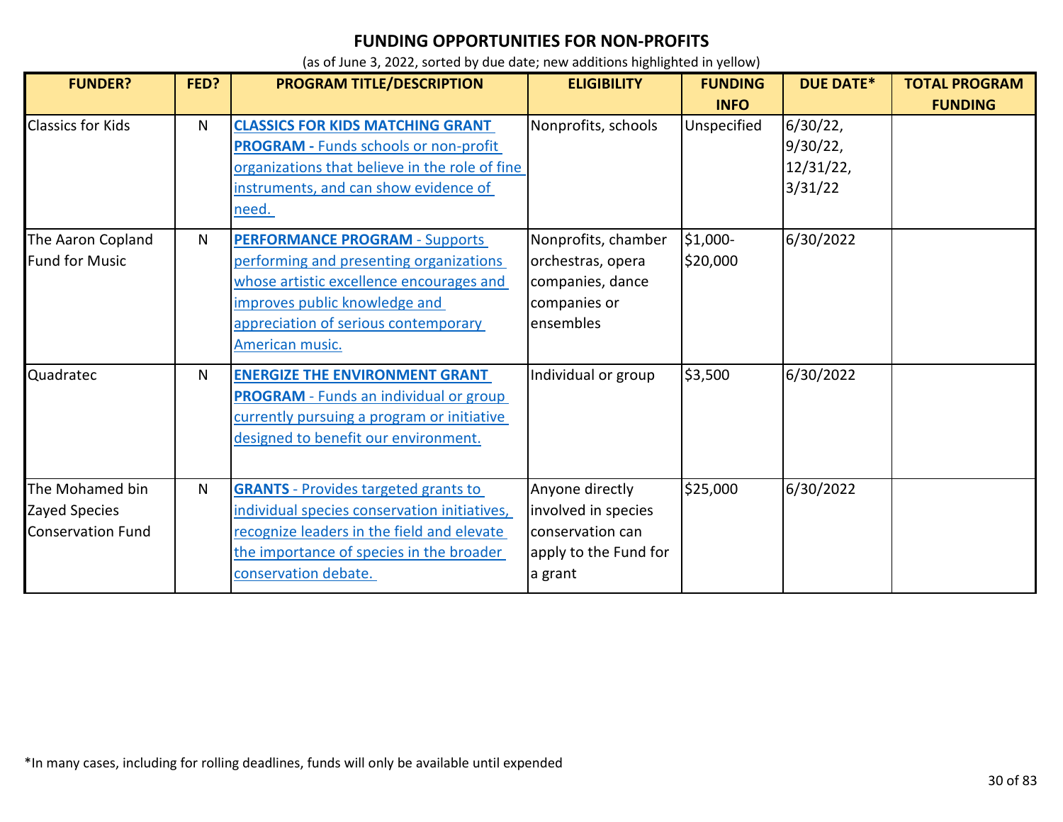# FUNDING OPPORTUNITIES FOR NON-PROFITS

(as of June 3, 2022, sorted by due date; new additions highlighted in yellow)

| FUNDER? | FED? | PROGRAM TITLE/DESCRIPTION | ELIGIBILITY | FUNDING INFO | DUE DATE* | TOTAL PROGRAM FUNDING |
|---|---|---|---|---|---|---|
| Classics for Kids | N | **CLASSICS FOR KIDS MATCHING GRANT PROGRAM -** Funds schools or non-profit organizations that believe in the role of fine instruments, and can show evidence of need. | Nonprofits, schools | Unspecified | 6/30/22, 9/30/22, 12/31/22, 3/31/22 | |
| The Aaron Copland Fund for Music | N | **PERFORMANCE PROGRAM** - Supports performing and presenting organizations whose artistic excellence encourages and improves public knowledge and appreciation of serious contemporary American music. | Nonprofits, chamber orchestras, opera companies, dance companies or ensembles | $1,000-$20,000 | 6/30/2022 | |
| Quadratec | N | **ENERGIZE THE ENVIRONMENT GRANT PROGRAM** - Funds an individual or group currently pursuing a program or initiative designed to benefit our environment. | Individual or group | $3,500 | 6/30/2022 | |
| The Mohamed bin Zayed Species Conservation Fund | N | **GRANTS** - Provides targeted grants to individual species conservation initiatives, recognize leaders in the field and elevate the importance of species in the broader conservation debate. | Anyone directly involved in species conservation can apply to the Fund for a grant | $25,000 | 6/30/2022 | |

*In many cases, including for rolling deadlines, funds will only be available until expended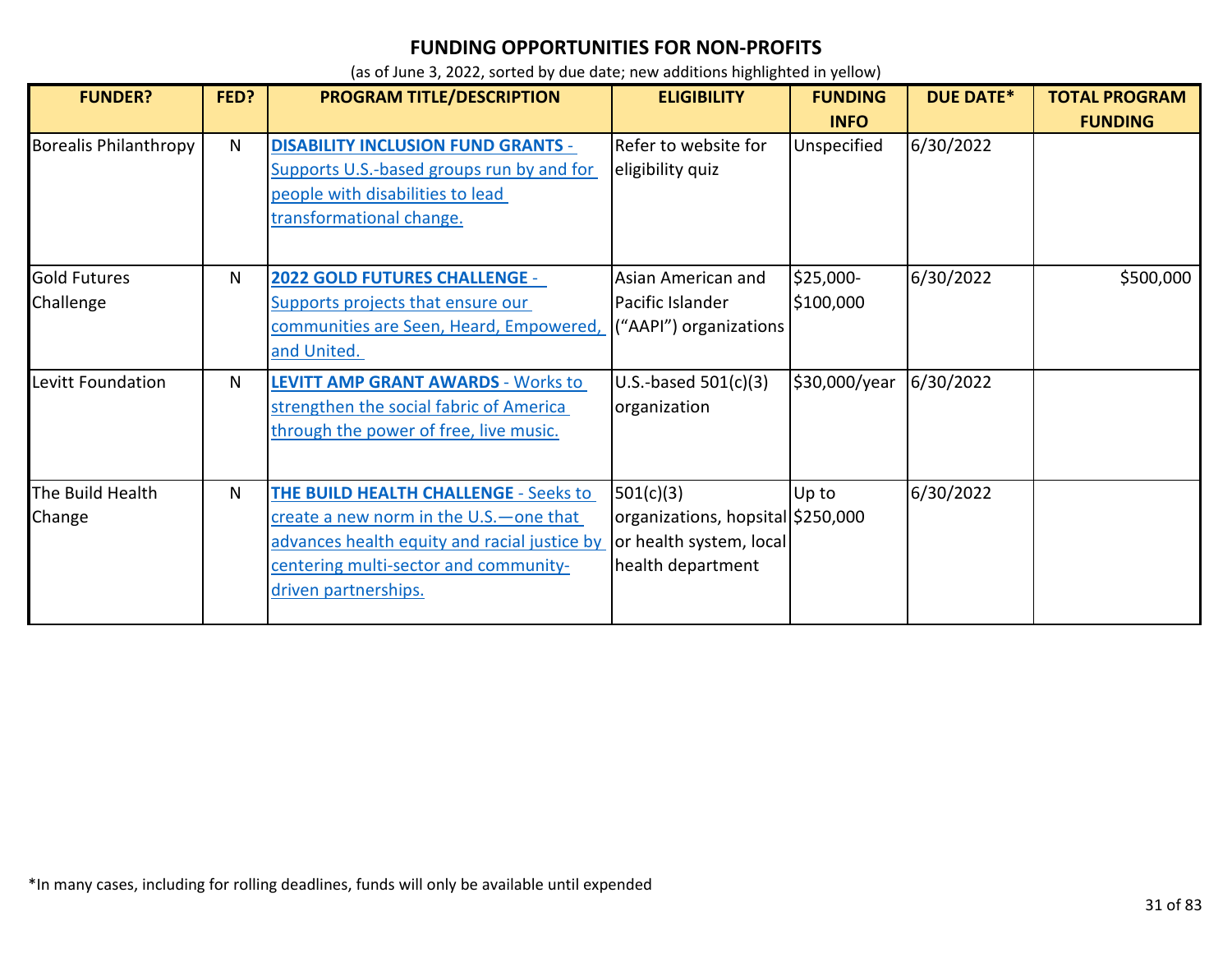# FUNDING OPPORTUNITIES FOR NON-PROFITS

(as of June 3, 2022, sorted by due date; new additions highlighted in yellow)

| FUNDER? | FED? | PROGRAM TITLE/DESCRIPTION | ELIGIBILITY | FUNDING INFO | DUE DATE* | TOTAL PROGRAM FUNDING |
|---|---|---|---|---|---|---|
| Borealis Philanthropy | N | **DISABILITY INCLUSION FUND GRANTS** - Supports U.S.-based groups run by and for people with disabilities to lead transformational change. | Refer to website for eligibility quiz | Unspecified | 6/30/2022 | |
| Gold Futures Challenge | N | **2022 GOLD FUTURES CHALLENGE** - Supports projects that ensure our communities are Seen, Heard, Empowered, and United. | Asian American and Pacific Islander ("AAPI") organizations | $25,000-$100,000 | 6/30/2022 | $500,000 |
| Levitt Foundation | N | **LEVITT AMP GRANT AWARDS** - Works to strengthen the social fabric of America through the power of free, live music. | U.S.-based 501(c)(3) organization | $30,000/year | 6/30/2022 | |
| The Build Health Change | N | **THE BUILD HEALTH CHALLENGE** - Seeks to create a new norm in the U.S.—one that advances health equity and racial justice by centering multi-sector and community-driven partnerships. | 501(c)(3) organizations, hopsital or health system, local health department | Up to $250,000 | 6/30/2022 | |

*In many cases, including for rolling deadlines, funds will only be available until expended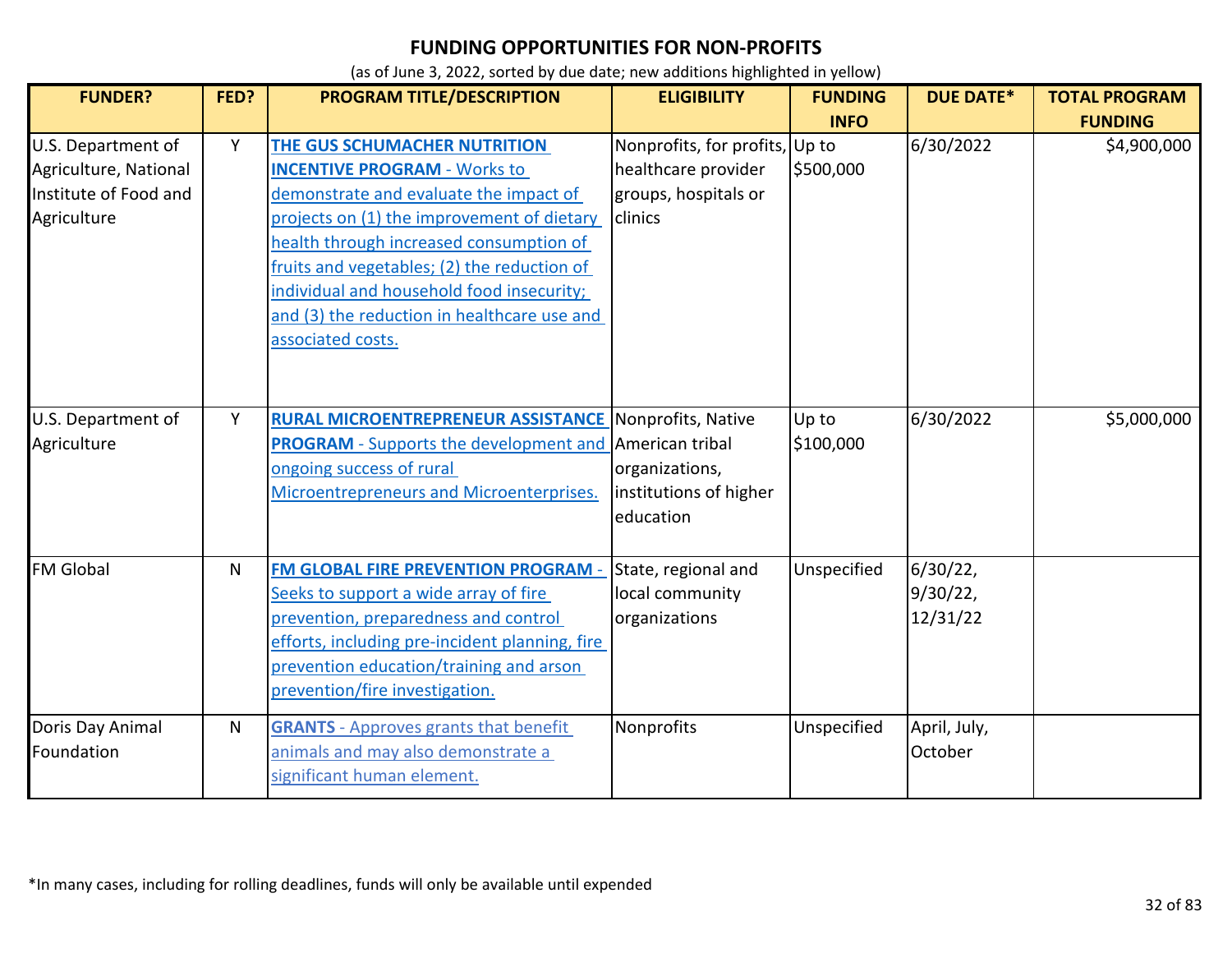# FUNDING OPPORTUNITIES FOR NON-PROFITS

(as of June 3, 2022, sorted by due date; new additions highlighted in yellow)

| FUNDER? | FED? | PROGRAM TITLE/DESCRIPTION | ELIGIBILITY | FUNDING INFO | DUE DATE* | TOTAL PROGRAM FUNDING |
|---|---|---|---|---|---|---|
| U.S. Department of Agriculture, National Institute of Food and Agriculture | Y | **THE GUS SCHUMACHER NUTRITION INCENTIVE PROGRAM** - Works to demonstrate and evaluate the impact of projects on (1) the improvement of dietary health through increased consumption of fruits and vegetables; (2) the reduction of individual and household food insecurity; and (3) the reduction in healthcare use and associated costs. | Nonprofits, for profits, healthcare provider groups, hospitals or clinics | Up to $500,000 | 6/30/2022 | $4,900,000 |
| U.S. Department of Agriculture | Y | **RURAL MICROENTREPRENEUR ASSISTANCE PROGRAM** - Supports the development and ongoing success of rural Microentrepreneurs and Microenterprises. | Nonprofits, Native American tribal organizations, institutions of higher education | Up to $100,000 | 6/30/2022 | $5,000,000 |
| FM Global | N | **FM GLOBAL FIRE PREVENTION PROGRAM** - Seeks to support a wide array of fire prevention, preparedness and control efforts, including pre-incident planning, fire prevention education/training and arson prevention/fire investigation. | State, regional and local community organizations | Unspecified | 6/30/22, 9/30/22, 12/31/22 | |
| Doris Day Animal Foundation | N | **GRANTS** - Approves grants that benefit animals and may also demonstrate a significant human element. | Nonprofits | Unspecified | April, July, October | |

*In many cases, including for rolling deadlines, funds will only be available until expended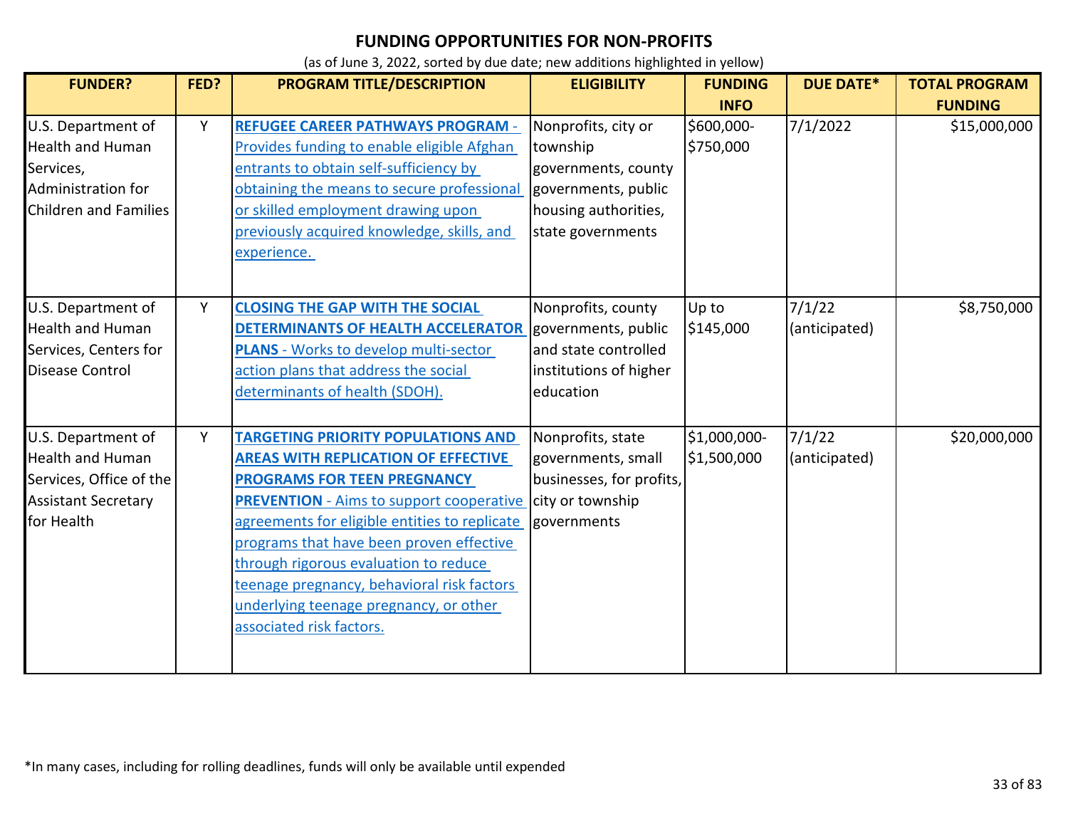# FUNDING OPPORTUNITIES FOR NON-PROFITS

(as of June 3, 2022, sorted by due date; new additions highlighted in yellow)

| FUNDER? | FED? | PROGRAM TITLE/DESCRIPTION | ELIGIBILITY | FUNDING INFO | DUE DATE* | TOTAL PROGRAM FUNDING |
|---|---|---|---|---|---|---|
| U.S. Department of Health and Human Services, Administration for Children and Families | Y | **REFUGEE CAREER PATHWAYS PROGRAM** - Provides funding to enable eligible Afghan entrants to obtain self-sufficiency by obtaining the means to secure professional or skilled employment drawing upon previously acquired knowledge, skills, and experience. | Nonprofits, city or township governments, county governments, public housing authorities, state governments | $600,000-$750,000 | 7/1/2022 | $15,000,000 |
| U.S. Department of Health and Human Services, Centers for Disease Control | Y | **CLOSING THE GAP WITH THE SOCIAL DETERMINANTS OF HEALTH ACCELERATOR PLANS** - Works to develop multi-sector action plans that address the social determinants of health (SDOH). | Nonprofits, county governments, public and state controlled institutions of higher education | Up to $145,000 | 7/1/22 (anticipated) | $8,750,000 |
| U.S. Department of Health and Human Services, Office of the Assistant Secretary for Health | Y | **TARGETING PRIORITY POPULATIONS AND AREAS WITH REPLICATION OF EFFECTIVE PROGRAMS FOR TEEN PREGNANCY PREVENTION** - Aims to support cooperative agreements for eligible entities to replicate programs that have been proven effective through rigorous evaluation to reduce teenage pregnancy, behavioral risk factors underlying teenage pregnancy, or other associated risk factors. | Nonprofits, state governments, small businesses, for profits, city or township governments | $1,000,000-$1,500,000 | 7/1/22 (anticipated) | $20,000,000 |

*In many cases, including for rolling deadlines, funds will only be available until expended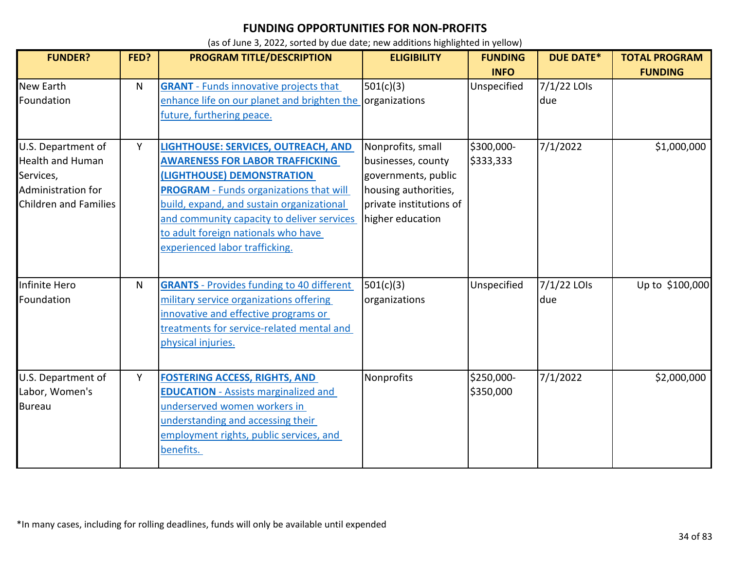# FUNDING OPPORTUNITIES FOR NON-PROFITS

(as of June 3, 2022, sorted by due date; new additions highlighted in yellow)

| FUNDER? | FED? | PROGRAM TITLE/DESCRIPTION | ELIGIBILITY | FUNDING INFO | DUE DATE* | TOTAL PROGRAM FUNDING |
|---|---|---|---|---|---|---|
| New Earth Foundation | N | **GRANT** - Funds innovative projects that enhance life on our planet and brighten the future, furthering peace. | 501(c)(3) organizations | Unspecified | 7/1/22 LOIs due | |
| U.S. Department of Health and Human Services, Administration for Children and Families | Y | **LIGHTHOUSE: SERVICES, OUTREACH, AND AWARENESS FOR LABOR TRAFFICKING (LIGHTHOUSE) DEMONSTRATION PROGRAM** - Funds organizations that will build, expand, and sustain organizational and community capacity to deliver services to adult foreign nationals who have experienced labor trafficking. | Nonprofits, small businesses, county governments, public housing authorities, private institutions of higher education | $300,000-$333,333 | 7/1/2022 | $1,000,000 |
| Infinite Hero Foundation | N | **GRANTS** - Provides funding to 40 different military service organizations offering innovative and effective programs or treatments for service-related mental and physical injuries. | 501(c)(3) organizations | Unspecified | 7/1/22 LOIs due | Up to $100,000 |
| U.S. Department of Labor, Women's Bureau | Y | **FOSTERING ACCESS, RIGHTS, AND EDUCATION** - Assists marginalized and underserved women workers in understanding and accessing their employment rights, public services, and benefits. | Nonprofits | $250,000-$350,000 | 7/1/2022 | $2,000,000 |

*In many cases, including for rolling deadlines, funds will only be available until expended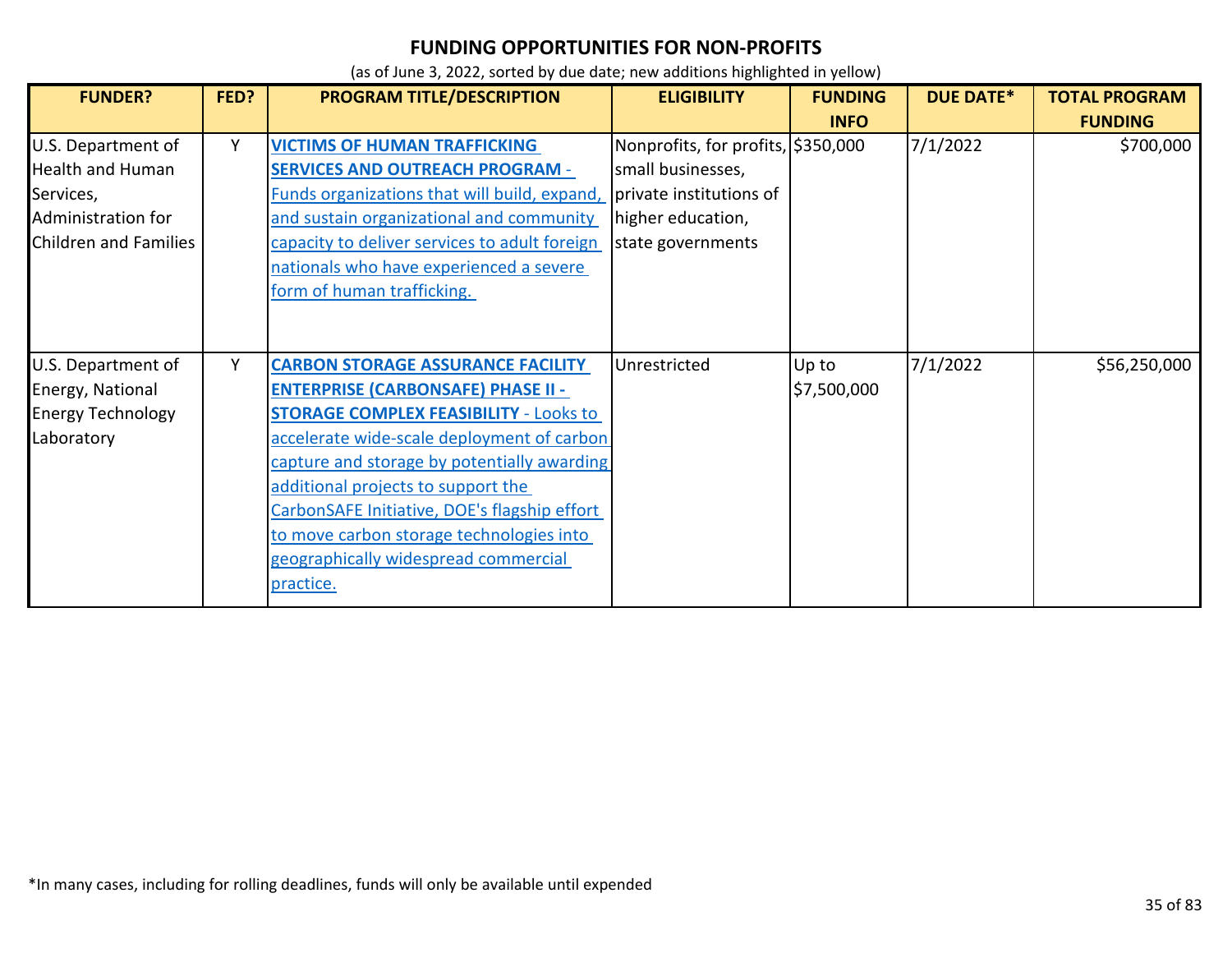# FUNDING OPPORTUNITIES FOR NON-PROFITS

(as of June 3, 2022, sorted by due date; new additions highlighted in yellow)

| FUNDER? | FED? | PROGRAM TITLE/DESCRIPTION | ELIGIBILITY | FUNDING INFO | DUE DATE* | TOTAL PROGRAM FUNDING |
|---|---|---|---|---|---|---|
| U.S. Department of Health and Human Services, Administration for Children and Families | Y | **VICTIMS OF HUMAN TRAFFICKING SERVICES AND OUTREACH PROGRAM** - Funds organizations that will build, expand, and sustain organizational and community capacity to deliver services to adult foreign nationals who have experienced a severe form of human trafficking. | Nonprofits, for profits, small businesses, private institutions of higher education, state governments | $350,000 | 7/1/2022 | $700,000 |
| U.S. Department of Energy, National Energy Technology Laboratory | Y | **CARBON STORAGE ASSURANCE FACILITY ENTERPRISE (CARBONSAFE) PHASE II - STORAGE COMPLEX FEASIBILITY** - Looks to accelerate wide-scale deployment of carbon capture and storage by potentially awarding additional projects to support the CarbonSAFE Initiative, DOE's flagship effort to move carbon storage technologies into geographically widespread commercial practice. | Unrestricted | Up to $7,500,000 | 7/1/2022 | $56,250,000 |

*In many cases, including for rolling deadlines, funds will only be available until expended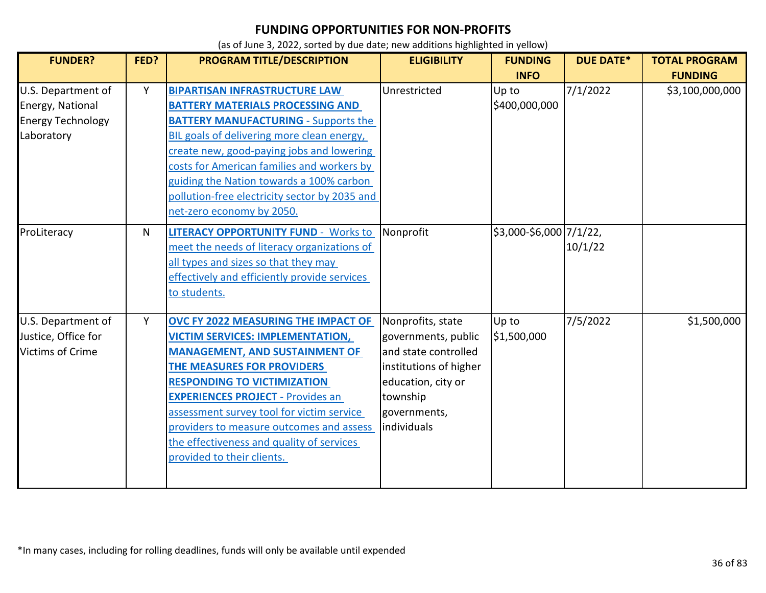**FUNDING OPPORTUNITIES FOR NON-PROFITS**

(as of June 3, 2022, sorted by due date; new additions highlighted in yellow)

| FUNDER? | FED? | PROGRAM TITLE/DESCRIPTION | ELIGIBILITY | FUNDING INFO | DUE DATE* | TOTAL PROGRAM FUNDING |
|---|---|---|---|---|---|---|
| U.S. Department of Energy, National Energy Technology Laboratory | Y | **BIPARTISAN INFRASTRUCTURE LAW BATTERY MATERIALS PROCESSING AND BATTERY MANUFACTURING** - Supports the BIL goals of delivering more clean energy, create new, good-paying jobs and lowering costs for American families and workers by guiding the Nation towards a 100% carbon pollution-free electricity sector by 2035 and net-zero economy by 2050. | Unrestricted | Up to $400,000,000 | 7/1/2022 | $3,100,000,000 |
| ProLiteracy | N | **LITERACY OPPORTUNITY FUND** - Works to meet the needs of literacy organizations of all types and sizes so that they may effectively and efficiently provide services to students. | Nonprofit | $3,000-$6,000 | 7/1/22, 10/1/22 | |
| U.S. Department of Justice, Office for Victims of Crime | Y | **OVC FY 2022 MEASURING THE IMPACT OF VICTIM SERVICES: IMPLEMENTATION, MANAGEMENT, AND SUSTAINMENT OF THE MEASURES FOR PROVIDERS RESPONDING TO VICTIMIZATION EXPERIENCES PROJECT** - Provides an assessment survey tool for victim service providers to measure outcomes and assess the effectiveness and quality of services provided to their clients. | Nonprofits, state governments, public and state controlled institutions of higher education, city or township governments, individuals | Up to $1,500,000 | 7/5/2022 | $1,500,000 |

*In many cases, including for rolling deadlines, funds will only be available until expended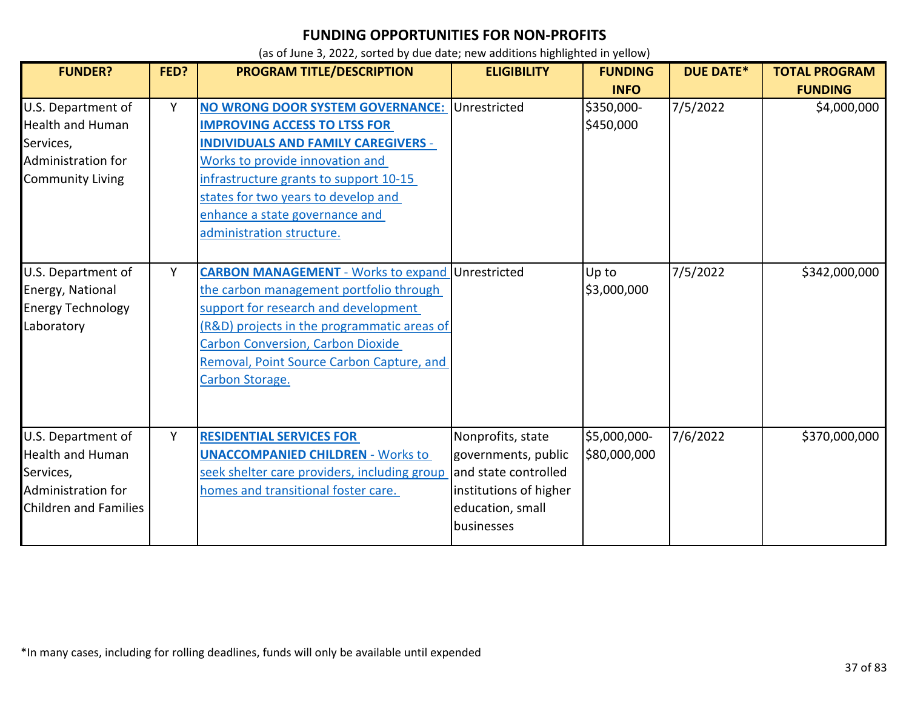## FUNDING OPPORTUNITIES FOR NON-PROFITS

(as of June 3, 2022, sorted by due date; new additions highlighted in yellow)

| FUNDER? | FED? | PROGRAM TITLE/DESCRIPTION | ELIGIBILITY | FUNDING INFO | DUE DATE* | TOTAL PROGRAM FUNDING |
|---|---|---|---|---|---|---|
| U.S. Department of Health and Human Services, Administration for Community Living | Y | **NO WRONG DOOR SYSTEM GOVERNANCE: IMPROVING ACCESS TO LTSS FOR INDIVIDUALS AND FAMILY CAREGIVERS** - Works to provide innovation and infrastructure grants to support 10-15 states for two years to develop and enhance a state governance and administration structure. | Unrestricted | $350,000-$450,000 | 7/5/2022 | $4,000,000 |
| U.S. Department of Energy, National Energy Technology Laboratory | Y | **CARBON MANAGEMENT** - Works to expand the carbon management portfolio through support for research and development (R&D) projects in the programmatic areas of Carbon Conversion, Carbon Dioxide Removal, Point Source Carbon Capture, and Carbon Storage. | Unrestricted | Up to $3,000,000 | 7/5/2022 | $342,000,000 |
| U.S. Department of Health and Human Services, Administration for Children and Families | Y | **RESIDENTIAL SERVICES FOR UNACCOMPANIED CHILDREN** - Works to seek shelter care providers, including group homes and transitional foster care. | Nonprofits, state governments, public and state controlled institutions of higher education, small businesses | $5,000,000-$80,000,000 | 7/6/2022 | $370,000,000 |

*In many cases, including for rolling deadlines, funds will only be available until expended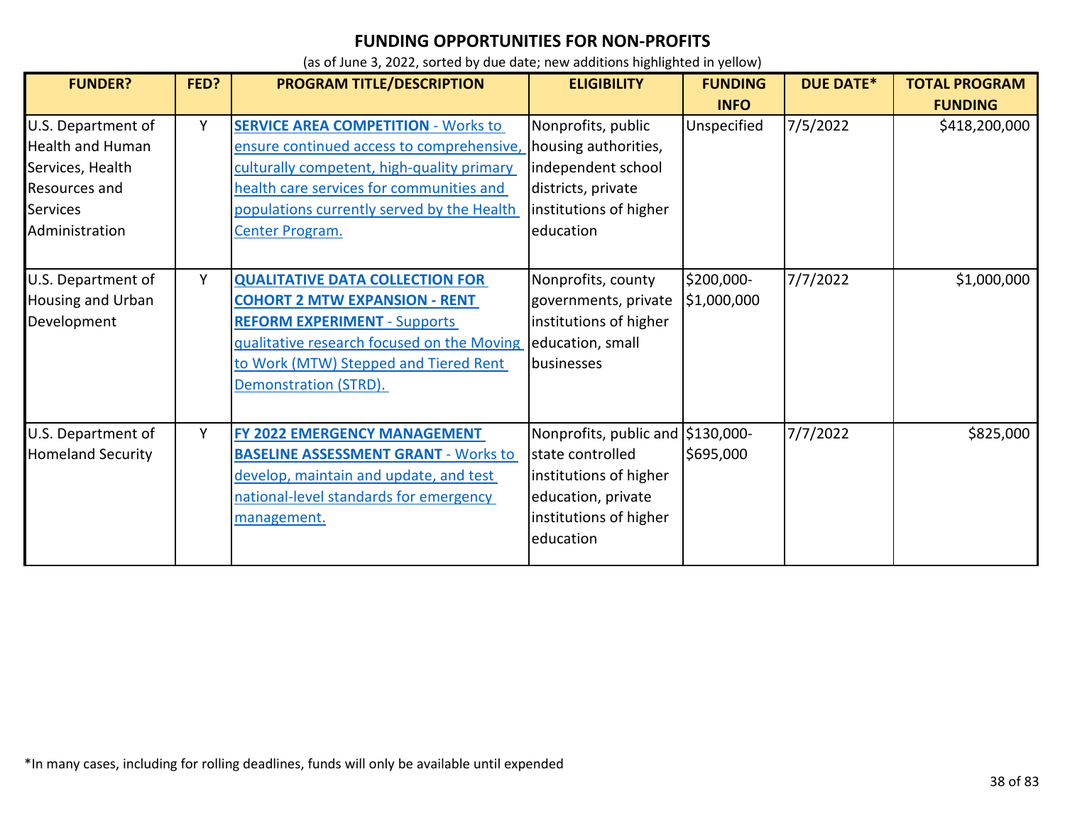# FUNDING OPPORTUNITIES FOR NON-PROFITS

(as of June 3, 2022, sorted by due date; new additions highlighted in yellow)

| FUNDER? | FED? | PROGRAM TITLE/DESCRIPTION | ELIGIBILITY | FUNDING INFO | DUE DATE* | TOTAL PROGRAM FUNDING |
|---|---|---|---|---|---|---|
| U.S. Department of Health and Human Services, Health Resources and Services Administration | Y | **SERVICE AREA COMPETITION** - Works to ensure continued access to comprehensive, culturally competent, high-quality primary health care services for communities and populations currently served by the Health Center Program. | Nonprofits, public housing authorities, independent school districts, private institutions of higher education | Unspecified | 7/5/2022 | $418,200,000 |
| U.S. Department of Housing and Urban Development | Y | **QUALITATIVE DATA COLLECTION FOR COHORT 2 MTW EXPANSION - RENT REFORM EXPERIMENT** - Supports qualitative research focused on the Moving to Work (MTW) Stepped and Tiered Rent Demonstration (STRD). | Nonprofits, county governments, private institutions of higher education, small businesses | $200,000-$1,000,000 | 7/7/2022 | $1,000,000 |
| U.S. Department of Homeland Security | Y | **FY 2022 EMERGENCY MANAGEMENT BASELINE ASSESSMENT GRANT** - Works to develop, maintain and update, and test national-level standards for emergency management. | Nonprofits, public and state controlled institutions of higher education, private institutions of higher education | $130,000-$695,000 | 7/7/2022 | $825,000 |

*In many cases, including for rolling deadlines, funds will only be available until expended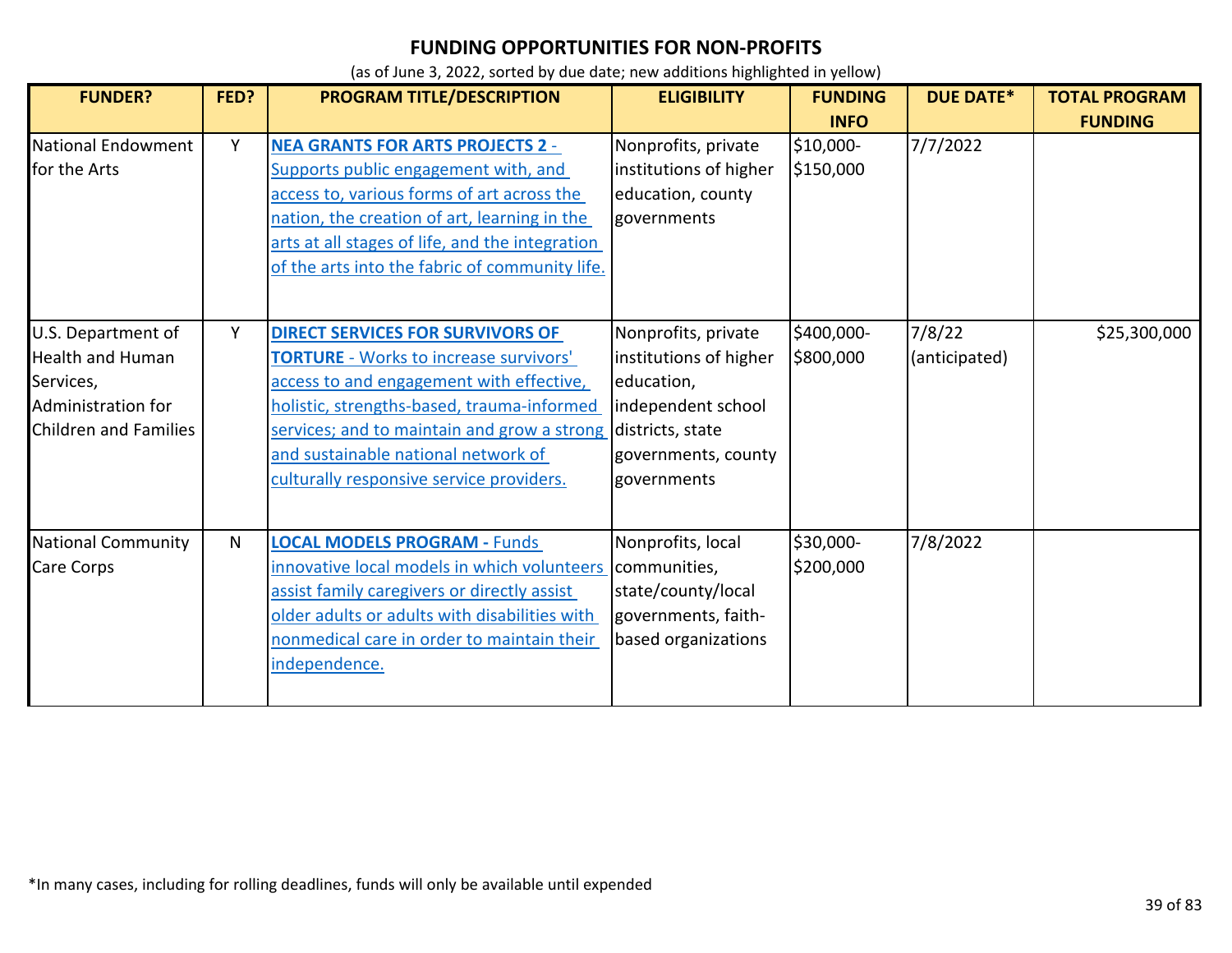## FUNDING OPPORTUNITIES FOR NON-PROFITS

(as of June 3, 2022, sorted by due date; new additions highlighted in yellow)

| FUNDER? | FED? | PROGRAM TITLE/DESCRIPTION | ELIGIBILITY | FUNDING INFO | DUE DATE* | TOTAL PROGRAM FUNDING |
|---|---|---|---|---|---|---|
| National Endowment for the Arts | Y | **NEA GRANTS FOR ARTS PROJECTS 2** - Supports public engagement with, and access to, various forms of art across the nation, the creation of art, learning in the arts at all stages of life, and the integration of the arts into the fabric of community life. | Nonprofits, private institutions of higher education, county governments | $10,000-$150,000 | 7/7/2022 | |
| U.S. Department of Health and Human Services, Administration for Children and Families | Y | **DIRECT SERVICES FOR SURVIVORS OF TORTURE** - Works to increase survivors' access to and engagement with effective, holistic, strengths-based, trauma-informed services; and to maintain and grow a strong and sustainable national network of culturally responsive service providers. | Nonprofits, private institutions of higher education, independent school districts, state governments, county governments | $400,000-$800,000 | 7/8/22 (anticipated) | $25,300,000 |
| National Community Care Corps | N | **LOCAL MODELS PROGRAM -** Funds innovative local models in which volunteers assist family caregivers or directly assist older adults or adults with disabilities with nonmedical care in order to maintain their independence. | Nonprofits, local communities, state/county/local governments, faith-based organizations | $30,000-$200,000 | 7/8/2022 | |

*In many cases, including for rolling deadlines, funds will only be available until expended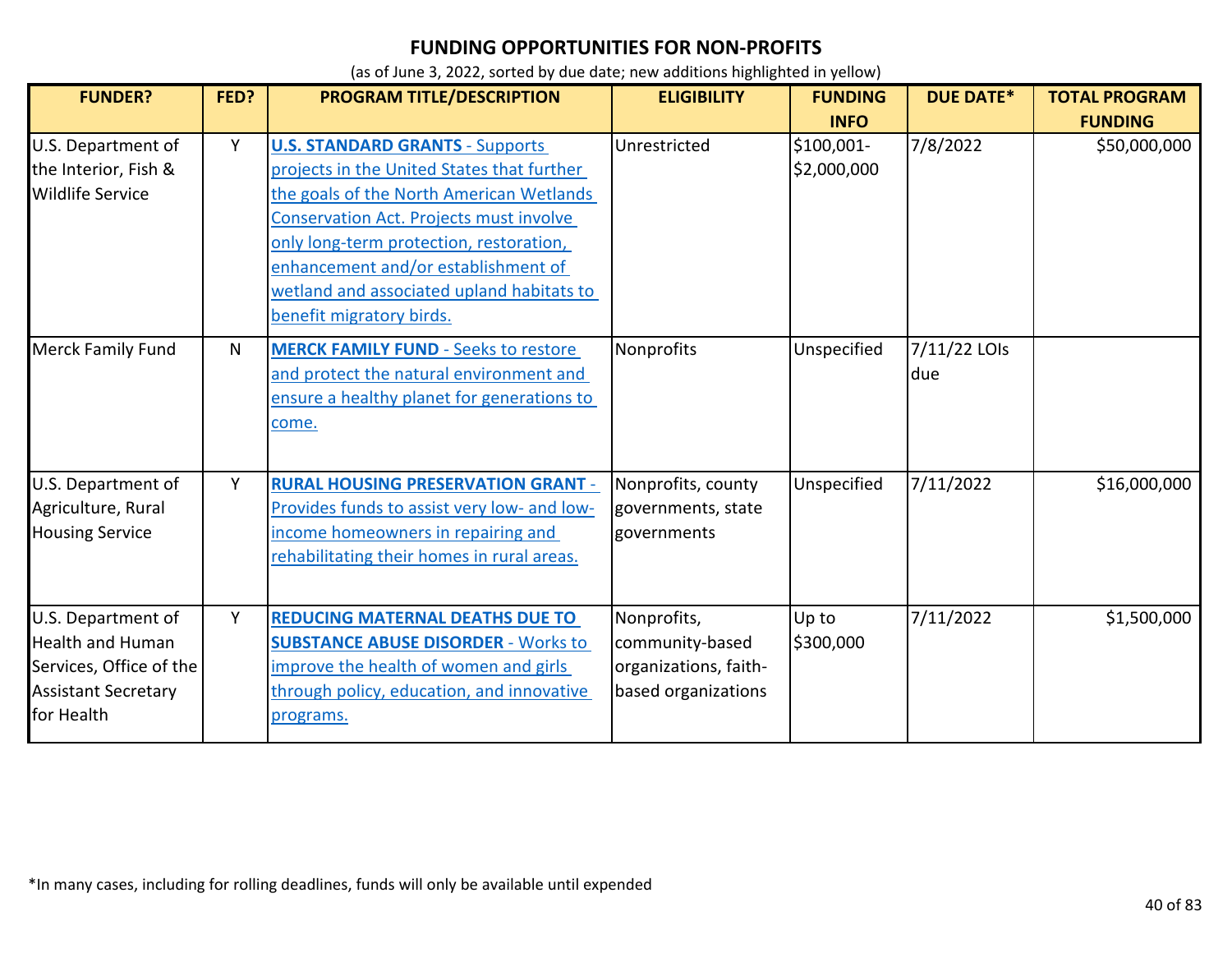# FUNDING OPPORTUNITIES FOR NON-PROFITS

(as of June 3, 2022, sorted by due date; new additions highlighted in yellow)

| FUNDER? | FED? | PROGRAM TITLE/DESCRIPTION | ELIGIBILITY | FUNDING INFO | DUE DATE* | TOTAL PROGRAM FUNDING |
|---|---|---|---|---|---|---|
| U.S. Department of the Interior, Fish & Wildlife Service | Y | **U.S. STANDARD GRANTS** - Supports projects in the United States that further the goals of the North American Wetlands Conservation Act. Projects must involve only long-term protection, restoration, enhancement and/or establishment of wetland and associated upland habitats to benefit migratory birds. | Unrestricted | $100,001-$2,000,000 | 7/8/2022 | $50,000,000 |
| Merck Family Fund | N | **MERCK FAMILY FUND** - Seeks to restore and protect the natural environment and ensure a healthy planet for generations to come. | Nonprofits | Unspecified | 7/11/22 LOIs due | |
| U.S. Department of Agriculture, Rural Housing Service | Y | **RURAL HOUSING PRESERVATION GRANT** - Provides funds to assist very low- and low-income homeowners in repairing and rehabilitating their homes in rural areas. | Nonprofits, county governments, state governments | Unspecified | 7/11/2022 | $16,000,000 |
| U.S. Department of Health and Human Services, Office of the Assistant Secretary for Health | Y | **REDUCING MATERNAL DEATHS DUE TO SUBSTANCE ABUSE DISORDER** - Works to improve the health of women and girls through policy, education, and innovative programs. | Nonprofits, community-based organizations, faith-based organizations | Up to $300,000 | 7/11/2022 | $1,500,000 |

*In many cases, including for rolling deadlines, funds will only be available until expended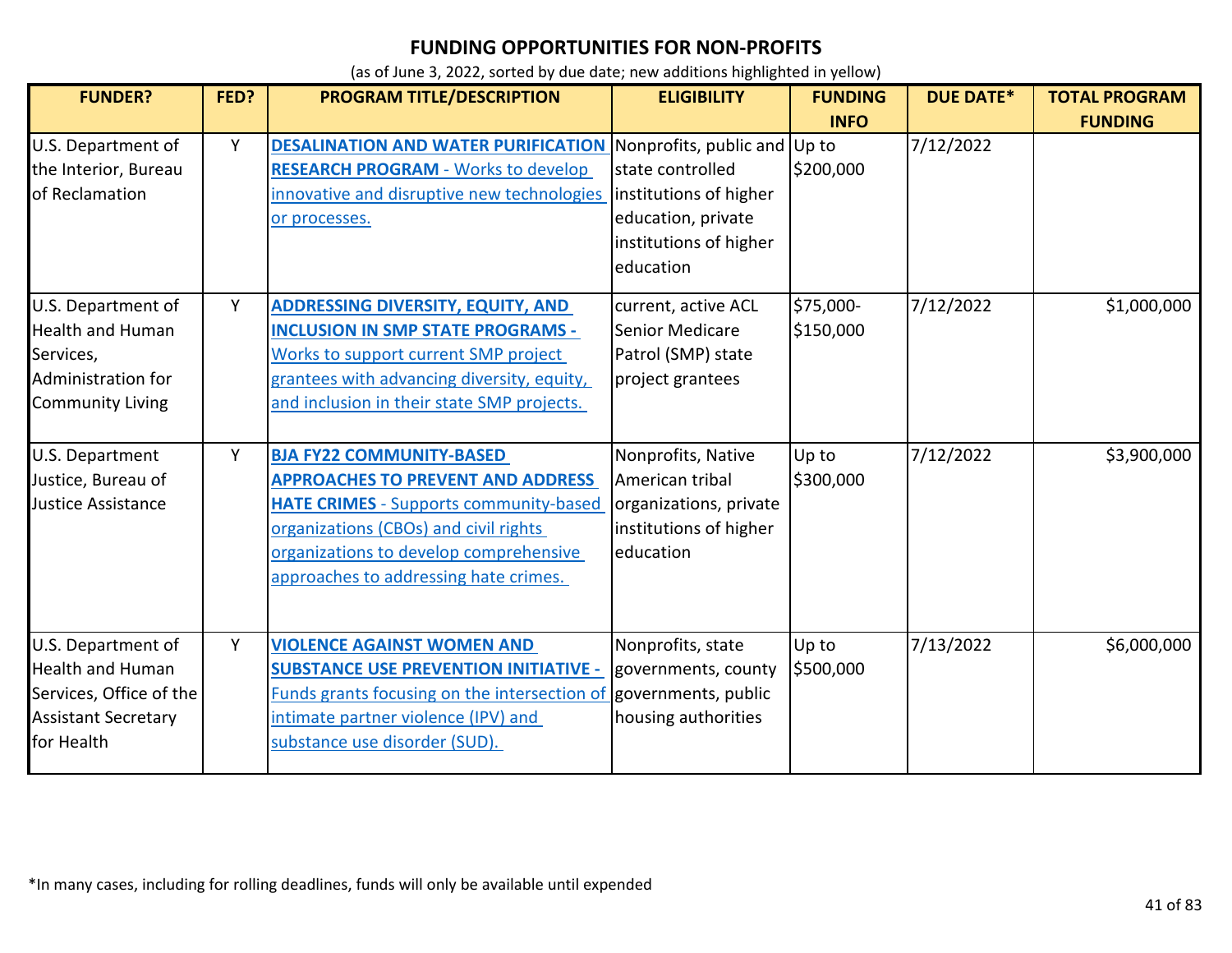# FUNDING OPPORTUNITIES FOR NON-PROFITS

(as of June 3, 2022, sorted by due date; new additions highlighted in yellow)

| FUNDER? | FED? | PROGRAM TITLE/DESCRIPTION | ELIGIBILITY | FUNDING INFO | DUE DATE* | TOTAL PROGRAM FUNDING |
|---|---|---|---|---|---|---|
| U.S. Department of the Interior, Bureau of Reclamation | Y | **DESALINATION AND WATER PURIFICATION RESEARCH PROGRAM** - Works to develop innovative and disruptive new technologies or processes. | Nonprofits, public and state controlled institutions of higher education, private institutions of higher education | Up to $200,000 | 7/12/2022 | |
| U.S. Department of Health and Human Services, Administration for Community Living | Y | **ADDRESSING DIVERSITY, EQUITY, AND INCLUSION IN SMP STATE PROGRAMS -** Works to support current SMP project grantees with advancing diversity, equity, and inclusion in their state SMP projects. | current, active ACL Senior Medicare Patrol (SMP) state project grantees | $75,000-$150,000 | 7/12/2022 | $1,000,000 |
| U.S. Department Justice, Bureau of Justice Assistance | Y | **BJA FY22 COMMUNITY-BASED APPROACHES TO PREVENT AND ADDRESS HATE CRIMES** - Supports community-based organizations (CBOs) and civil rights organizations to develop comprehensive approaches to addressing hate crimes. | Nonprofits, Native American tribal organizations, private institutions of higher education | Up to $300,000 | 7/12/2022 | $3,900,000 |
| U.S. Department of Health and Human Services, Office of the Assistant Secretary for Health | Y | **VIOLENCE AGAINST WOMEN AND SUBSTANCE USE PREVENTION INITIATIVE -** Funds grants focusing on the intersection of intimate partner violence (IPV) and substance use disorder (SUD). | Nonprofits, state governments, county governments, public housing authorities | Up to $500,000 | 7/13/2022 | $6,000,000 |

*In many cases, including for rolling deadlines, funds will only be available until expended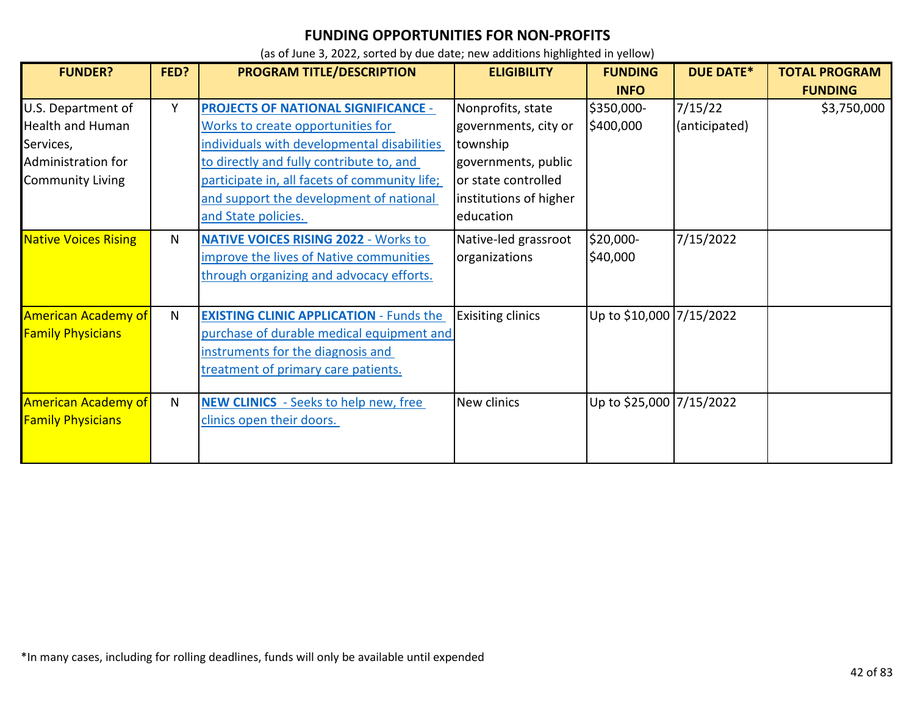# FUNDING OPPORTUNITIES FOR NON-PROFITS

(as of June 3, 2022, sorted by due date; new additions highlighted in yellow)

| FUNDER? | FED? | PROGRAM TITLE/DESCRIPTION | ELIGIBILITY | FUNDING INFO | DUE DATE* | TOTAL PROGRAM FUNDING |
|---|---|---|---|---|---|---|
| U.S. Department of Health and Human Services, Administration for Community Living | Y | **PROJECTS OF NATIONAL SIGNIFICANCE** - Works to create opportunities for individuals with developmental disabilities to directly and fully contribute to, and participate in, all facets of community life; and support the development of national and State policies. | Nonprofits, state governments, city or township governments, public or state controlled institutions of higher education | $350,000-$400,000 | 7/15/22 (anticipated) | $3,750,000 |
| Native Voices Rising | N | **NATIVE VOICES RISING 2022** - Works to improve the lives of Native communities through organizing and advocacy efforts. | Native-led grassroot organizations | $20,000-$40,000 | 7/15/2022 | |
| American Academy of Family Physicians | N | **EXISTING CLINIC APPLICATION** - Funds the purchase of durable medical equipment and instruments for the diagnosis and treatment of primary care patients. | Exisiting clinics | Up to $10,000 | 7/15/2022 | |
| American Academy of Family Physicians | N | **NEW CLINICS** - Seeks to help new, free clinics open their doors. | New clinics | Up to $25,000 | 7/15/2022 | |

*In many cases, including for rolling deadlines, funds will only be available until expended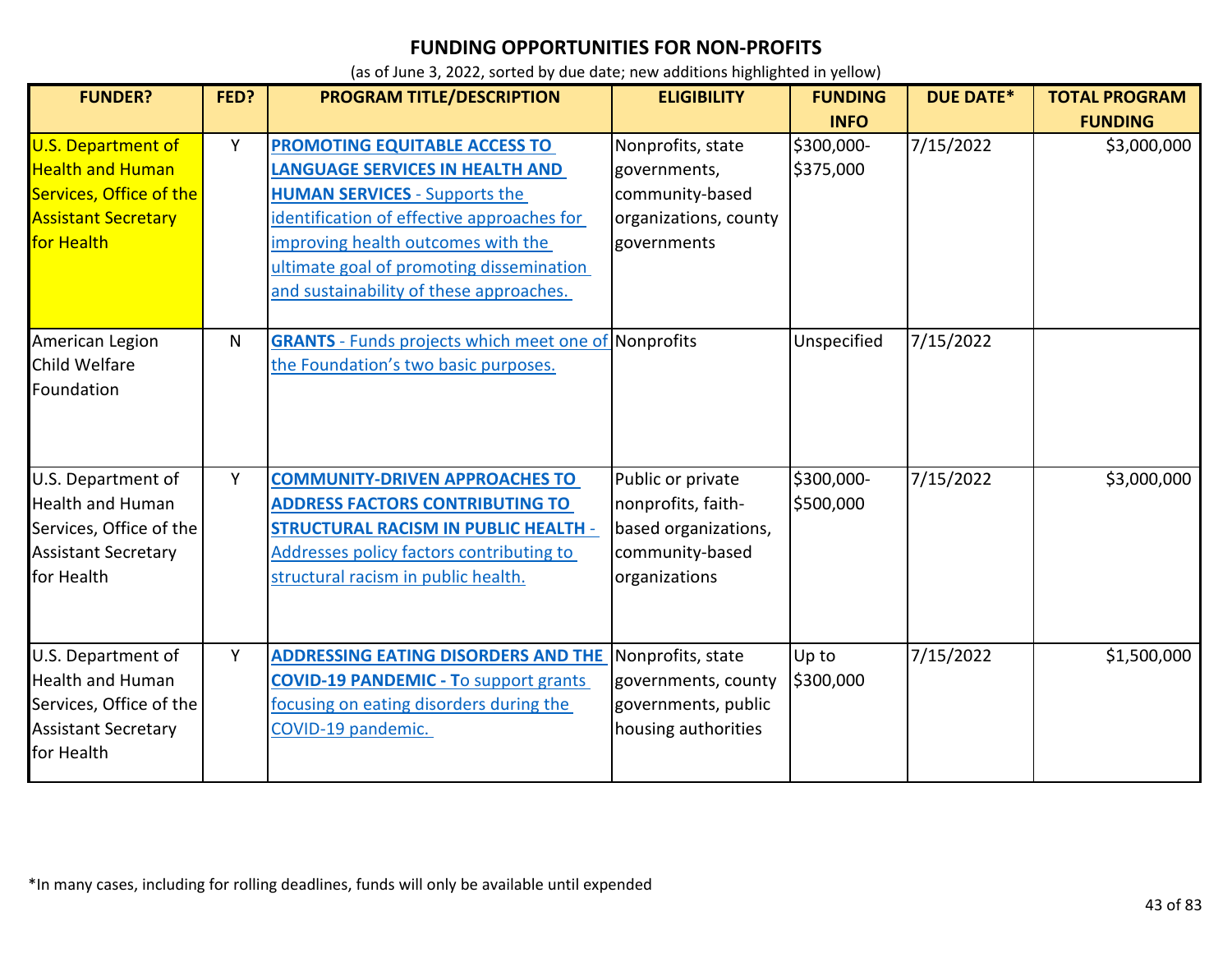## FUNDING OPPORTUNITIES FOR NON-PROFITS

(as of June 3, 2022, sorted by due date; new additions highlighted in yellow)

| FUNDER? | FED? | PROGRAM TITLE/DESCRIPTION | ELIGIBILITY | FUNDING INFO | DUE DATE* | TOTAL PROGRAM FUNDING |
|---|---|---|---|---|---|---|
| U.S. Department of Health and Human Services, Office of the Assistant Secretary for Health | Y | **PROMOTING EQUITABLE ACCESS TO LANGUAGE SERVICES IN HEALTH AND HUMAN SERVICES** - Supports the identification of effective approaches for improving health outcomes with the ultimate goal of promoting dissemination and sustainability of these approaches. | Nonprofits, state governments, community-based organizations, county governments | $300,000-$375,000 | 7/15/2022 | $3,000,000 |
| American Legion Child Welfare Foundation | N | **GRANTS** - Funds projects which meet one of the Foundation's two basic purposes. | Nonprofits | Unspecified | 7/15/2022 | |
| U.S. Department of Health and Human Services, Office of the Assistant Secretary for Health | Y | **COMMUNITY-DRIVEN APPROACHES TO ADDRESS FACTORS CONTRIBUTING TO STRUCTURAL RACISM IN PUBLIC HEALTH** - Addresses policy factors contributing to structural racism in public health. | Public or private nonprofits, faith-based organizations, community-based organizations | $300,000-$500,000 | 7/15/2022 | $3,000,000 |
| U.S. Department of Health and Human Services, Office of the Assistant Secretary for Health | Y | **ADDRESSING EATING DISORDERS AND THE COVID-19 PANDEMIC - T**o support grants focusing on eating disorders during the COVID-19 pandemic. | Nonprofits, state governments, county governments, public housing authorities | Up to $300,000 | 7/15/2022 | $1,500,000 |

*In many cases, including for rolling deadlines, funds will only be available until expended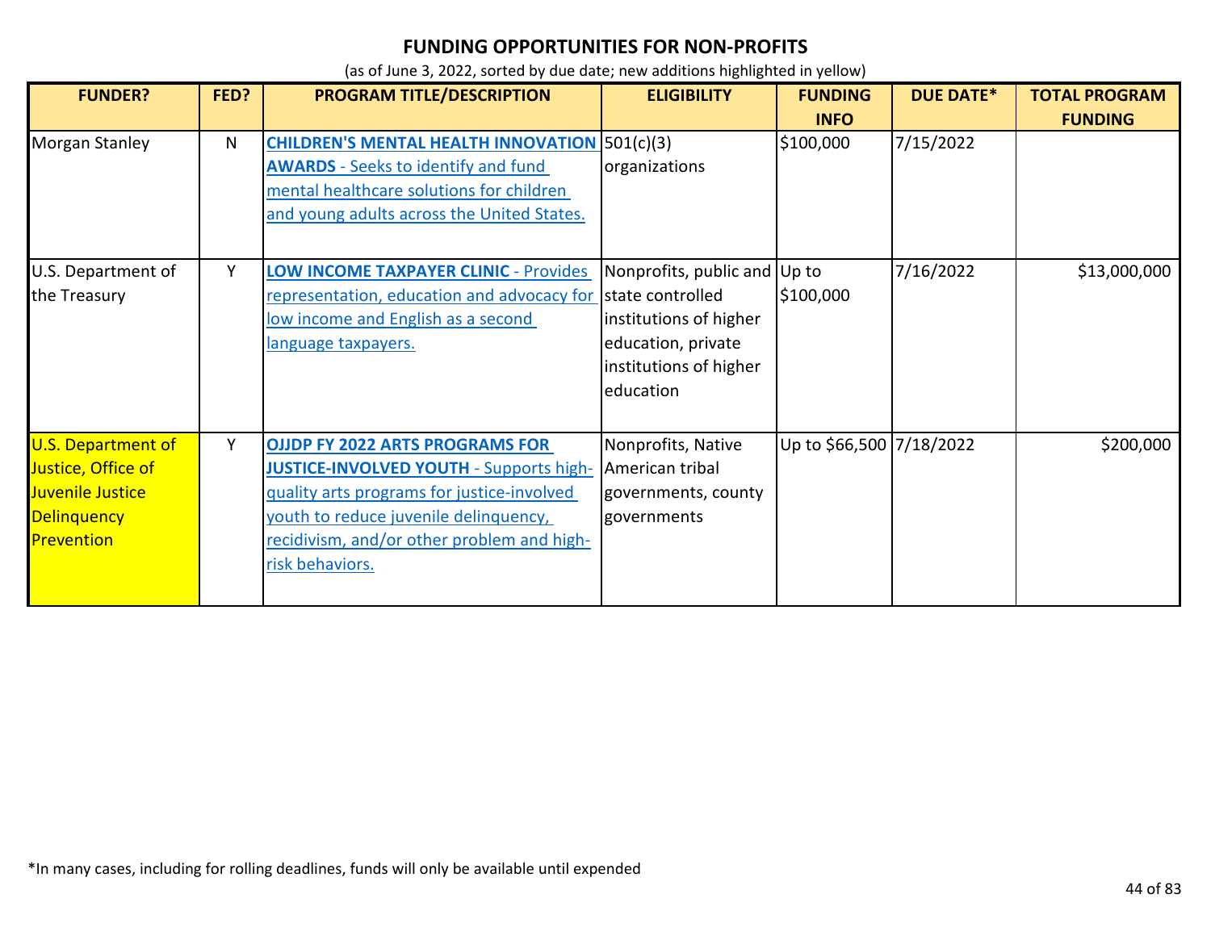# FUNDING OPPORTUNITIES FOR NON-PROFITS

(as of June 3, 2022, sorted by due date; new additions highlighted in yellow)

| FUNDER? | FED? | PROGRAM TITLE/DESCRIPTION | ELIGIBILITY | FUNDING INFO | DUE DATE* | TOTAL PROGRAM FUNDING |
|---|---|---|---|---|---|---|
| Morgan Stanley | N | **CHILDREN'S MENTAL HEALTH INNOVATION AWARDS** - Seeks to identify and fund mental healthcare solutions for children and young adults across the United States. | 501(c)(3) organizations | $100,000 | 7/15/2022 | |
| U.S. Department of the Treasury | Y | **LOW INCOME TAXPAYER CLINIC** - Provides representation, education and advocacy for low income and English as a second language taxpayers. | Nonprofits, public and state controlled institutions of higher education, private institutions of higher education | Up to $100,000 | 7/16/2022 | $13,000,000 |
| U.S. Department of Justice, Office of Juvenile Justice Delinquency Prevention | Y | **OJJDP FY 2022 ARTS PROGRAMS FOR JUSTICE-INVOLVED YOUTH** - Supports high-quality arts programs for justice-involved youth to reduce juvenile delinquency, recidivism, and/or other problem and high-risk behaviors. | Nonprofits, Native American tribal governments, county governments | Up to $66,500 | 7/18/2022 | $200,000 |

*In many cases, including for rolling deadlines, funds will only be available until expended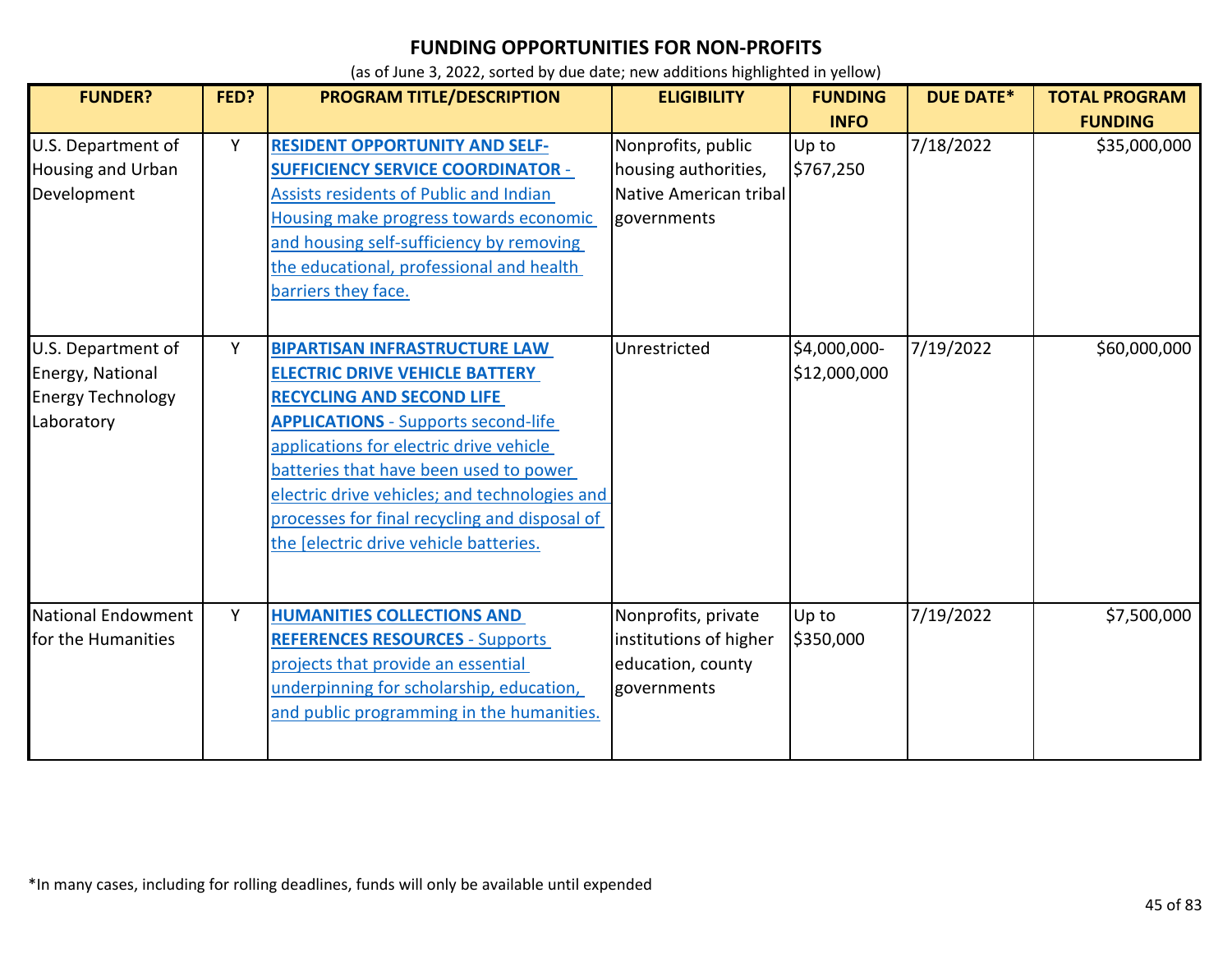# FUNDING OPPORTUNITIES FOR NON-PROFITS

(as of June 3, 2022, sorted by due date; new additions highlighted in yellow)

| FUNDER? | FED? | PROGRAM TITLE/DESCRIPTION | ELIGIBILITY | FUNDING INFO | DUE DATE* | TOTAL PROGRAM FUNDING |
|---|---|---|---|---|---|---|
| U.S. Department of Housing and Urban Development | Y | **RESIDENT OPPORTUNITY AND SELF-SUFFICIENCY SERVICE COORDINATOR** - Assists residents of Public and Indian Housing make progress towards economic and housing self-sufficiency by removing the educational, professional and health barriers they face. | Nonprofits, public housing authorities, Native American tribal governments | Up to $767,250 | 7/18/2022 | $35,000,000 |
| U.S. Department of Energy, National Energy Technology Laboratory | Y | **BIPARTISAN INFRASTRUCTURE LAW ELECTRIC DRIVE VEHICLE BATTERY RECYCLING AND SECOND LIFE APPLICATIONS** - Supports second-life applications for electric drive vehicle batteries that have been used to power electric drive vehicles; and technologies and processes for final recycling and disposal of the [electric drive vehicle batteries. | Unrestricted | $4,000,000-$12,000,000 | 7/19/2022 | $60,000,000 |
| National Endowment for the Humanities | Y | **HUMANITIES COLLECTIONS AND REFERENCES RESOURCES** - Supports projects that provide an essential underpinning for scholarship, education, and public programming in the humanities. | Nonprofits, private institutions of higher education, county governments | Up to $350,000 | 7/19/2022 | $7,500,000 |

*In many cases, including for rolling deadlines, funds will only be available until expended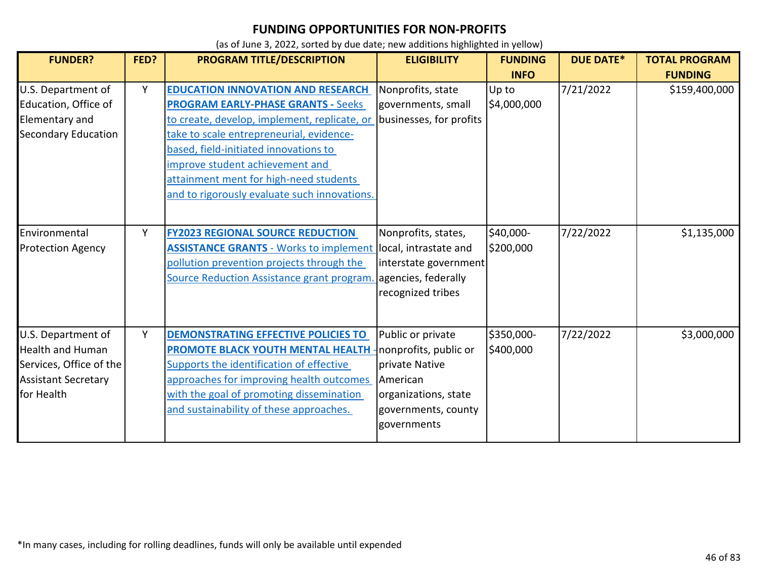# FUNDING OPPORTUNITIES FOR NON-PROFITS

(as of June 3, 2022, sorted by due date; new additions highlighted in yellow)

| FUNDER? | FED? | PROGRAM TITLE/DESCRIPTION | ELIGIBILITY | FUNDING INFO | DUE DATE* | TOTAL PROGRAM FUNDING |
|---|---|---|---|---|---|---|
| U.S. Department of Education, Office of Elementary and Secondary Education | Y | **EDUCATION INNOVATION AND RESEARCH PROGRAM EARLY-PHASE GRANTS -** Seeks to create, develop, implement, replicate, or take to scale entrepreneurial, evidence-based, field-initiated innovations to improve student achievement and attainment ment for high-need students and to rigorously evaluate such innovations. | Nonprofits, state governments, small businesses, for profits | Up to $4,000,000 | 7/21/2022 | $159,400,000 |
| Environmental Protection Agency | Y | **FY2023 REGIONAL SOURCE REDUCTION ASSISTANCE GRANTS** - Works to implement pollution prevention projects through the Source Reduction Assistance grant program. | Nonprofits, states, local, intrastate and interstate government agencies, federally recognized tribes | $40,000-$200,000 | 7/22/2022 | $1,135,000 |
| U.S. Department of Health and Human Services, Office of the Assistant Secretary for Health | Y | **DEMONSTRATING EFFECTIVE POLICIES TO PROMOTE BLACK YOUTH MENTAL HEALTH** - Supports the identification of effective approaches for improving health outcomes with the goal of promoting dissemination and sustainability of these approaches. | Public or private nonprofits, public or private Native American organizations, state governments, county governments | $350,000-$400,000 | 7/22/2022 | $3,000,000 |

*In many cases, including for rolling deadlines, funds will only be available until expended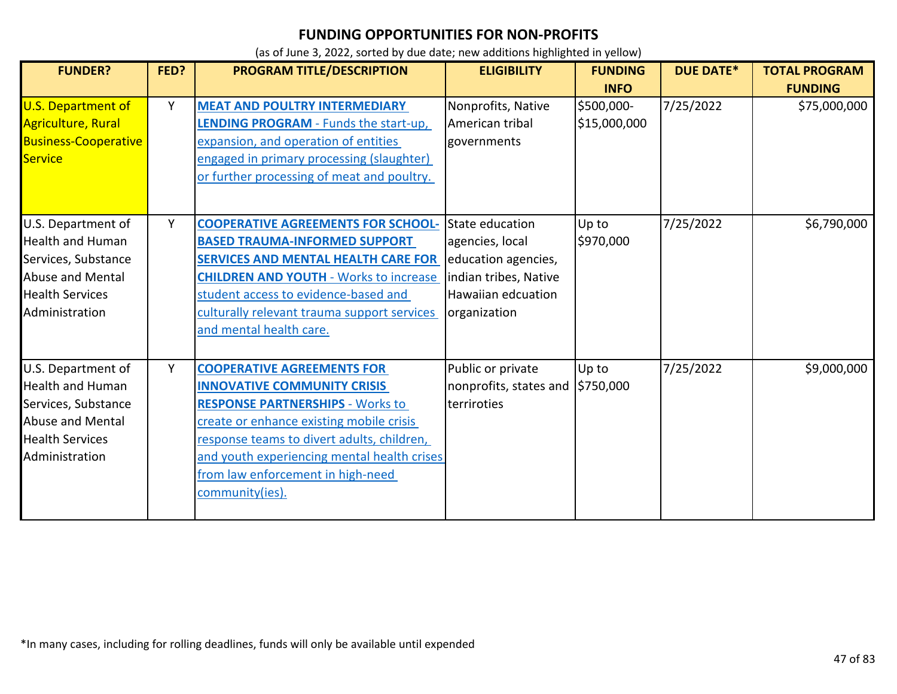## FUNDING OPPORTUNITIES FOR NON-PROFITS

(as of June 3, 2022, sorted by due date; new additions highlighted in yellow)

| FUNDER? | FED? | PROGRAM TITLE/DESCRIPTION | ELIGIBILITY | FUNDING INFO | DUE DATE* | TOTAL PROGRAM FUNDING |
|---|---|---|---|---|---|---|
| U.S. Department of Agriculture, Rural Business-Cooperative Service | Y | **MEAT AND POULTRY INTERMEDIARY LENDING PROGRAM** - Funds the start-up, expansion, and operation of entities engaged in primary processing (slaughter) or further processing of meat and poultry. | Nonprofits, Native American tribal governments | $500,000-$15,000,000 | 7/25/2022 | $75,000,000 |
| U.S. Department of Health and Human Services, Substance Abuse and Mental Health Services Administration | Y | **COOPERATIVE AGREEMENTS FOR SCHOOL-BASED TRAUMA-INFORMED SUPPORT SERVICES AND MENTAL HEALTH CARE FOR CHILDREN AND YOUTH** - Works to increase student access to evidence-based and culturally relevant trauma support services and mental health care. | State education agencies, local education agencies, indian tribes, Native Hawaiian edcuation organization | Up to $970,000 | 7/25/2022 | $6,790,000 |
| U.S. Department of Health and Human Services, Substance Abuse and Mental Health Services Administration | Y | **COOPERATIVE AGREEMENTS FOR INNOVATIVE COMMUNITY CRISIS RESPONSE PARTNERSHIPS** - Works to create or enhance existing mobile crisis response teams to divert adults, children, and youth experiencing mental health crises from law enforcement in high-need community(ies). | Public or private nonprofits, states and terriroties | Up to $750,000 | 7/25/2022 | $9,000,000 |

*In many cases, including for rolling deadlines, funds will only be available until expended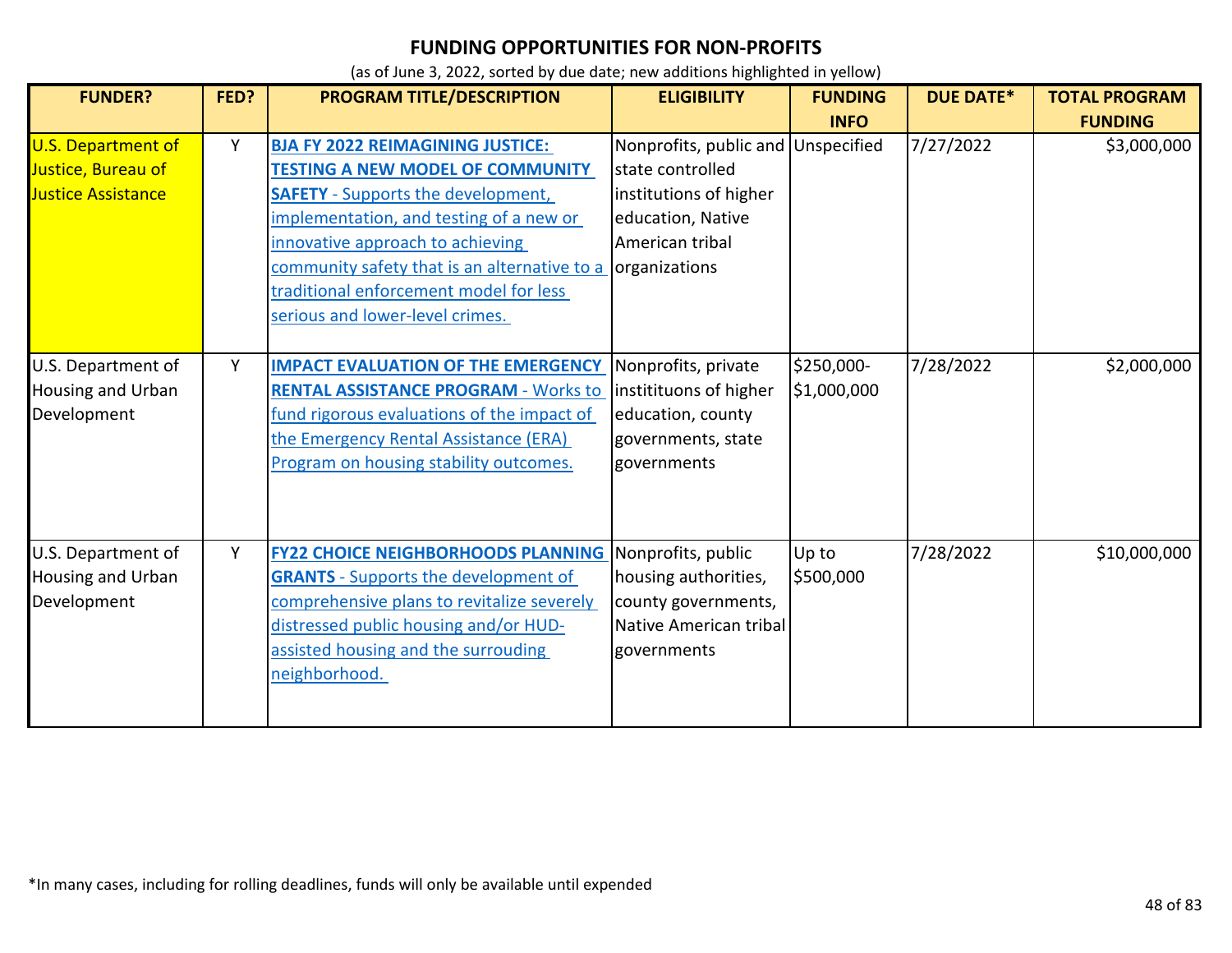# FUNDING OPPORTUNITIES FOR NON-PROFITS

(as of June 3, 2022, sorted by due date; new additions highlighted in yellow)

| FUNDER? | FED? | PROGRAM TITLE/DESCRIPTION | ELIGIBILITY | FUNDING INFO | DUE DATE* | TOTAL PROGRAM FUNDING |
|---|---|---|---|---|---|---|
| U.S. Department of Justice, Bureau of Justice Assistance | Y | **BJA FY 2022 REIMAGINING JUSTICE: TESTING A NEW MODEL OF COMMUNITY SAFETY** - Supports the development, implementation, and testing of a new or innovative approach to achieving community safety that is an alternative to a traditional enforcement model for less serious and lower-level crimes. | Nonprofits, public and state controlled institutions of higher education, Native American tribal organizations | Unspecified | 7/27/2022 | $3,000,000 |
| U.S. Department of Housing and Urban Development | Y | **IMPACT EVALUATION OF THE EMERGENCY RENTAL ASSISTANCE PROGRAM** - Works to fund rigorous evaluations of the impact of the Emergency Rental Assistance (ERA) Program on housing stability outcomes. | Nonprofits, private instituons of higher education, county governments, state governments | $250,000-$1,000,000 | 7/28/2022 | $2,000,000 |
| U.S. Department of Housing and Urban Development | Y | **FY22 CHOICE NEIGHBORHOODS PLANNING GRANTS** - Supports the development of comprehensive plans to revitalize severely distressed public housing and/or HUD-assisted housing and the surrouding neighborhood. | Nonprofits, public housing authorities, county governments, Native American tribal governments | Up to $500,000 | 7/28/2022 | $10,000,000 |

*In many cases, including for rolling deadlines, funds will only be available until expended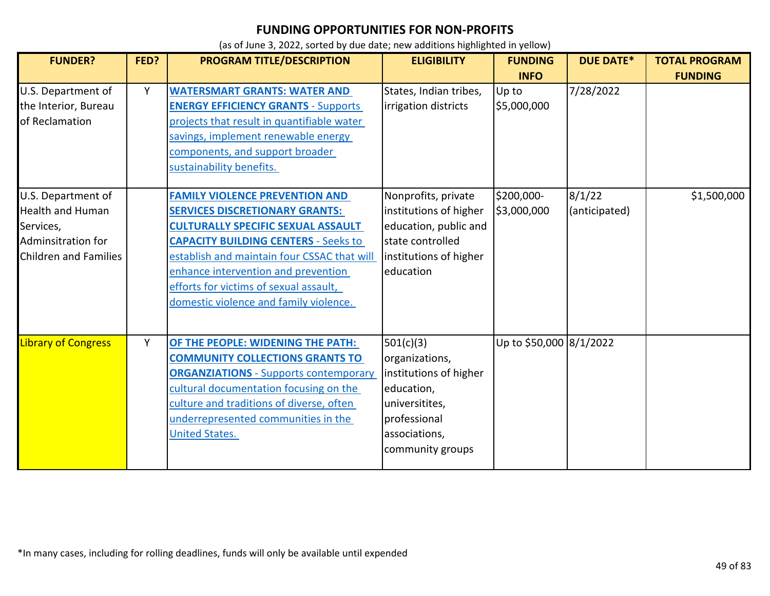# FUNDING OPPORTUNITIES FOR NON-PROFITS

(as of June 3, 2022, sorted by due date; new additions highlighted in yellow)

| FUNDER? | FED? | PROGRAM TITLE/DESCRIPTION | ELIGIBILITY | FUNDING INFO | DUE DATE* | TOTAL PROGRAM FUNDING |
|---|---|---|---|---|---|---|
| U.S. Department of the Interior, Bureau of Reclamation | Y | **WATERSMART GRANTS: WATER AND ENERGY EFFICIENCY GRANTS** - Supports projects that result in quantifiable water savings, implement renewable energy components, and support broader sustainability benefits. | States, Indian tribes, irrigation districts | Up to $5,000,000 | 7/28/2022 | |
| U.S. Department of Health and Human Services, Adminsitration for Children and Families | | **FAMILY VIOLENCE PREVENTION AND SERVICES DISCRETIONARY GRANTS: CULTURALLY SPECIFIC SEXUAL ASSAULT CAPACITY BUILDING CENTERS** - Seeks to establish and maintain four CSSAC that will enhance intervention and prevention efforts for victims of sexual assault, domestic violence and family violence. | Nonprofits, private institutions of higher education, public and state controlled institutions of higher education | $200,000-$3,000,000 | 8/1/22 (anticipated) | $1,500,000 |
| Library of Congress | Y | **OF THE PEOPLE: WIDENING THE PATH: COMMUNITY COLLECTIONS GRANTS TO ORGANZIATIONS** - Supports contemporary cultural documentation focusing on the culture and traditions of diverse, often underrepresented communities in the United States. | 501(c)(3) organizations, institutions of higher education, universitites, professional associations, community groups | Up to $50,000 | 8/1/2022 | |

*In many cases, including for rolling deadlines, funds will only be available until expended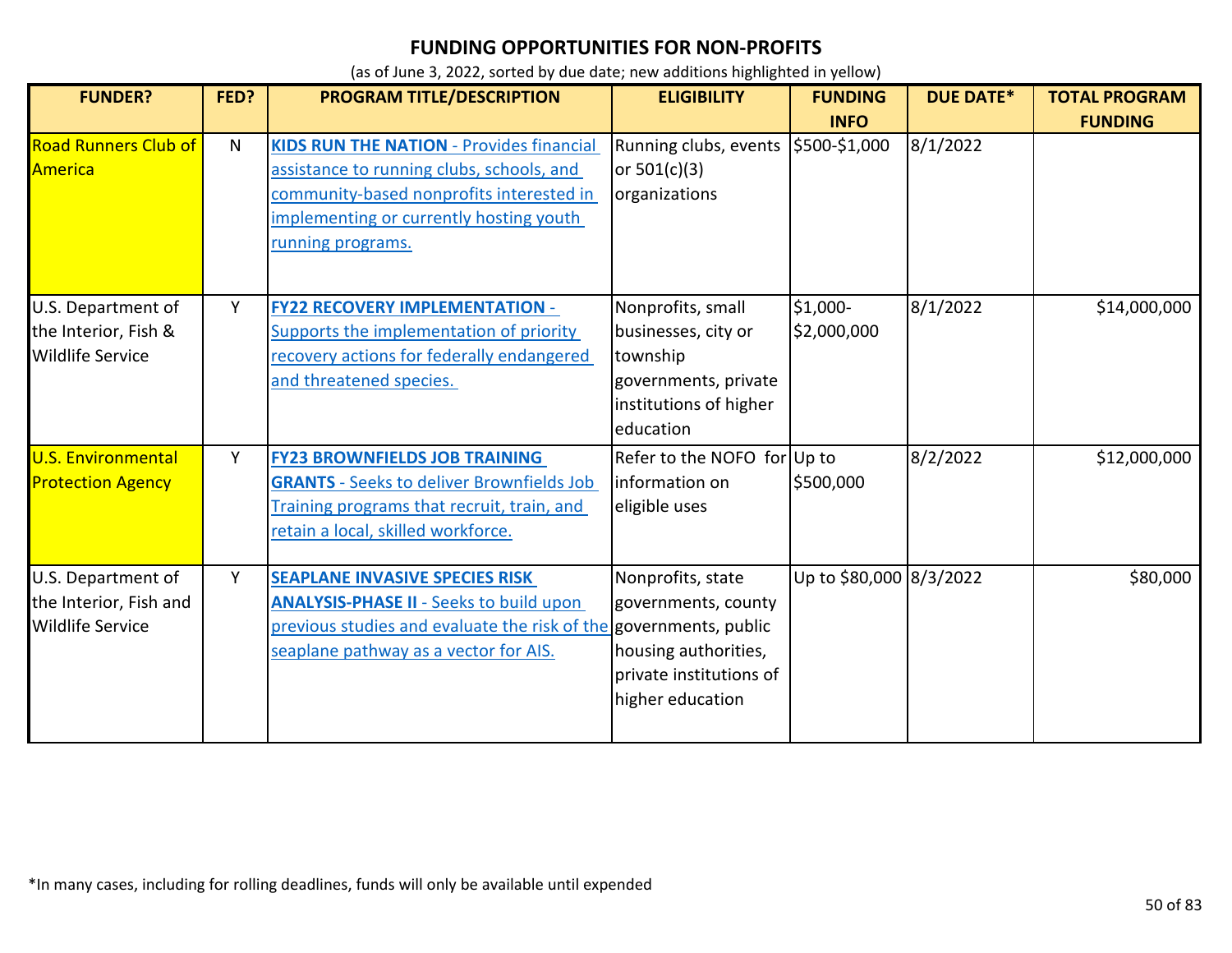## FUNDING OPPORTUNITIES FOR NON-PROFITS

(as of June 3, 2022, sorted by due date; new additions highlighted in yellow)

| FUNDER? | FED? | PROGRAM TITLE/DESCRIPTION | ELIGIBILITY | FUNDING INFO | DUE DATE* | TOTAL PROGRAM FUNDING |
|---|---|---|---|---|---|---|
| Road Runners Club of America | N | **KIDS RUN THE NATION** - Provides financial assistance to running clubs, schools, and community-based nonprofits interested in implementing or currently hosting youth running programs. | Running clubs, events or 501(c)(3) organizations | \$500-\$1,000 | 8/1/2022 | |
| U.S. Department of the Interior, Fish & Wildlife Service | Y | **FY22 RECOVERY IMPLEMENTATION** - Supports the implementation of priority recovery actions for federally endangered and threatened species. | Nonprofits, small businesses, city or township governments, private institutions of higher education | \$1,000-\$2,000,000 | 8/1/2022 | \$14,000,000 |
| U.S. Environmental Protection Agency | Y | **FY23 BROWNFIELDS JOB TRAINING GRANTS** - Seeks to deliver Brownfields Job Training programs that recruit, train, and retain a local, skilled workforce. | Refer to the NOFO for information on eligible uses | Up to \$500,000 | 8/2/2022 | \$12,000,000 |
| U.S. Department of the Interior, Fish and Wildlife Service | Y | **SEAPLANE INVASIVE SPECIES RISK ANALYSIS-PHASE II** - Seeks to build upon previous studies and evaluate the risk of the seaplane pathway as a vector for AIS. | Nonprofits, state governments, county governments, public housing authorities, private institutions of higher education | Up to \$80,000 | 8/3/2022 | \$80,000 |

*In many cases, including for rolling deadlines, funds will only be available until expended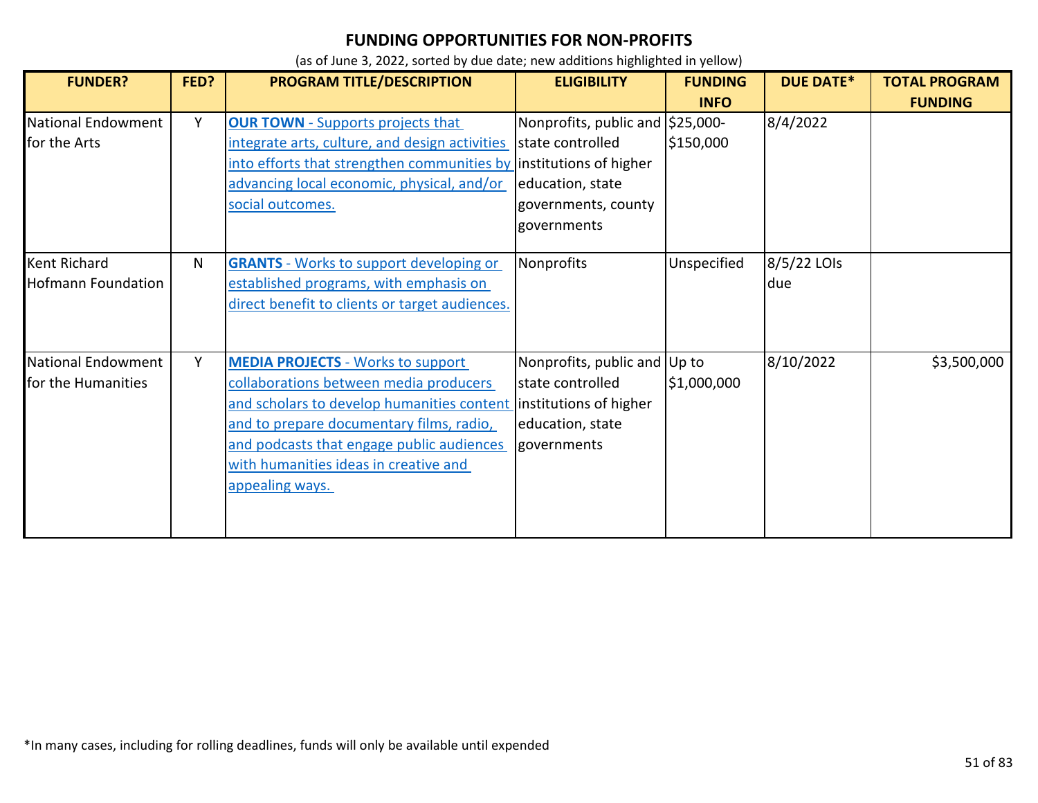# FUNDING OPPORTUNITIES FOR NON-PROFITS

(as of June 3, 2022, sorted by due date; new additions highlighted in yellow)

| FUNDER? | FED? | PROGRAM TITLE/DESCRIPTION | ELIGIBILITY | FUNDING INFO | DUE DATE* | TOTAL PROGRAM FUNDING |
|---|---|---|---|---|---|---|
| National Endowment for the Arts | Y | **OUR TOWN** - Supports projects that integrate arts, culture, and design activities into efforts that strengthen communities by advancing local economic, physical, and/or social outcomes. | Nonprofits, public and state controlled institutions of higher education, state governments, county governments | $25,000-$150,000 | 8/4/2022 | |
| Kent Richard Hofmann Foundation | N | **GRANTS** - Works to support developing or established programs, with emphasis on direct benefit to clients or target audiences. | Nonprofits | Unspecified | 8/5/22 LOIs due | |
| National Endowment for the Humanities | Y | **MEDIA PROJECTS** - Works to support collaborations between media producers and scholars to develop humanities content and to prepare documentary films, radio, and podcasts that engage public audiences with humanities ideas in creative and appealing ways. | Nonprofits, public and state controlled institutions of higher education, state governments | Up to $1,000,000 | 8/10/2022 | $3,500,000 |

*In many cases, including for rolling deadlines, funds will only be available until expended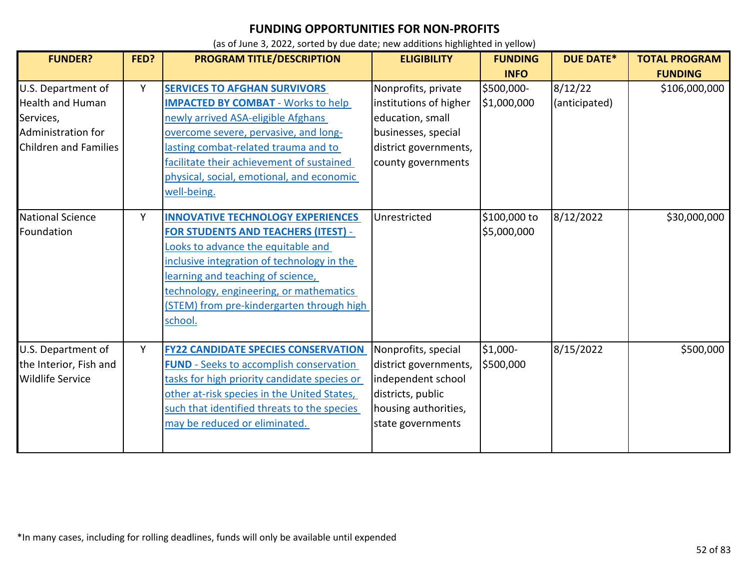## FUNDING OPPORTUNITIES FOR NON-PROFITS

(as of June 3, 2022, sorted by due date; new additions highlighted in yellow)

| FUNDER? | FED? | PROGRAM TITLE/DESCRIPTION | ELIGIBILITY | FUNDING INFO | DUE DATE* | TOTAL PROGRAM FUNDING |
|---|---|---|---|---|---|---|
| U.S. Department of Health and Human Services, Administration for Children and Families | Y | **SERVICES TO AFGHAN SURVIVORS IMPACTED BY COMBAT** - Works to help newly arrived ASA-eligible Afghans overcome severe, pervasive, and long-lasting combat-related trauma and to facilitate their achievement of sustained physical, social, emotional, and economic well-being. | Nonprofits, private institutions of higher education, small businesses, special district governments, county governments | $500,000-$1,000,000 | 8/12/22 (anticipated) | $106,000,000 |
| National Science Foundation | Y | **INNOVATIVE TECHNOLOGY EXPERIENCES FOR STUDENTS AND TEACHERS (ITEST)** - Looks to advance the equitable and inclusive integration of technology in the learning and teaching of science, technology, engineering, or mathematics (STEM) from pre-kindergarten through high school. | Unrestricted | $100,000 to $5,000,000 | 8/12/2022 | $30,000,000 |
| U.S. Department of the Interior, Fish and Wildlife Service | Y | **FY22 CANDIDATE SPECIES CONSERVATION FUND** - Seeks to accomplish conservation tasks for high priority candidate species or other at-risk species in the United States, such that identified threats to the species may be reduced or eliminated. | Nonprofits, special district governments, independent school districts, public housing authorities, state governments | $1,000-$500,000 | 8/15/2022 | $500,000 |

*In many cases, including for rolling deadlines, funds will only be available until expended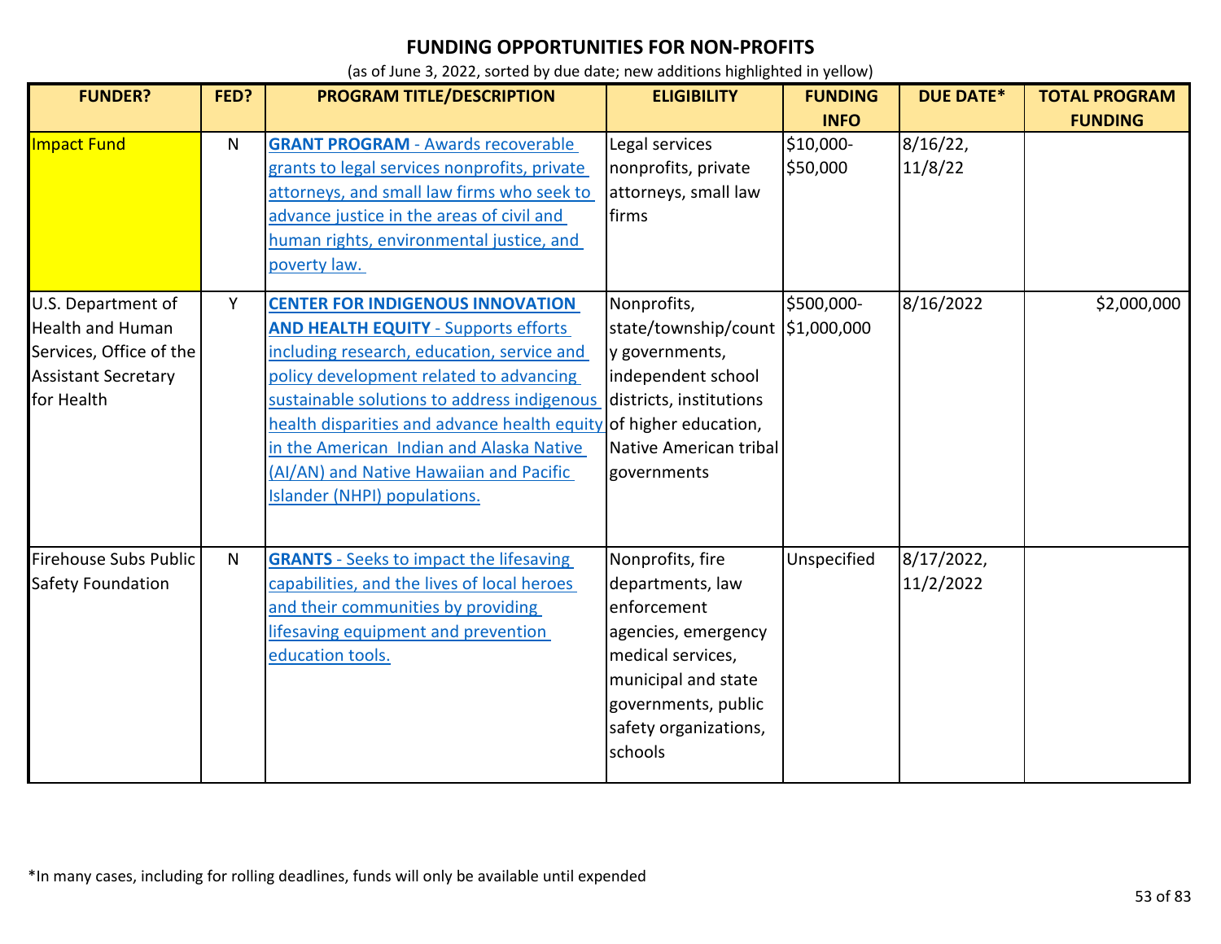# FUNDING OPPORTUNITIES FOR NON-PROFITS

(as of June 3, 2022, sorted by due date; new additions highlighted in yellow)

| FUNDER? | FED? | PROGRAM TITLE/DESCRIPTION | ELIGIBILITY | FUNDING INFO | DUE DATE* | TOTAL PROGRAM FUNDING |
|---|---|---|---|---|---|---|
| Impact Fund | N | **GRANT PROGRAM** - Awards recoverable grants to legal services nonprofits, private attorneys, and small law firms who seek to advance justice in the areas of civil and human rights, environmental justice, and poverty law. | Legal services nonprofits, private attorneys, small law firms | $10,000-$50,000 | 8/16/22, 11/8/22 | |
| U.S. Department of Health and Human Services, Office of the Assistant Secretary for Health | Y | **CENTER FOR INDIGENOUS INNOVATION AND HEALTH EQUITY** - Supports efforts including research, education, service and policy development related to advancing sustainable solutions to address indigenous health disparities and advance health equity in the American Indian and Alaska Native (AI/AN) and Native Hawaiian and Pacific Islander (NHPI) populations. | Nonprofits, state/township/county governments, independent school districts, institutions of higher education, Native American tribal governments | $500,000-$1,000,000 | 8/16/2022 | $2,000,000 |
| Firehouse Subs Public Safety Foundation | N | **GRANTS** - Seeks to impact the lifesaving capabilities, and the lives of local heroes and their communities by providing lifesaving equipment and prevention education tools. | Nonprofits, fire departments, law enforcement agencies, emergency medical services, municipal and state governments, public safety organizations, schools | Unspecified | 8/17/2022, 11/2/2022 | |

*In many cases, including for rolling deadlines, funds will only be available until expended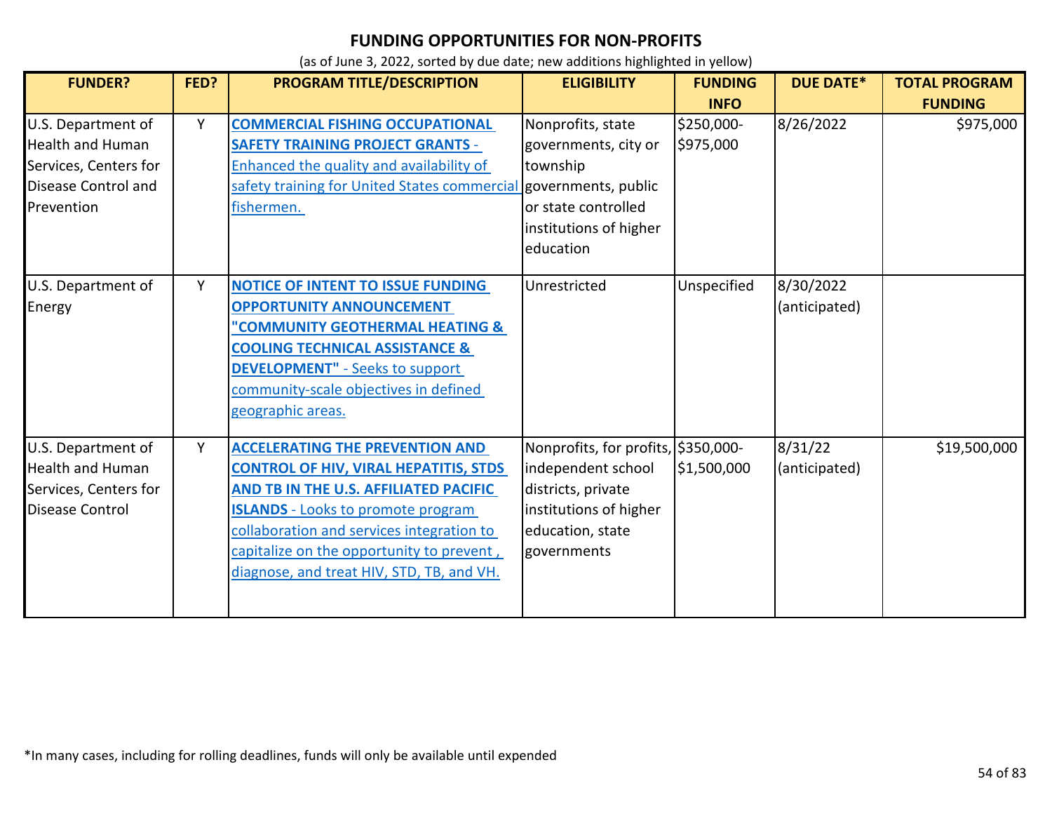# FUNDING OPPORTUNITIES FOR NON-PROFITS

(as of June 3, 2022, sorted by due date; new additions highlighted in yellow)

| FUNDER? | FED? | PROGRAM TITLE/DESCRIPTION | ELIGIBILITY | FUNDING INFO | DUE DATE* | TOTAL PROGRAM FUNDING |
|---|---|---|---|---|---|---|
| U.S. Department of Health and Human Services, Centers for Disease Control and Prevention | Y | **COMMERCIAL FISHING OCCUPATIONAL SAFETY TRAINING PROJECT GRANTS** - Enhanced the quality and availability of safety training for United States commercial fishermen. | Nonprofits, state governments, city or township governments, public or state controlled institutions of higher education | $250,000-$975,000 | 8/26/2022 | $975,000 |
| U.S. Department of Energy | Y | **NOTICE OF INTENT TO ISSUE FUNDING OPPORTUNITY ANNOUNCEMENT "COMMUNITY GEOTHERMAL HEATING & COOLING TECHNICAL ASSISTANCE & DEVELOPMENT"** - Seeks to support community-scale objectives in defined geographic areas. | Unrestricted | Unspecified | 8/30/2022 (anticipated) | |
| U.S. Department of Health and Human Services, Centers for Disease Control | Y | **ACCELERATING THE PREVENTION AND CONTROL OF HIV, VIRAL HEPATITIS, STDS AND TB IN THE U.S. AFFILIATED PACIFIC ISLANDS** - Looks to promote program collaboration and services integration to capitalize on the opportunity to prevent , diagnose, and treat HIV, STD, TB, and VH. | Nonprofits, for profits, independent school districts, private institutions of higher education, state governments | $350,000-$1,500,000 | 8/31/22 (anticipated) | $19,500,000 |

*In many cases, including for rolling deadlines, funds will only be available until expended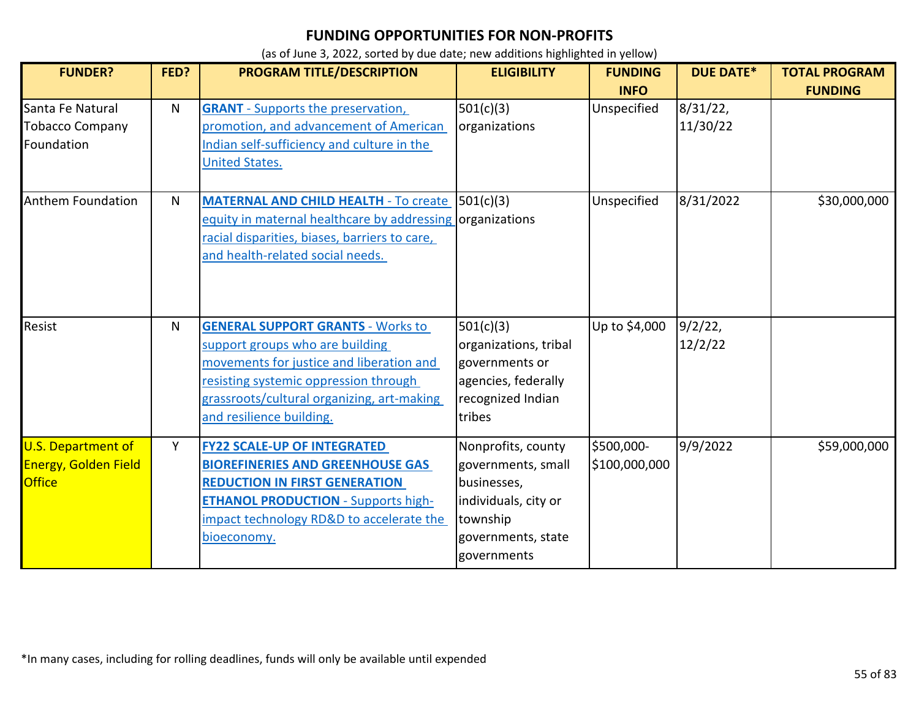# FUNDING OPPORTUNITIES FOR NON-PROFITS

(as of June 3, 2022, sorted by due date; new additions highlighted in yellow)

| FUNDER? | FED? | PROGRAM TITLE/DESCRIPTION | ELIGIBILITY | FUNDING INFO | DUE DATE* | TOTAL PROGRAM FUNDING |
|---|---|---|---|---|---|---|
| Santa Fe Natural Tobacco Company Foundation | N | **GRANT** - Supports the preservation, promotion, and advancement of American Indian self-sufficiency and culture in the United States. | 501(c)(3) organizations | Unspecified | 8/31/22, 11/30/22 | |
| Anthem Foundation | N | **MATERNAL AND CHILD HEALTH** - To create equity in maternal healthcare by addressing racial disparities, biases, barriers to care, and health-related social needs. | 501(c)(3) organizations | Unspecified | 8/31/2022 | $30,000,000 |
| Resist | N | **GENERAL SUPPORT GRANTS** - Works to support groups who are building movements for justice and liberation and resisting systemic oppression through grassroots/cultural organizing, art-making and resilience building. | 501(c)(3) organizations, tribal governments or agencies, federally recognized Indian tribes | Up to $4,000 | 9/2/22, 12/2/22 | |
| U.S. Department of Energy, Golden Field Office | Y | **FY22 SCALE-UP OF INTEGRATED BIOREFINERIES AND GREENHOUSE GAS REDUCTION IN FIRST GENERATION ETHANOL PRODUCTION** - Supports high-impact technology RD&D to accelerate the bioeconomy. | Nonprofits, county governments, small businesses, individuals, city or township governments, state governments | $500,000-$100,000,000 | 9/9/2022 | $59,000,000 |

*In many cases, including for rolling deadlines, funds will only be available until expended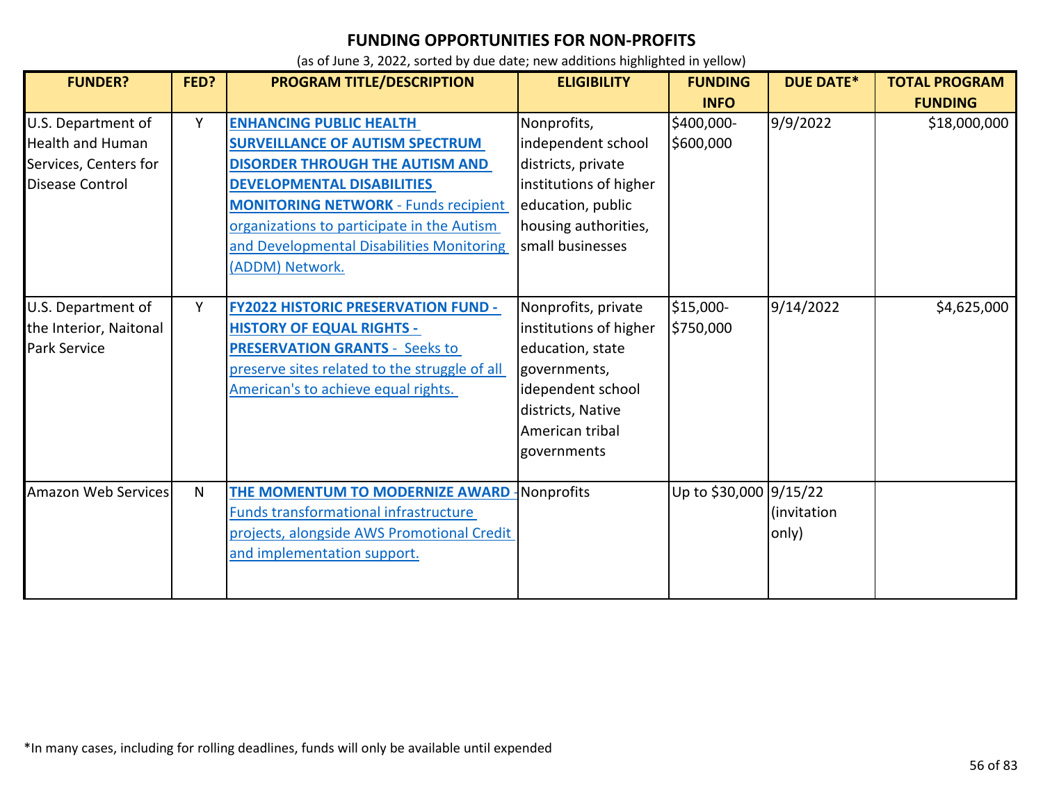# FUNDING OPPORTUNITIES FOR NON-PROFITS

(as of June 3, 2022, sorted by due date; new additions highlighted in yellow)

| FUNDER? | FED? | PROGRAM TITLE/DESCRIPTION | ELIGIBILITY | FUNDING INFO | DUE DATE* | TOTAL PROGRAM FUNDING |
|---|---|---|---|---|---|---|
| U.S. Department of Health and Human Services, Centers for Disease Control | Y | **ENHANCING PUBLIC HEALTH SURVEILLANCE OF AUTISM SPECTRUM DISORDER THROUGH THE AUTISM AND DEVELOPMENTAL DISABILITIES MONITORING NETWORK** - Funds recipient organizations to participate in the Autism and Developmental Disabilities Monitoring (ADDM) Network. | Nonprofits, independent school districts, private institutions of higher education, public housing authorities, small businesses | $400,000-$600,000 | 9/9/2022 | $18,000,000 |
| U.S. Department of the Interior, Naitonal Park Service | Y | **FY2022 HISTORIC PRESERVATION FUND - HISTORY OF EQUAL RIGHTS - PRESERVATION GRANTS** - Seeks to preserve sites related to the struggle of all American's to achieve equal rights. | Nonprofits, private institutions of higher education, state governments, idependent school districts, Native American tribal governments | $15,000-$750,000 | 9/14/2022 | $4,625,000 |
| Amazon Web Services | N | **THE MOMENTUM TO MODERNIZE AWARD** - Funds transformational infrastructure projects, alongside AWS Promotional Credit and implementation support. | Nonprofits | Up to $30,000 | 9/15/22 (invitation only) | |

*In many cases, including for rolling deadlines, funds will only be available until expended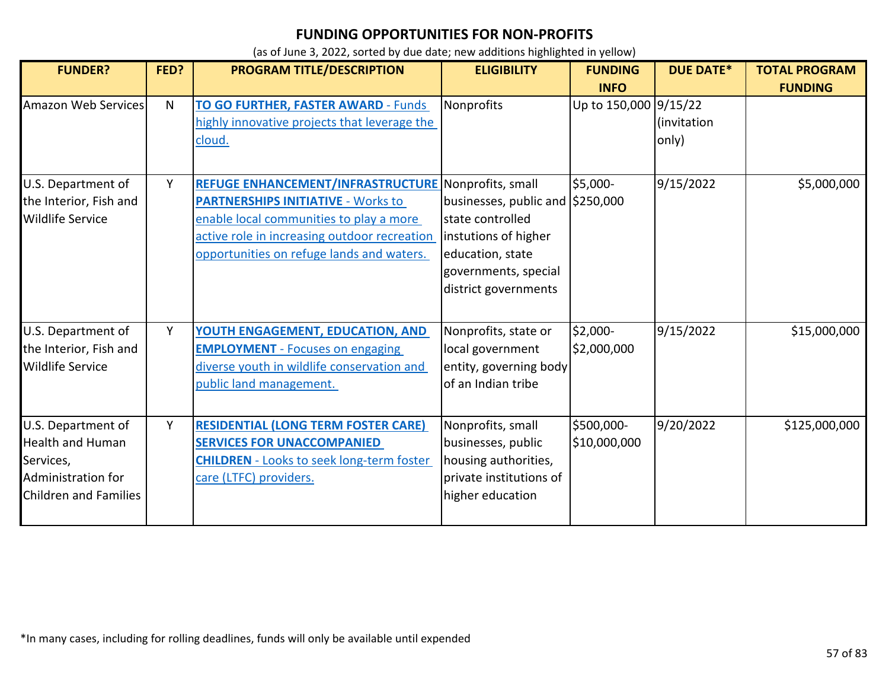# FUNDING OPPORTUNITIES FOR NON-PROFITS

(as of June 3, 2022, sorted by due date; new additions highlighted in yellow)

| FUNDER? | FED? | PROGRAM TITLE/DESCRIPTION | ELIGIBILITY | FUNDING INFO | DUE DATE* | TOTAL PROGRAM FUNDING |
|---|---|---|---|---|---|---|
| Amazon Web Services | N | **TO GO FURTHER, FASTER AWARD** - Funds highly innovative projects that leverage the cloud. | Nonprofits | Up to 150,000 | 9/15/22 (invitation only) | |
| U.S. Department of the Interior, Fish and Wildlife Service | Y | **REFUGE ENHANCEMENT/INFRASTRUCTURE PARTNERSHIPS INITIATIVE** - Works to enable local communities to play a more active role in increasing outdoor recreation opportunities on refuge lands and waters. | Nonprofits, small businesses, public and state controlled instutions of higher education, state governments, special district governments | $5,000-$250,000 | 9/15/2022 | $5,000,000 |
| U.S. Department of the Interior, Fish and Wildlife Service | Y | **YOUTH ENGAGEMENT, EDUCATION, AND EMPLOYMENT** - Focuses on engaging diverse youth in wildlife conservation and public land management. | Nonprofits, state or local government entity, governing body of an Indian tribe | $2,000-$2,000,000 | 9/15/2022 | $15,000,000 |
| U.S. Department of Health and Human Services, Administration for Children and Families | Y | **RESIDENTIAL (LONG TERM FOSTER CARE) SERVICES FOR UNACCOMPANIED CHILDREN** - Looks to seek long-term foster care (LTFC) providers. | Nonprofits, small businesses, public housing authorities, private institutions of higher education | $500,000-$10,000,000 | 9/20/2022 | $125,000,000 |

*In many cases, including for rolling deadlines, funds will only be available until expended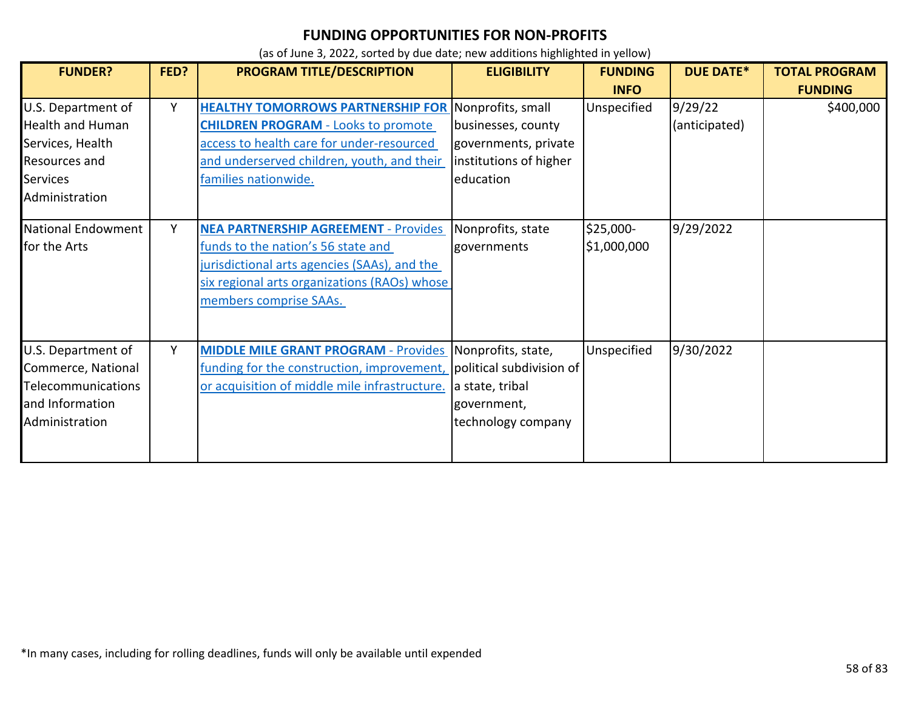# FUNDING OPPORTUNITIES FOR NON-PROFITS

(as of June 3, 2022, sorted by due date; new additions highlighted in yellow)

| FUNDER? | FED? | PROGRAM TITLE/DESCRIPTION | ELIGIBILITY | FUNDING INFO | DUE DATE* | TOTAL PROGRAM FUNDING |
|---|---|---|---|---|---|---|
| U.S. Department of Health and Human Services, Health Resources and Services Administration | Y | **HEALTHY TOMORROWS PARTNERSHIP FOR CHILDREN PROGRAM** - Looks to promote access to health care for under-resourced and underserved children, youth, and their families nationwide. | Nonprofits, small businesses, county governments, private institutions of higher education | Unspecified | 9/29/22 (anticipated) | $400,000 |
| National Endowment for the Arts | Y | **NEA PARTNERSHIP AGREEMENT** - Provides funds to the nation's 56 state and jurisdictional arts agencies (SAAs), and the six regional arts organizations (RAOs) whose members comprise SAAs. | Nonprofits, state governments | $25,000-$1,000,000 | 9/29/2022 | |
| U.S. Department of Commerce, National Telecommunications and Information Administration | Y | **MIDDLE MILE GRANT PROGRAM** - Provides funding for the construction, improvement, or acquisition of middle mile infrastructure. | Nonprofits, state, political subdivision of a state, tribal government, technology company | Unspecified | 9/30/2022 | |

*In many cases, including for rolling deadlines, funds will only be available until expended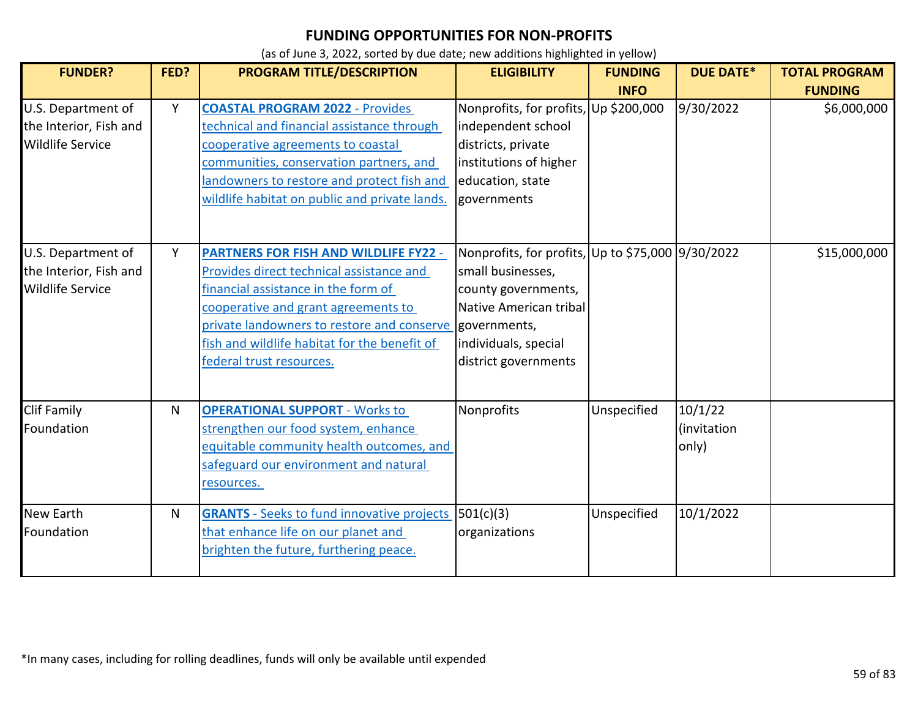# FUNDING OPPORTUNITIES FOR NON-PROFITS

(as of June 3, 2022, sorted by due date; new additions highlighted in yellow)

| FUNDER? | FED? | PROGRAM TITLE/DESCRIPTION | ELIGIBILITY | FUNDING INFO | DUE DATE* | TOTAL PROGRAM FUNDING |
|---|---|---|---|---|---|---|
| U.S. Department of the Interior, Fish and Wildlife Service | Y | **COASTAL PROGRAM 2022** - Provides technical and financial assistance through cooperative agreements to coastal communities, conservation partners, and landowners to restore and protect fish and wildlife habitat on public and private lands. | Nonprofits, for profits, independent school districts, private institutions of higher education, state governments | Up $200,000 | 9/30/2022 | $6,000,000 |
| U.S. Department of the Interior, Fish and Wildlife Service | Y | **PARTNERS FOR FISH AND WILDLIFE FY22** - Provides direct technical assistance and financial assistance in the form of cooperative and grant agreements to private landowners to restore and conserve fish and wildlife habitat for the benefit of federal trust resources. | Nonprofits, for profits, small businesses, county governments, Native American tribal governments, individuals, special district governments | Up to $75,000 | 9/30/2022 | $15,000,000 |
| Clif Family Foundation | N | **OPERATIONAL SUPPORT** - Works to strengthen our food system, enhance equitable community health outcomes, and safeguard our environment and natural resources. | Nonprofits | Unspecified | 10/1/22 (invitation only) | |
| New Earth Foundation | N | **GRANTS** - Seeks to fund innovative projects that enhance life on our planet and brighten the future, furthering peace. | 501(c)(3) organizations | Unspecified | 10/1/2022 | |

*In many cases, including for rolling deadlines, funds will only be available until expended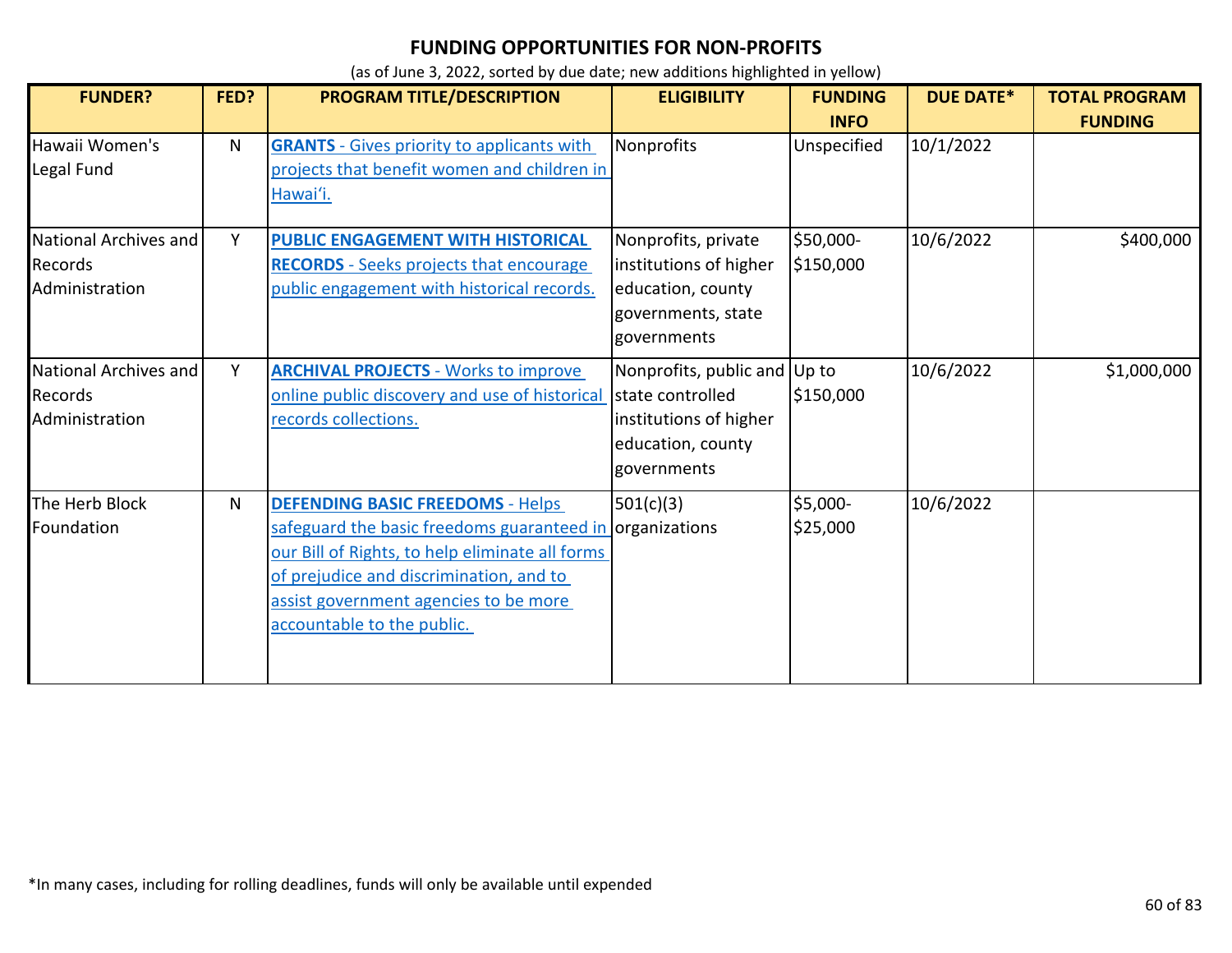# FUNDING OPPORTUNITIES FOR NON-PROFITS

(as of June 3, 2022, sorted by due date; new additions highlighted in yellow)

| FUNDER? | FED? | PROGRAM TITLE/DESCRIPTION | ELIGIBILITY | FUNDING INFO | DUE DATE* | TOTAL PROGRAM FUNDING |
|---|---|---|---|---|---|---|
| Hawaii Women's Legal Fund | N | **GRANTS** - Gives priority to applicants with projects that benefit women and children in Hawaiʻi. | Nonprofits | Unspecified | 10/1/2022 | |
| National Archives and Records Administration | Y | **PUBLIC ENGAGEMENT WITH HISTORICAL RECORDS** - Seeks projects that encourage public engagement with historical records. | Nonprofits, private institutions of higher education, county governments, state governments | $50,000-$150,000 | 10/6/2022 | $400,000 |
| National Archives and Records Administration | Y | **ARCHIVAL PROJECTS** - Works to improve online public discovery and use of historical records collections. | Nonprofits, public and state controlled institutions of higher education, county governments | Up to $150,000 | 10/6/2022 | $1,000,000 |
| The Herb Block Foundation | N | **DEFENDING BASIC FREEDOMS** - Helps safeguard the basic freedoms guaranteed in our Bill of Rights, to help eliminate all forms of prejudice and discrimination, and to assist government agencies to be more accountable to the public. | 501(c)(3) organizations | $5,000-$25,000 | 10/6/2022 | |

*In many cases, including for rolling deadlines, funds will only be available until expended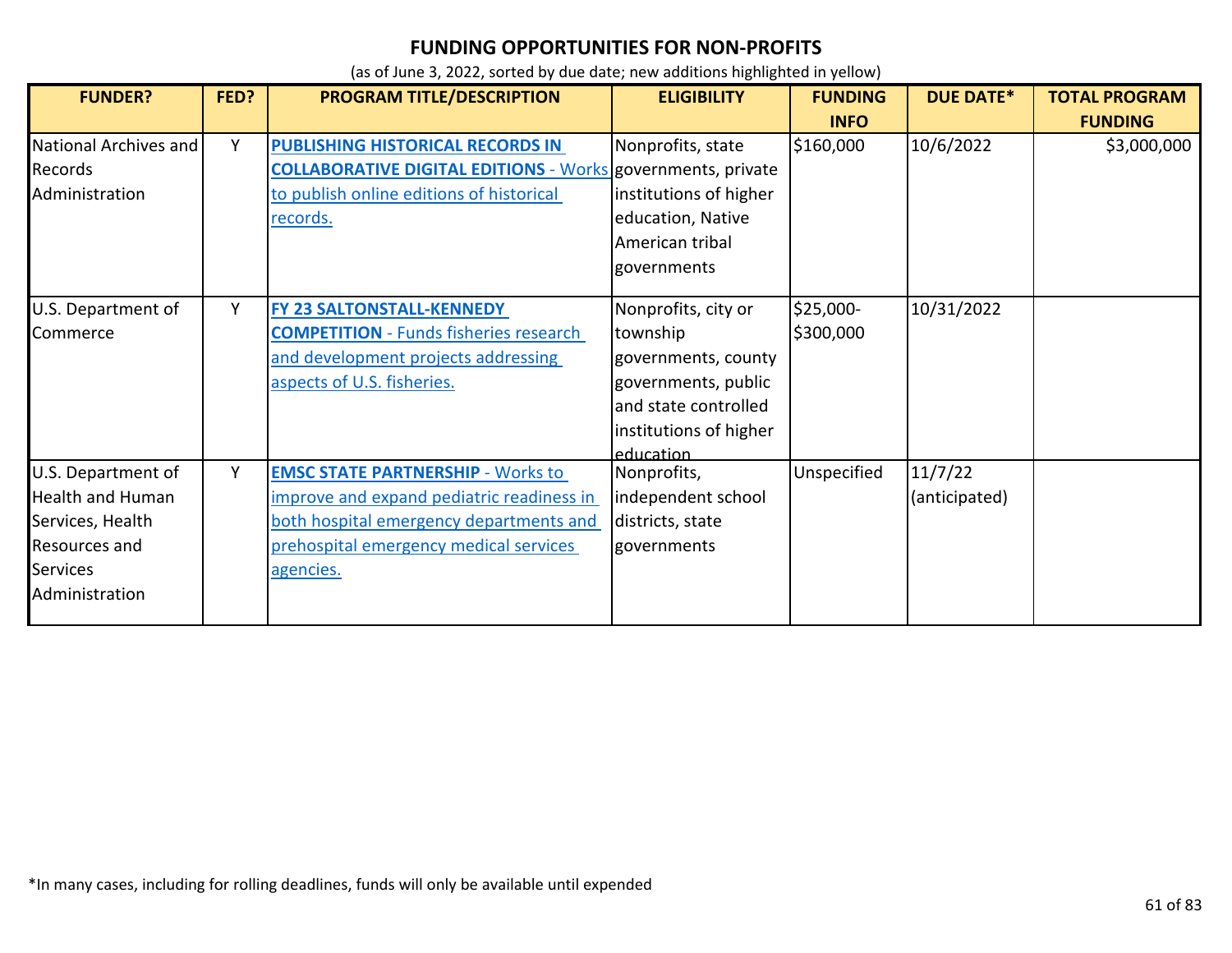# FUNDING OPPORTUNITIES FOR NON-PROFITS

(as of June 3, 2022, sorted by due date; new additions highlighted in yellow)

| FUNDER? | FED? | PROGRAM TITLE/DESCRIPTION | ELIGIBILITY | FUNDING INFO | DUE DATE* | TOTAL PROGRAM FUNDING |
|---|---|---|---|---|---|---|
| National Archives and Records Administration | Y | **PUBLISHING HISTORICAL RECORDS IN COLLABORATIVE DIGITAL EDITIONS** - Works to publish online editions of historical records. | Nonprofits, state governments, private institutions of higher education, Native American tribal governments | $160,000 | 10/6/2022 | $3,000,000 |
| U.S. Department of Commerce | Y | **FY 23 SALTONSTALL-KENNEDY COMPETITION** - Funds fisheries research and development projects addressing aspects of U.S. fisheries. | Nonprofits, city or township governments, county governments, public and state controlled institutions of higher education | $25,000-$300,000 | 10/31/2022 | |
| U.S. Department of Health and Human Services, Health Resources and Services Administration | Y | **EMSC STATE PARTNERSHIP** - Works to improve and expand pediatric readiness in both hospital emergency departments and prehospital emergency medical services agencies. | Nonprofits, independent school districts, state governments | Unspecified | 11/7/22 (anticipated) | |

*In many cases, including for rolling deadlines, funds will only be available until expended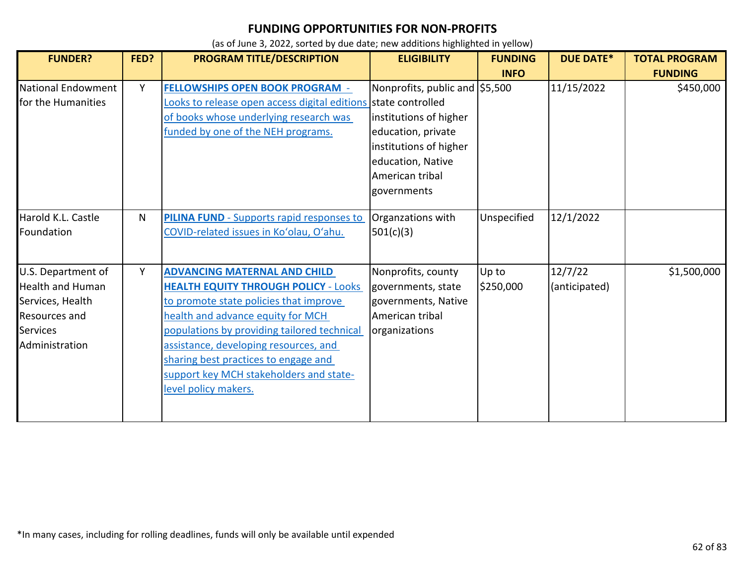# FUNDING OPPORTUNITIES FOR NON-PROFITS

(as of June 3, 2022, sorted by due date; new additions highlighted in yellow)

| FUNDER? | FED? | PROGRAM TITLE/DESCRIPTION | ELIGIBILITY | FUNDING INFO | DUE DATE* | TOTAL PROGRAM FUNDING |
|---|---|---|---|---|---|---|
| National Endowment for the Humanities | Y | **FELLOWSHIPS OPEN BOOK PROGRAM** - Looks to release open access digital editions of books whose underlying research was funded by one of the NEH programs. | Nonprofits, public and state controlled institutions of higher education, private institutions of higher education, Native American tribal governments | $5,500 | 11/15/2022 | $450,000 |
| Harold K.L. Castle Foundation | N | **PILINA FUND** - Supports rapid responses to COVID-related issues in Koʻolau, Oʻahu. | Organzations with 501(c)(3) | Unspecified | 12/1/2022 | |
| U.S. Department of Health and Human Services, Health Resources and Services Administration | Y | **ADVANCING MATERNAL AND CHILD HEALTH EQUITY THROUGH POLICY** - Looks to promote state policies that improve health and advance equity for MCH populations by providing tailored technical assistance, developing resources, and sharing best practices to engage and support key MCH stakeholders and state-level policy makers. | Nonprofits, county governments, state governments, Native American tribal organizations | Up to $250,000 | 12/7/22 (anticipated) | $1,500,000 |

*In many cases, including for rolling deadlines, funds will only be available until expended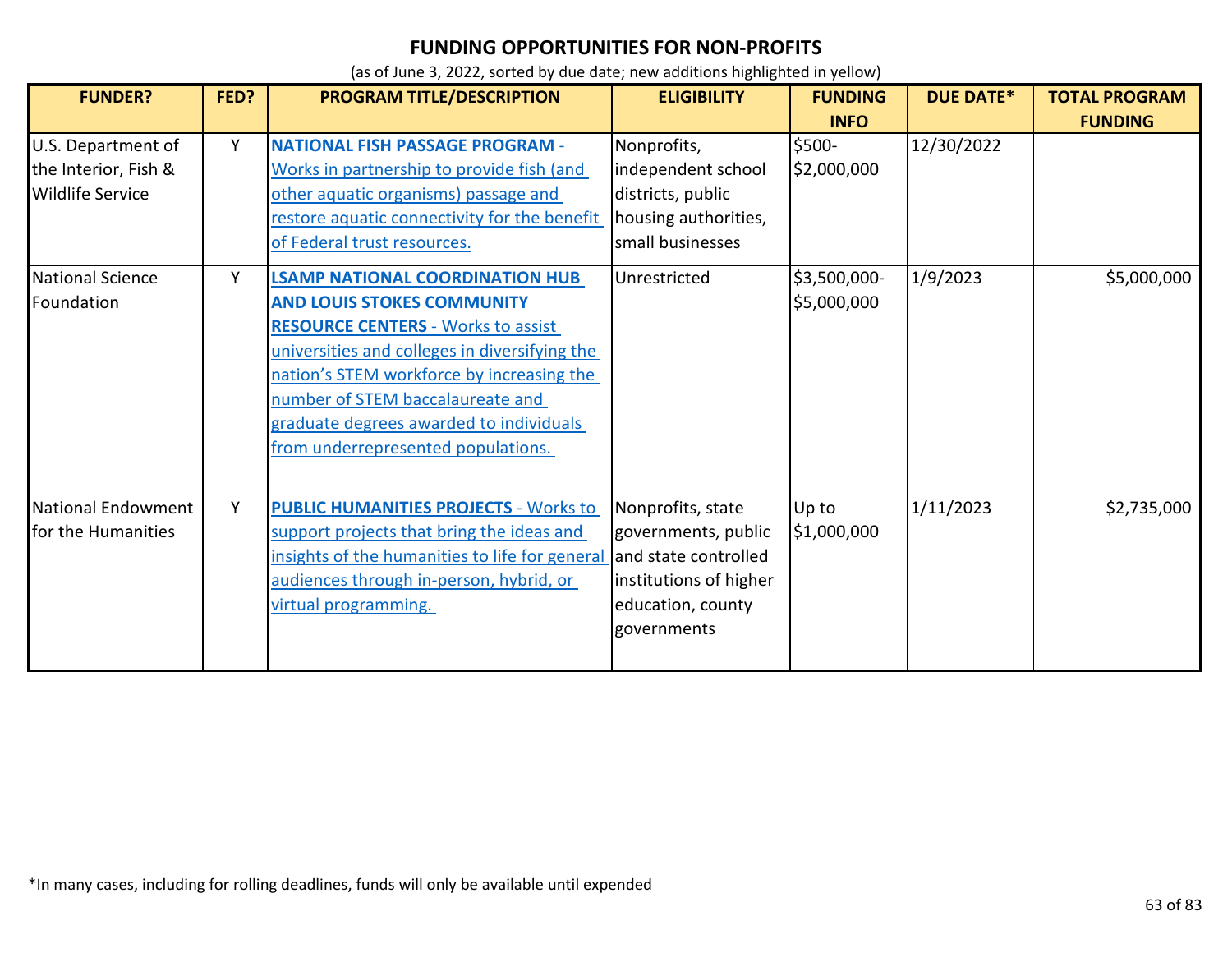# FUNDING OPPORTUNITIES FOR NON-PROFITS

(as of June 3, 2022, sorted by due date; new additions highlighted in yellow)

| FUNDER? | FED? | PROGRAM TITLE/DESCRIPTION | ELIGIBILITY | FUNDING INFO | DUE DATE* | TOTAL PROGRAM FUNDING |
|---|---|---|---|---|---|---|
| U.S. Department of the Interior, Fish & Wildlife Service | Y | **NATIONAL FISH PASSAGE PROGRAM** - Works in partnership to provide fish (and other aquatic organisms) passage and restore aquatic connectivity for the benefit of Federal trust resources. | Nonprofits, independent school districts, public housing authorities, small businesses | $500-$2,000,000 | 12/30/2022 | |
| National Science Foundation | Y | **LSAMP NATIONAL COORDINATION HUB AND LOUIS STOKES COMMUNITY RESOURCE CENTERS** - Works to assist universities and colleges in diversifying the nation's STEM workforce by increasing the number of STEM baccalaureate and graduate degrees awarded to individuals from underrepresented populations. | Unrestricted | $3,500,000-$5,000,000 | 1/9/2023 | $5,000,000 |
| National Endowment for the Humanities | Y | **PUBLIC HUMANITIES PROJECTS** - Works to support projects that bring the ideas and insights of the humanities to life for general audiences through in-person, hybrid, or virtual programming. | Nonprofits, state governments, public and state controlled institutions of higher education, county governments | Up to $1,000,000 | 1/11/2023 | $2,735,000 |

*In many cases, including for rolling deadlines, funds will only be available until expended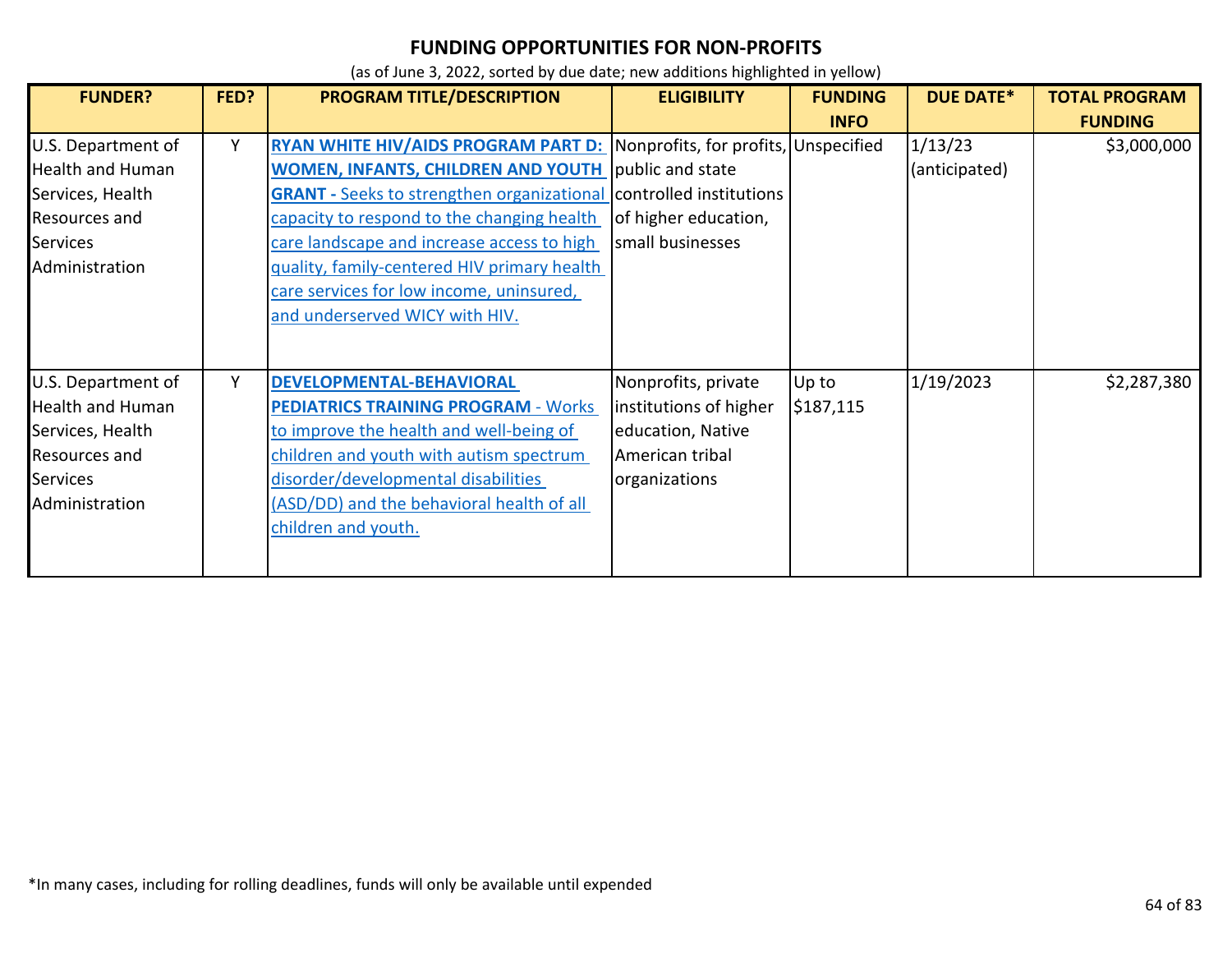# FUNDING OPPORTUNITIES FOR NON-PROFITS

(as of June 3, 2022, sorted by due date; new additions highlighted in yellow)

| FUNDER? | FED? | PROGRAM TITLE/DESCRIPTION | ELIGIBILITY | FUNDING INFO | DUE DATE* | TOTAL PROGRAM FUNDING |
|---|---|---|---|---|---|---|
| U.S. Department of Health and Human Services, Health Resources and Services Administration | Y | **RYAN WHITE HIV/AIDS PROGRAM PART D: WOMEN, INFANTS, CHILDREN AND YOUTH GRANT -** Seeks to strengthen organizational capacity to respond to the changing health care landscape and increase access to high quality, family-centered HIV primary health care services for low income, uninsured, and underserved WICY with HIV. | Nonprofits, for profits, public and state controlled institutions of higher education, small businesses | Unspecified | 1/13/23 (anticipated) | $3,000,000 |
| U.S. Department of Health and Human Services, Health Resources and Services Administration | Y | **DEVELOPMENTAL-BEHAVIORAL PEDIATRICS TRAINING PROGRAM** - Works to improve the health and well-being of children and youth with autism spectrum disorder/developmental disabilities (ASD/DD) and the behavioral health of all children and youth. | Nonprofits, private institutions of higher education, Native American tribal organizations | Up to $187,115 | 1/19/2023 | $2,287,380 |

*In many cases, including for rolling deadlines, funds will only be available until expended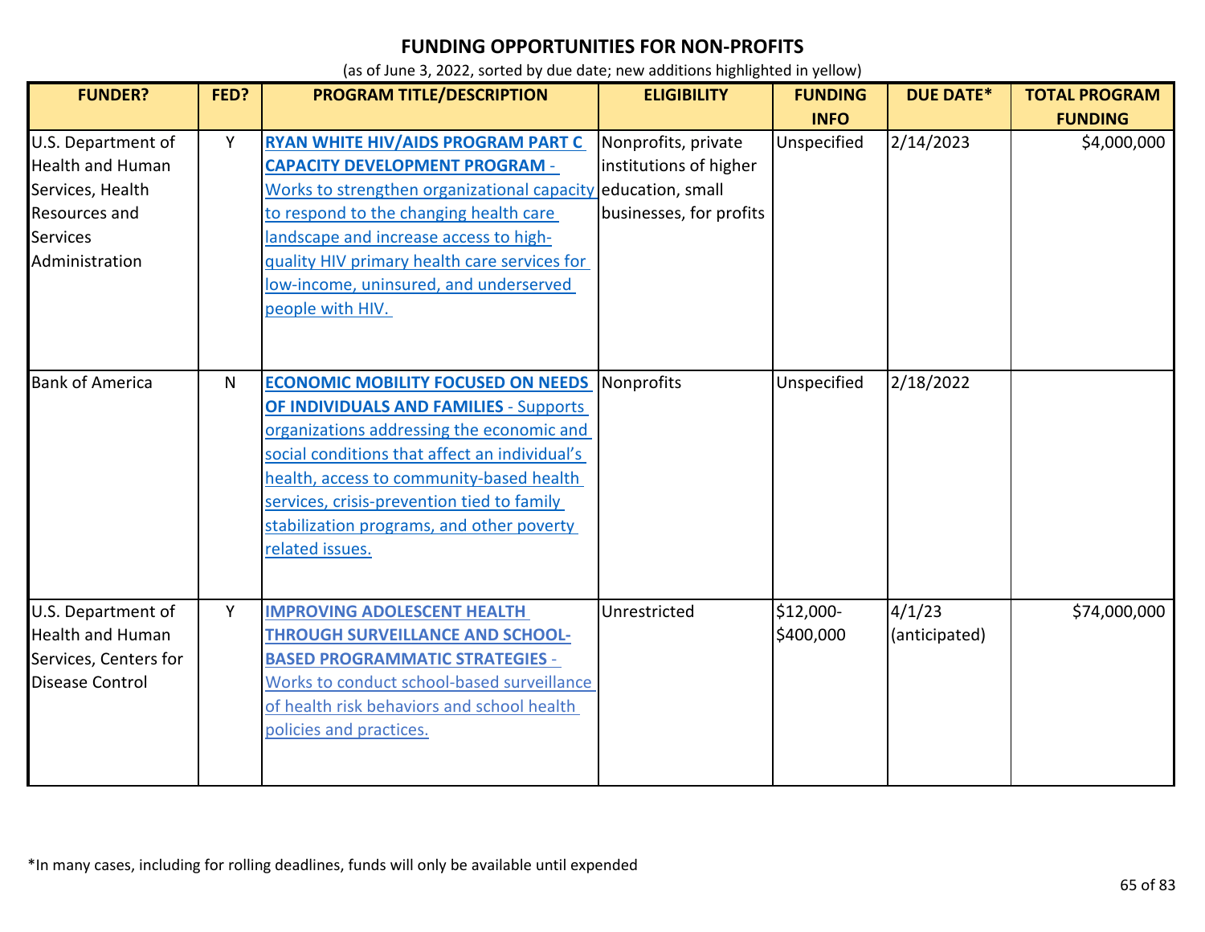# FUNDING OPPORTUNITIES FOR NON-PROFITS

(as of June 3, 2022, sorted by due date; new additions highlighted in yellow)

| FUNDER? | FED? | PROGRAM TITLE/DESCRIPTION | ELIGIBILITY | FUNDING INFO | DUE DATE* | TOTAL PROGRAM FUNDING |
|---|---|---|---|---|---|---|
| U.S. Department of Health and Human Services, Health Resources and Services Administration | Y | **RYAN WHITE HIV/AIDS PROGRAM PART C CAPACITY DEVELOPMENT PROGRAM** - Works to strengthen organizational capacity to respond to the changing health care landscape and increase access to high-quality HIV primary health care services for low-income, uninsured, and underserved people with HIV. | Nonprofits, private institutions of higher education, small businesses, for profits | Unspecified | 2/14/2023 | $4,000,000 |
| Bank of America | N | **ECONOMIC MOBILITY FOCUSED ON NEEDS OF INDIVIDUALS AND FAMILIES** - Supports organizations addressing the economic and social conditions that affect an individual's health, access to community-based health services, crisis-prevention tied to family stabilization programs, and other poverty related issues. | Nonprofits | Unspecified | 2/18/2022 | |
| U.S. Department of Health and Human Services, Centers for Disease Control | Y | **IMPROVING ADOLESCENT HEALTH THROUGH SURVEILLANCE AND SCHOOL-BASED PROGRAMMATIC STRATEGIES** - Works to conduct school-based surveillance of health risk behaviors and school health policies and practices. | Unrestricted | $12,000-$400,000 | 4/1/23 (anticipated) | $74,000,000 |

*In many cases, including for rolling deadlines, funds will only be available until expended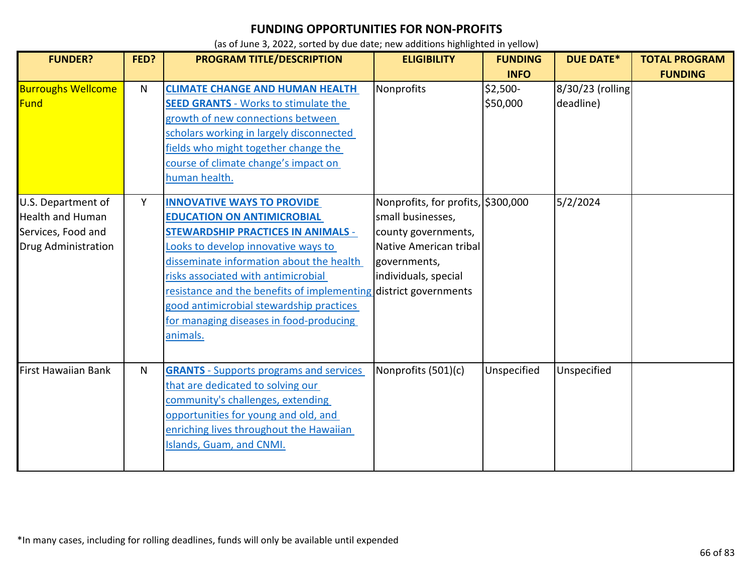# FUNDING OPPORTUNITIES FOR NON-PROFITS

(as of June 3, 2022, sorted by due date; new additions highlighted in yellow)

| FUNDER? | FED? | PROGRAM TITLE/DESCRIPTION | ELIGIBILITY | FUNDING INFO | DUE DATE* | TOTAL PROGRAM FUNDING |
|---|---|---|---|---|---|---|
| Burroughs Wellcome Fund | N | **CLIMATE CHANGE AND HUMAN HEALTH SEED GRANTS** - Works to stimulate the growth of new connections between scholars working in largely disconnected fields who might together change the course of climate change's impact on human health. | Nonprofits | $2,500-$50,000 | 8/30/23 (rolling deadline) | |
| U.S. Department of Health and Human Services, Food and Drug Administration | Y | **INNOVATIVE WAYS TO PROVIDE EDUCATION ON ANTIMICROBIAL STEWARDSHIP PRACTICES IN ANIMALS** - Looks to develop innovative ways to disseminate information about the health risks associated with antimicrobial resistance and the benefits of implementing good antimicrobial stewardship practices for managing diseases in food-producing animals. | Nonprofits, for profits, small businesses, county governments, Native American tribal governments, individuals, special district governments | $300,000 | 5/2/2024 | |
| First Hawaiian Bank | N | **GRANTS** - Supports programs and services that are dedicated to solving our community's challenges, extending opportunities for young and old, and enriching lives throughout the Hawaiian Islands, Guam, and CNMI. | Nonprofits (501)(c) | Unspecified | Unspecified | |

*In many cases, including for rolling deadlines, funds will only be available until expended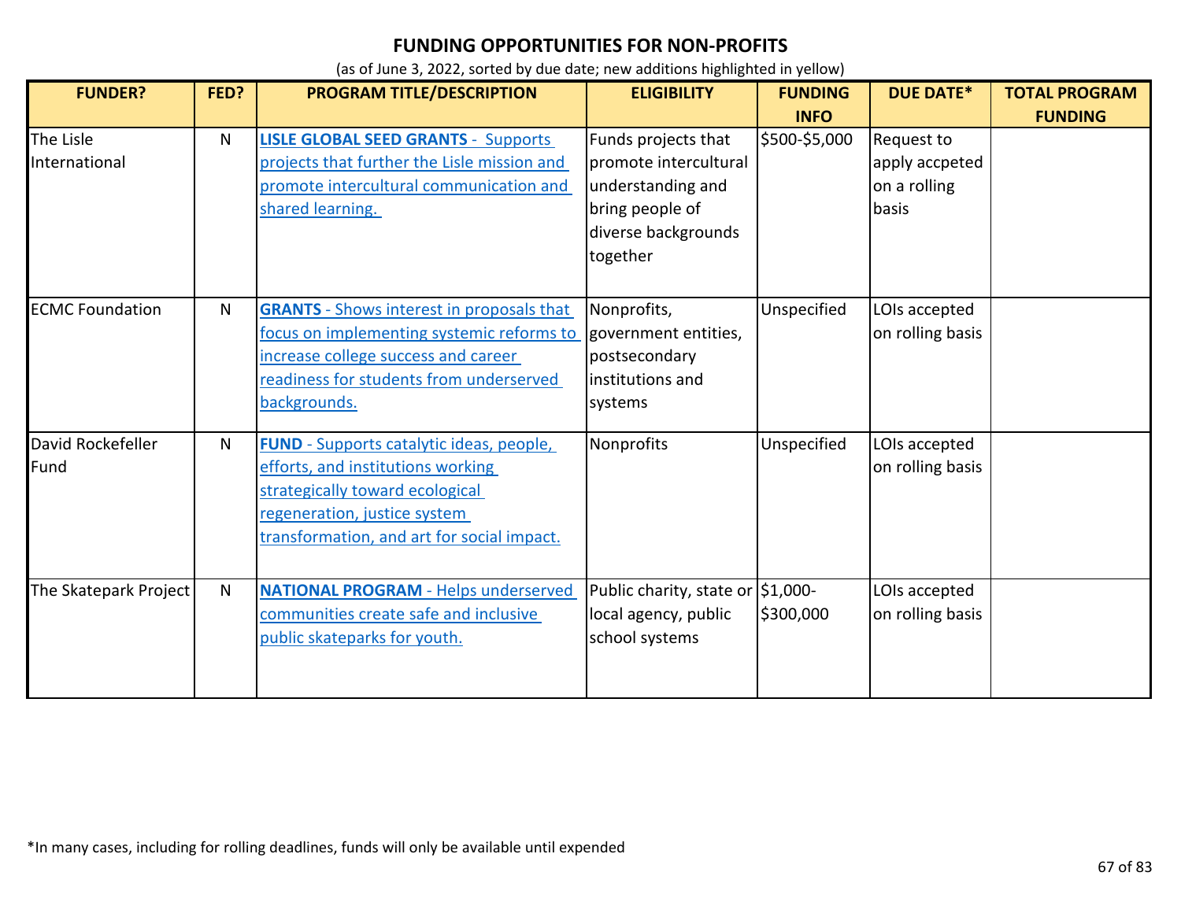# FUNDING OPPORTUNITIES FOR NON-PROFITS

(as of June 3, 2022, sorted by due date; new additions highlighted in yellow)

| FUNDER? | FED? | PROGRAM TITLE/DESCRIPTION | ELIGIBILITY | FUNDING INFO | DUE DATE* | TOTAL PROGRAM FUNDING |
|---|---|---|---|---|---|---|
| The Lisle International | N | **LISLE GLOBAL SEED GRANTS** - Supports projects that further the Lisle mission and promote intercultural communication and shared learning. | Funds projects that promote intercultural understanding and bring people of diverse backgrounds together | \$500-\$5,000 | Request to apply accpeted on a rolling basis | |
| ECMC Foundation | N | **GRANTS** - Shows interest in proposals that focus on implementing systemic reforms to increase college success and career readiness for students from underserved backgrounds. | Nonprofits, government entities, postsecondary institutions and systems | Unspecified | LOIs accepted on rolling basis | |
| David Rockefeller Fund | N | **FUND** - Supports catalytic ideas, people, efforts, and institutions working strategically toward ecological regeneration, justice system transformation, and art for social impact. | Nonprofits | Unspecified | LOIs accepted on rolling basis | |
| The Skatepark Project | N | **NATIONAL PROGRAM** - Helps underserved communities create safe and inclusive public skateparks for youth. | Public charity, state or local agency, public school systems | \$1,000-\$300,000 | LOIs accepted on rolling basis | |

*In many cases, including for rolling deadlines, funds will only be available until expended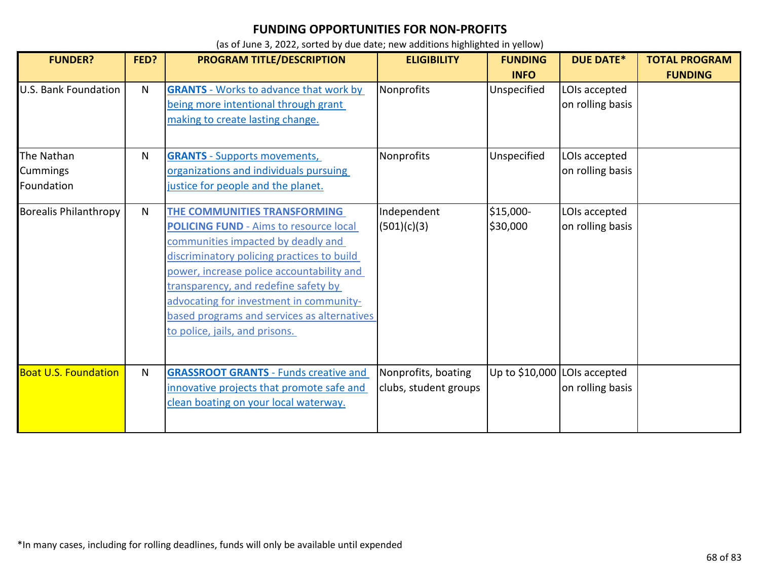# FUNDING OPPORTUNITIES FOR NON-PROFITS

(as of June 3, 2022, sorted by due date; new additions highlighted in yellow)

| FUNDER? | FED? | PROGRAM TITLE/DESCRIPTION | ELIGIBILITY | FUNDING INFO | DUE DATE* | TOTAL PROGRAM FUNDING |
|---|---|---|---|---|---|---|
| U.S. Bank Foundation | N | **GRANTS** - Works to advance that work by being more intentional through grant making to create lasting change. | Nonprofits | Unspecified | LOIs accepted on rolling basis | |
| The Nathan Cummings Foundation | N | **GRANTS** - Supports movements, organizations and individuals pursuing justice for people and the planet. | Nonprofits | Unspecified | LOIs accepted on rolling basis | |
| Borealis Philanthropy | N | **THE COMMUNITIES TRANSFORMING POLICING FUND** - Aims to resource local communities impacted by deadly and discriminatory policing practices to build power, increase police accountability and transparency, and redefine safety by advocating for investment in community-based programs and services as alternatives to police, jails, and prisons. | Independent (501)(c)(3) | $15,000-$30,000 | LOIs accepted on rolling basis | |
| Boat U.S. Foundation | N | **GRASSROOT GRANTS** - Funds creative and innovative projects that promote safe and clean boating on your local waterway. | Nonprofits, boating clubs, student groups | Up to $10,000 | LOIs accepted on rolling basis | |

*In many cases, including for rolling deadlines, funds will only be available until expended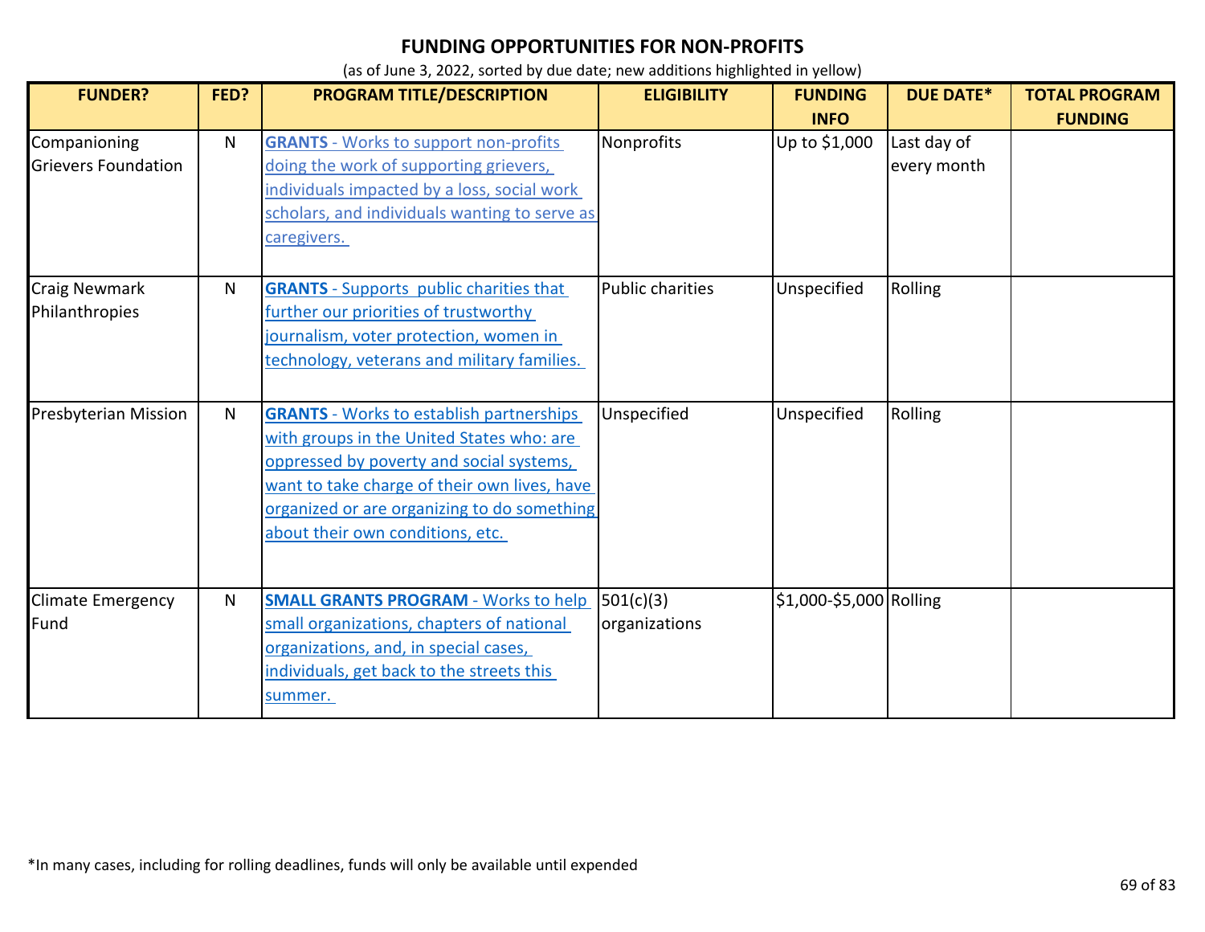# FUNDING OPPORTUNITIES FOR NON-PROFITS

(as of June 3, 2022, sorted by due date; new additions highlighted in yellow)

| FUNDER? | FED? | PROGRAM TITLE/DESCRIPTION | ELIGIBILITY | FUNDING INFO | DUE DATE* | TOTAL PROGRAM FUNDING |
|---|---|---|---|---|---|---|
| Companioning Grievers Foundation | N | **GRANTS** - Works to support non-profits doing the work of supporting grievers, individuals impacted by a loss, social work scholars, and individuals wanting to serve as caregivers. | Nonprofits | Up to $1,000 | Last day of every month | |
| Craig Newmark Philanthropies | N | **GRANTS** - Supports public charities that further our priorities of trustworthy journalism, voter protection, women in technology, veterans and military families. | Public charities | Unspecified | Rolling | |
| Presbyterian Mission | N | **GRANTS** - Works to establish partnerships with groups in the United States who: are oppressed by poverty and social systems, want to take charge of their own lives, have organized or are organizing to do something about their own conditions, etc. | Unspecified | Unspecified | Rolling | |
| Climate Emergency Fund | N | **SMALL GRANTS PROGRAM** - Works to help small organizations, chapters of national organizations, and, in special cases, individuals, get back to the streets this summer. | 501(c)(3) organizations | $1,000-$5,000 | Rolling | |

*In many cases, including for rolling deadlines, funds will only be available until expended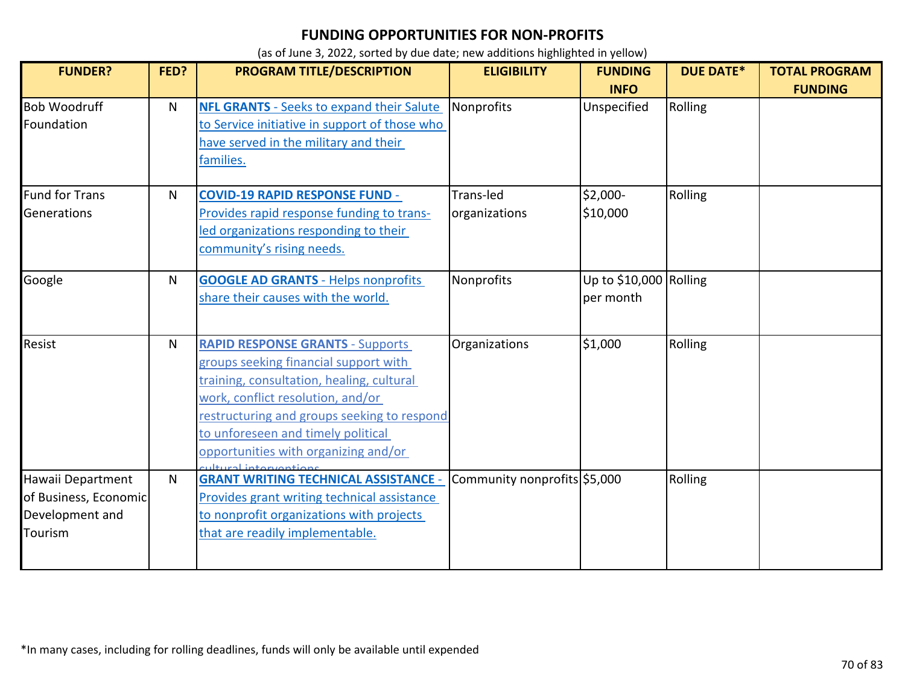# FUNDING OPPORTUNITIES FOR NON-PROFITS

(as of June 3, 2022, sorted by due date; new additions highlighted in yellow)

| FUNDER? | FED? | PROGRAM TITLE/DESCRIPTION | ELIGIBILITY | FUNDING INFO | DUE DATE* | TOTAL PROGRAM FUNDING |
|---|---|---|---|---|---|---|
| Bob Woodruff Foundation | N | **NFL GRANTS** - Seeks to expand their Salute to Service initiative in support of those who have served in the military and their families. | Nonprofits | Unspecified | Rolling | |
| Fund for Trans Generations | N | **COVID-19 RAPID RESPONSE FUND** - Provides rapid response funding to trans-led organizations responding to their community's rising needs. | Trans-led organizations | $2,000-$10,000 | Rolling | |
| Google | N | **GOOGLE AD GRANTS** - Helps nonprofits share their causes with the world. | Nonprofits | Up to $10,000 per month | Rolling | |
| Resist | N | **RAPID RESPONSE GRANTS** - Supports groups seeking financial support with training, consultation, healing, cultural work, conflict resolution, and/or restructuring and groups seeking to respond to unforeseen and timely political opportunities with organizing and/or cultural interventions | Organizations | $1,000 | Rolling | |
| Hawaii Department of Business, Economic Development and Tourism | N | **GRANT WRITING TECHNICAL ASSISTANCE** - Provides grant writing technical assistance to nonprofit organizations with projects that are readily implementable. | Community nonprofits | $5,000 | Rolling | |

*In many cases, including for rolling deadlines, funds will only be available until expended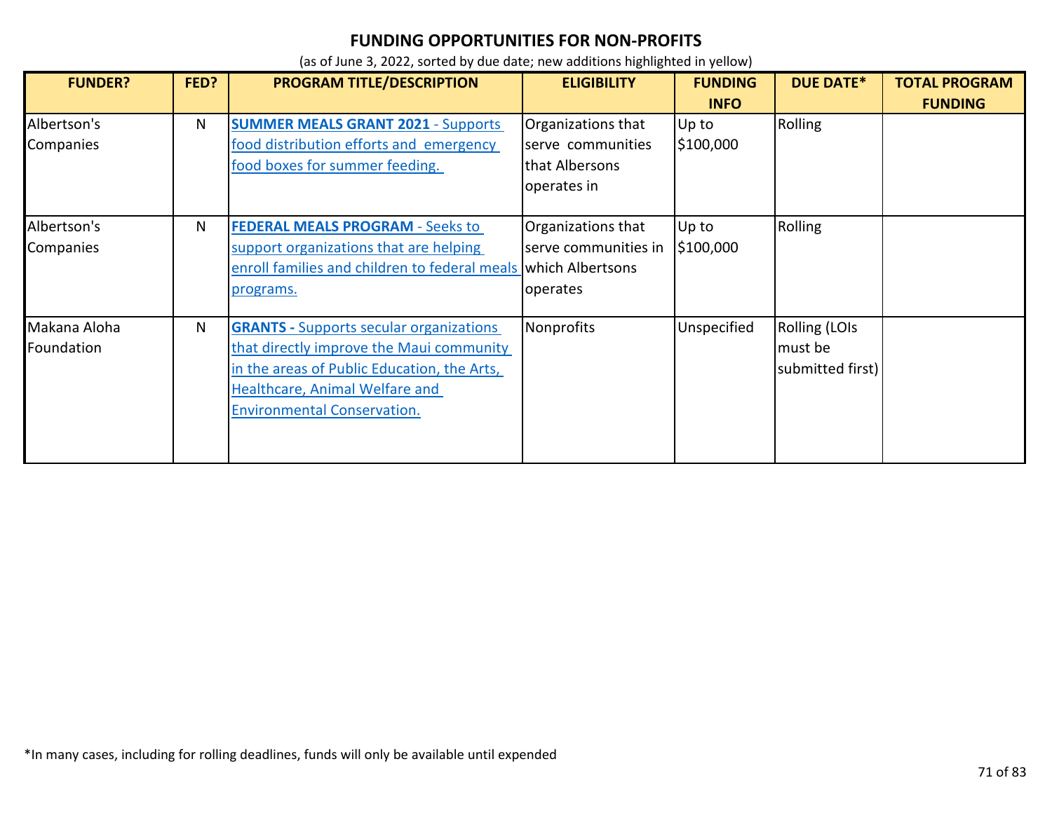## FUNDING OPPORTUNITIES FOR NON-PROFITS

(as of June 3, 2022, sorted by due date; new additions highlighted in yellow)

| FUNDER? | FED? | PROGRAM TITLE/DESCRIPTION | ELIGIBILITY | FUNDING INFO | DUE DATE* | TOTAL PROGRAM FUNDING |
|---|---|---|---|---|---|---|
| Albertson's Companies | N | **SUMMER MEALS GRANT 2021** - Supports food distribution efforts and emergency food boxes for summer feeding. | Organizations that serve communities that Albersons operates in | Up to $100,000 | Rolling | |
| Albertson's Companies | N | **FEDERAL MEALS PROGRAM** - Seeks to support organizations that are helping enroll families and children to federal meals programs. | Organizations that serve communities in which Albertsons operates | Up to $100,000 | Rolling | |
| Makana Aloha Foundation | N | **GRANTS -** Supports secular organizations that directly improve the Maui community in the areas of Public Education, the Arts, Healthcare, Animal Welfare and Environmental Conservation. | Nonprofits | Unspecified | Rolling (LOIs must be submitted first) | |

*In many cases, including for rolling deadlines, funds will only be available until expended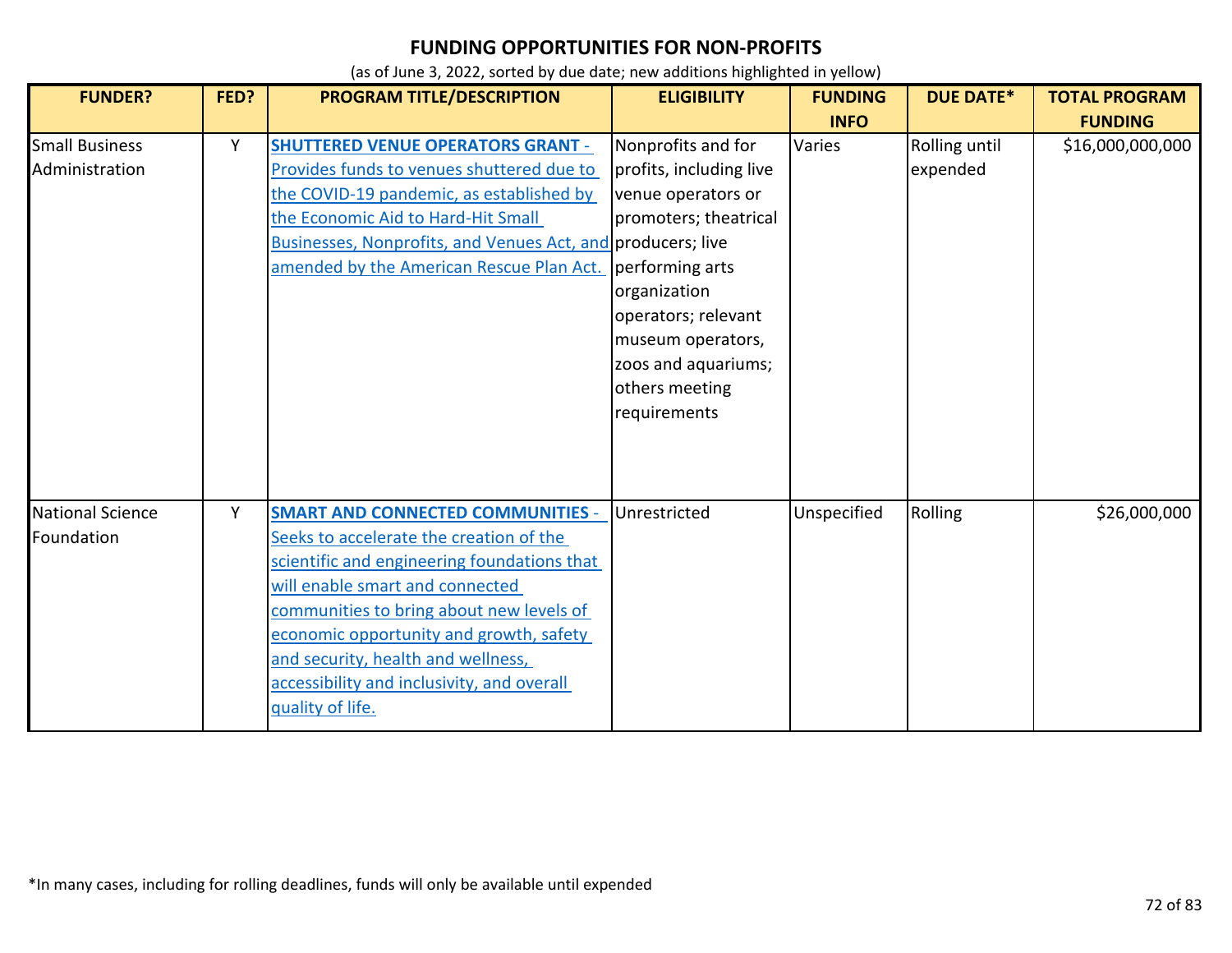## FUNDING OPPORTUNITIES FOR NON-PROFITS

(as of June 3, 2022, sorted by due date; new additions highlighted in yellow)

| FUNDER? | FED? | PROGRAM TITLE/DESCRIPTION | ELIGIBILITY | FUNDING INFO | DUE DATE* | TOTAL PROGRAM FUNDING |
|---|---|---|---|---|---|---|
| Small Business Administration | Y | **SHUTTERED VENUE OPERATORS GRANT** - Provides funds to venues shuttered due to the COVID-19 pandemic, as established by the Economic Aid to Hard-Hit Small Businesses, Nonprofits, and Venues Act, and amended by the American Rescue Plan Act. | Nonprofits and for profits, including live venue operators or promoters; theatrical producers; live performing arts organization operators; relevant museum operators, zoos and aquariums; others meeting requirements | Varies | Rolling until expended | $16,000,000,000 |
| National Science Foundation | Y | **SMART AND CONNECTED COMMUNITIES** - Seeks to accelerate the creation of the scientific and engineering foundations that will enable smart and connected communities to bring about new levels of economic opportunity and growth, safety and security, health and wellness, accessibility and inclusivity, and overall quality of life. | Unrestricted | Unspecified | Rolling | $26,000,000 |

*In many cases, including for rolling deadlines, funds will only be available until expended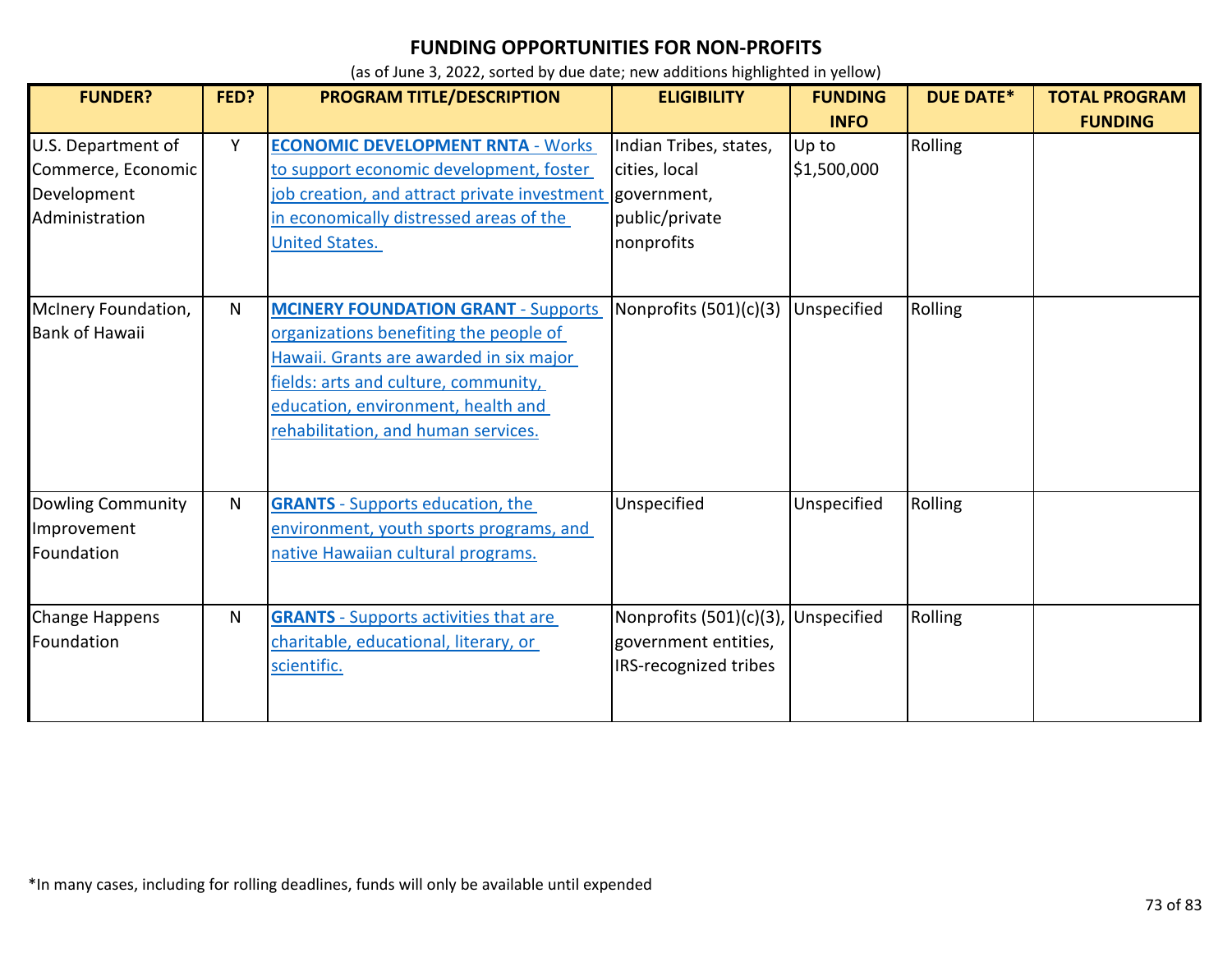# FUNDING OPPORTUNITIES FOR NON-PROFITS

(as of June 3, 2022, sorted by due date; new additions highlighted in yellow)

| FUNDER? | FED? | PROGRAM TITLE/DESCRIPTION | ELIGIBILITY | FUNDING INFO | DUE DATE* | TOTAL PROGRAM FUNDING |
|---|---|---|---|---|---|---|
| U.S. Department of Commerce, Economic Development Administration | Y | **ECONOMIC DEVELOPMENT RNTA** - Works to support economic development, foster job creation, and attract private investment in economically distressed areas of the United States. | Indian Tribes, states, cities, local government, public/private nonprofits | Up to $1,500,000 | Rolling | |
| McInery Foundation, Bank of Hawaii | N | **MCINERY FOUNDATION GRANT** - Supports organizations benefiting the people of Hawaii. Grants are awarded in six major fields: arts and culture, community, education, environment, health and rehabilitation, and human services. | Nonprofits (501)(c)(3) | Unspecified | Rolling | |
| Dowling Community Improvement Foundation | N | **GRANTS** - Supports education, the environment, youth sports programs, and native Hawaiian cultural programs. | Unspecified | Unspecified | Rolling | |
| Change Happens Foundation | N | **GRANTS** - Supports activities that are charitable, educational, literary, or scientific. | Nonprofits (501)(c)(3), government entities, IRS-recognized tribes | Unspecified | Rolling | |

*In many cases, including for rolling deadlines, funds will only be available until expended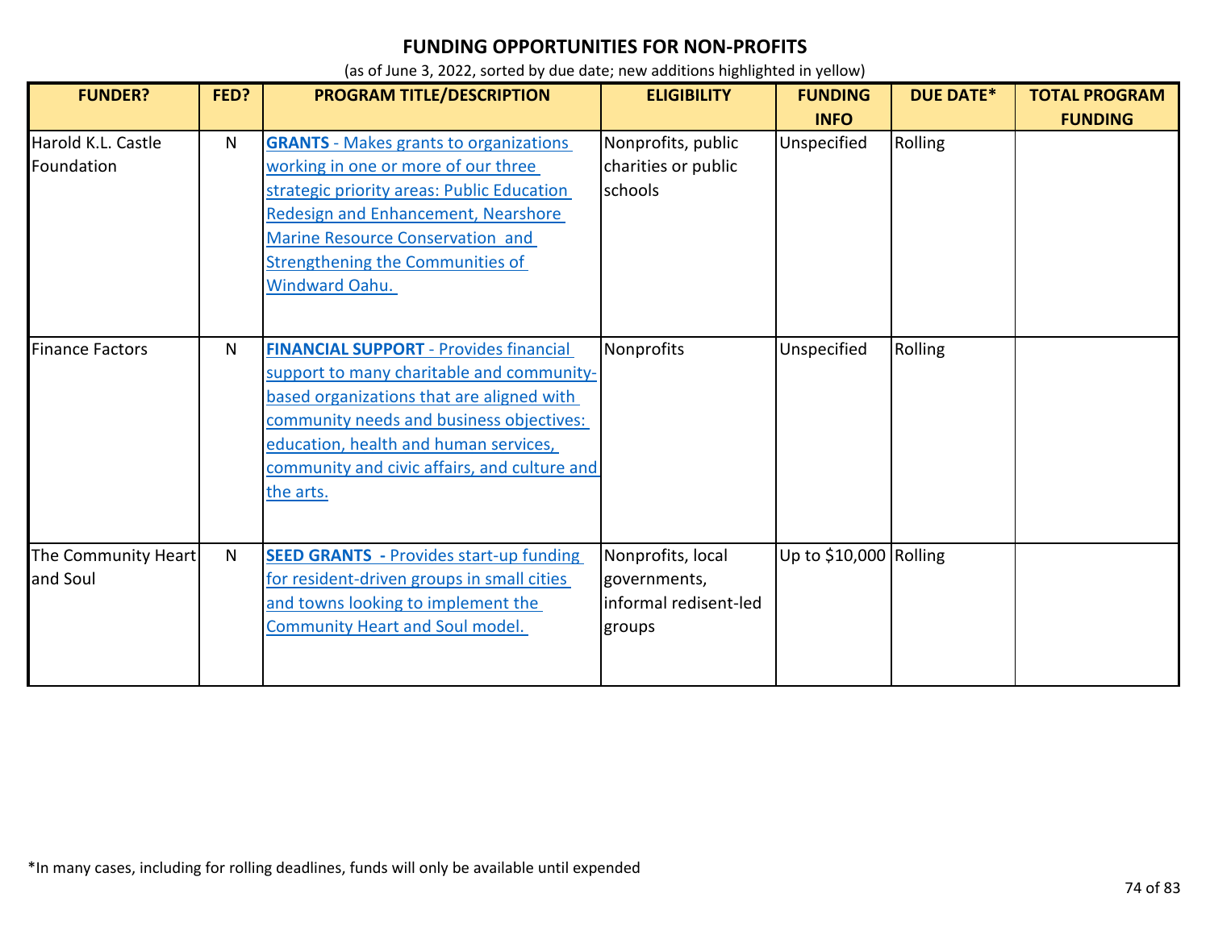## FUNDING OPPORTUNITIES FOR NON-PROFITS

(as of June 3, 2022, sorted by due date; new additions highlighted in yellow)

| FUNDER? | FED? | PROGRAM TITLE/DESCRIPTION | ELIGIBILITY | FUNDING INFO | DUE DATE* | TOTAL PROGRAM FUNDING |
|---|---|---|---|---|---|---|
| Harold K.L. Castle Foundation | N | **GRANTS** - Makes grants to organizations working in one or more of our three strategic priority areas: Public Education Redesign and Enhancement, Nearshore Marine Resource Conservation and Strengthening the Communities of Windward Oahu. | Nonprofits, public charities or public schools | Unspecified | Rolling | |
| Finance Factors | N | **FINANCIAL SUPPORT** - Provides financial support to many charitable and community-based organizations that are aligned with community needs and business objectives: education, health and human services, community and civic affairs, and culture and the arts. | Nonprofits | Unspecified | Rolling | |
| The Community Heart and Soul | N | **SEED GRANTS** - Provides start-up funding for resident-driven groups in small cities and towns looking to implement the Community Heart and Soul model. | Nonprofits, local governments, informal redisent-led groups | Up to $10,000 | Rolling | |

*In many cases, including for rolling deadlines, funds will only be available until expended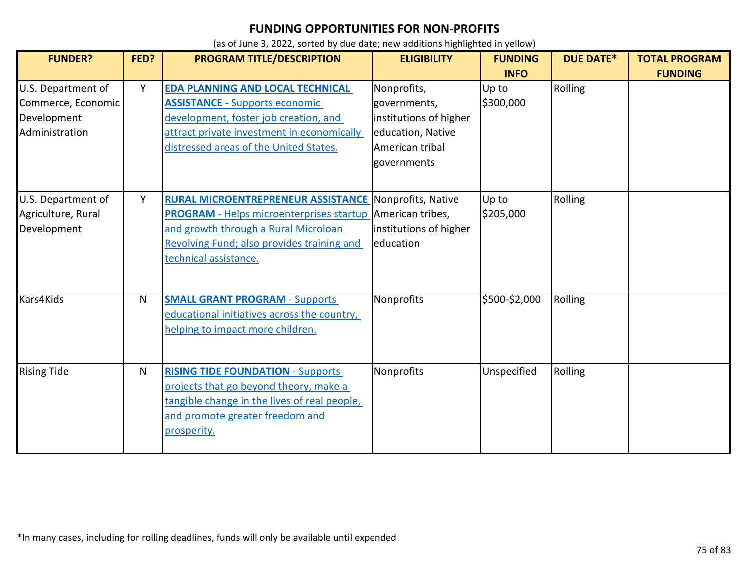# FUNDING OPPORTUNITIES FOR NON-PROFITS

(as of June 3, 2022, sorted by due date; new additions highlighted in yellow)

| FUNDER? | FED? | PROGRAM TITLE/DESCRIPTION | ELIGIBILITY | FUNDING INFO | DUE DATE* | TOTAL PROGRAM FUNDING |
|---|---|---|---|---|---|---|
| U.S. Department of Commerce, Economic Development Administration | Y | **EDA PLANNING AND LOCAL TECHNICAL ASSISTANCE -** Supports economic development, foster job creation, and attract private investment in economically distressed areas of the United States. | Nonprofits, governments, institutions of higher education, Native American tribal governments | Up to $300,000 | Rolling | |
| U.S. Department of Agriculture, Rural Development | Y | **RURAL MICROENTREPRENEUR ASSISTANCE PROGRAM** - Helps microenterprises startup and growth through a Rural Microloan Revolving Fund; also provides training and technical assistance. | Nonprofits, Native American tribes, institutions of higher education | Up to $205,000 | Rolling | |
| Kars4Kids | N | **SMALL GRANT PROGRAM** - Supports educational initiatives across the country, helping to impact more children. | Nonprofits | $500-$2,000 | Rolling | |
| Rising Tide | N | **RISING TIDE FOUNDATION** - Supports projects that go beyond theory, make a tangible change in the lives of real people, and promote greater freedom and prosperity. | Nonprofits | Unspecified | Rolling | |

*In many cases, including for rolling deadlines, funds will only be available until expended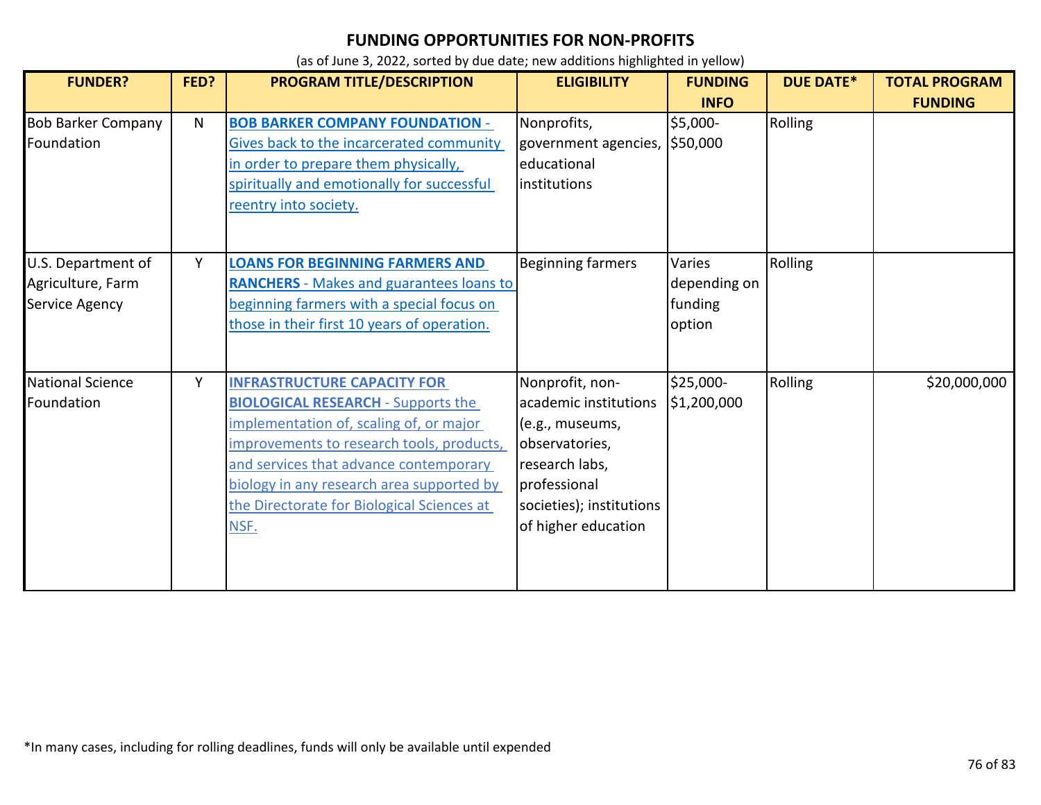# FUNDING OPPORTUNITIES FOR NON-PROFITS

(as of June 3, 2022, sorted by due date; new additions highlighted in yellow)

| FUNDER? | FED? | PROGRAM TITLE/DESCRIPTION | ELIGIBILITY | FUNDING INFO | DUE DATE* | TOTAL PROGRAM FUNDING |
|---|---|---|---|---|---|---|
| Bob Barker Company Foundation | N | **BOB BARKER COMPANY FOUNDATION** - Gives back to the incarcerated community in order to prepare them physically, spiritually and emotionally for successful reentry into society. | Nonprofits, government agencies, educational institutions | $5,000-$50,000 | Rolling | |
| U.S. Department of Agriculture, Farm Service Agency | Y | **LOANS FOR BEGINNING FARMERS AND RANCHERS** - Makes and guarantees loans to beginning farmers with a special focus on those in their first 10 years of operation. | Beginning farmers | Varies depending on funding option | Rolling | |
| National Science Foundation | Y | **INFRASTRUCTURE CAPACITY FOR BIOLOGICAL RESEARCH** - Supports the implementation of, scaling of, or major improvements to research tools, products, and services that advance contemporary biology in any research area supported by the Directorate for Biological Sciences at NSF. | Nonprofit, non-academic institutions (e.g., museums, observatories, research labs, professional societies); institutions of higher education | $25,000-$1,200,000 | Rolling | $20,000,000 |

*In many cases, including for rolling deadlines, funds will only be available until expended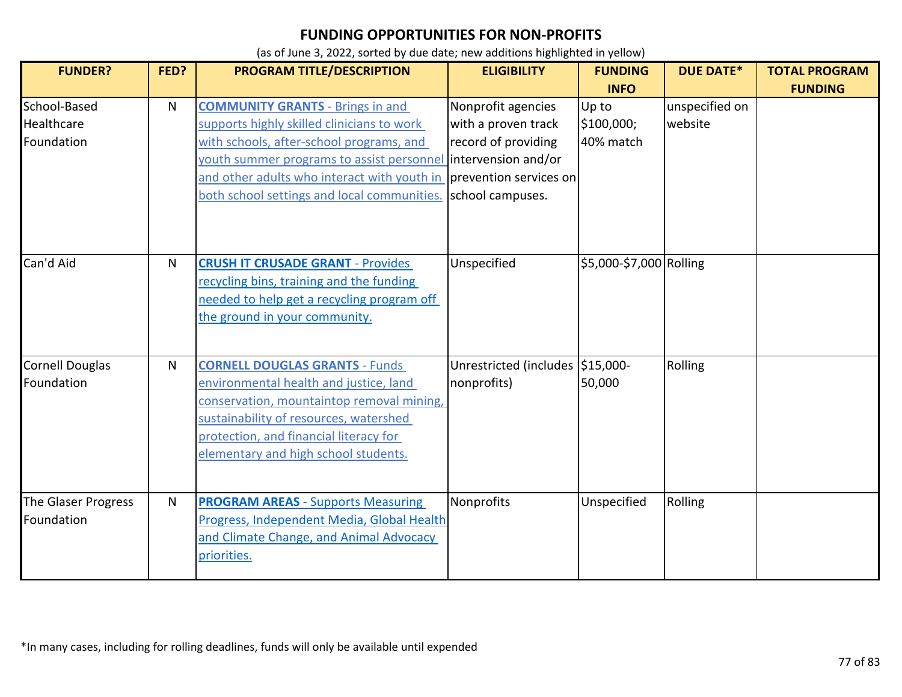## FUNDING OPPORTUNITIES FOR NON-PROFITS

(as of June 3, 2022, sorted by due date; new additions highlighted in yellow)

| FUNDER? | FED? | PROGRAM TITLE/DESCRIPTION | ELIGIBILITY | FUNDING INFO | DUE DATE* | TOTAL PROGRAM FUNDING |
|---|---|---|---|---|---|---|
| School-Based Healthcare Foundation | N | **COMMUNITY GRANTS** - Brings in and supports highly skilled clinicians to work with schools, after-school programs, and youth summer programs to assist personnel and other adults who interact with youth in both school settings and local communities. | Nonprofit agencies with a proven track record of providing intervension and/or prevention services on school campuses. | Up to $100,000; 40% match | unspecified on website | |
| Can'd Aid | N | **CRUSH IT CRUSADE GRANT** - Provides recycling bins, training and the funding needed to help get a recycling program off the ground in your community. | Unspecified | $5,000-$7,000 | Rolling | |
| Cornell Douglas Foundation | N | **CORNELL DOUGLAS GRANTS** - Funds environmental health and justice, land conservation, mountaintop removal mining, sustainability of resources, watershed protection, and financial literacy for elementary and high school students. | Unrestricted (includes nonprofits) | $15,000-50,000 | Rolling | |
| The Glaser Progress Foundation | N | **PROGRAM AREAS** - Supports Measuring Progress, Independent Media, Global Health and Climate Change, and Animal Advocacy priorities. | Nonprofits | Unspecified | Rolling | |

*In many cases, including for rolling deadlines, funds will only be available until expended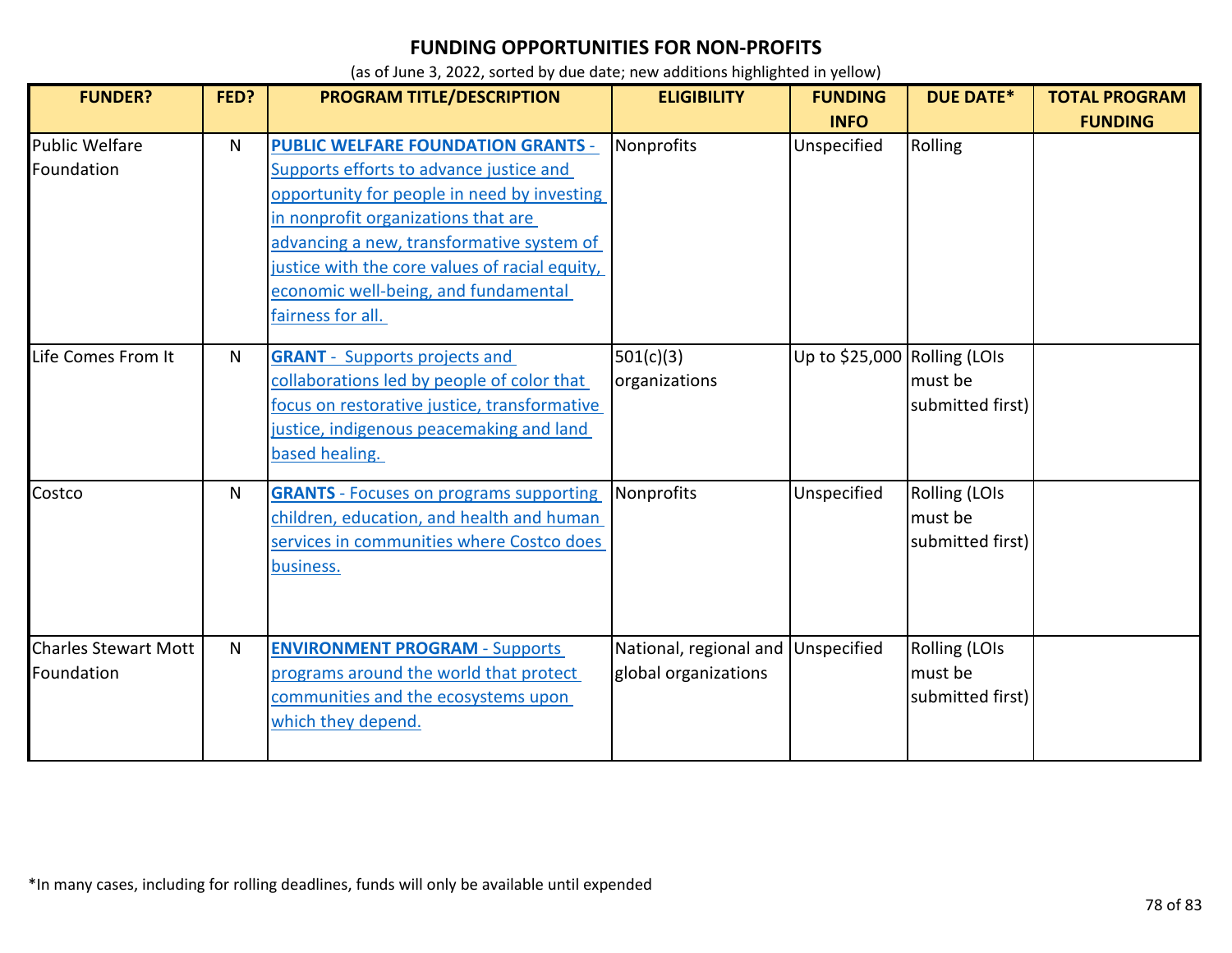## FUNDING OPPORTUNITIES FOR NON-PROFITS

(as of June 3, 2022, sorted by due date; new additions highlighted in yellow)

| FUNDER? | FED? | PROGRAM TITLE/DESCRIPTION | ELIGIBILITY | FUNDING INFO | DUE DATE* | TOTAL PROGRAM FUNDING |
|---|---|---|---|---|---|---|
| Public Welfare Foundation | N | **PUBLIC WELFARE FOUNDATION GRANTS** - Supports efforts to advance justice and opportunity for people in need by investing in nonprofit organizations that are advancing a new, transformative system of justice with the core values of racial equity, economic well-being, and fundamental fairness for all. | Nonprofits | Unspecified | Rolling | |
| Life Comes From It | N | **GRANT** - Supports projects and collaborations led by people of color that focus on restorative justice, transformative justice, indigenous peacemaking and land based healing. | 501(c)(3) organizations | Up to $25,000 | Rolling (LOIs must be submitted first) | |
| Costco | N | **GRANTS** - Focuses on programs supporting children, education, and health and human services in communities where Costco does business. | Nonprofits | Unspecified | Rolling (LOIs must be submitted first) | |
| Charles Stewart Mott Foundation | N | **ENVIRONMENT PROGRAM** - Supports programs around the world that protect communities and the ecosystems upon which they depend. | National, regional and global organizations | Unspecified | Rolling (LOIs must be submitted first) | |

*In many cases, including for rolling deadlines, funds will only be available until expended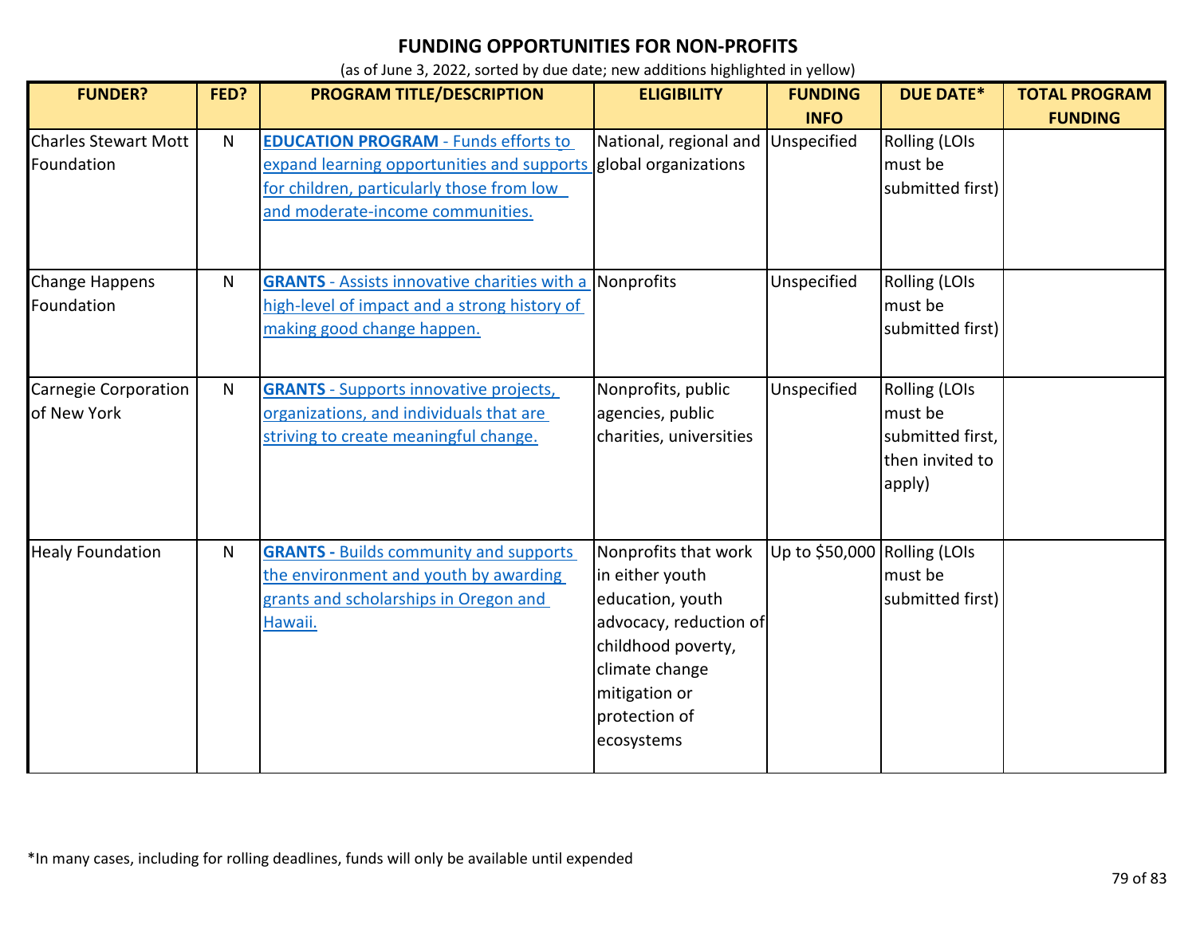# FUNDING OPPORTUNITIES FOR NON-PROFITS

(as of June 3, 2022, sorted by due date; new additions highlighted in yellow)

| FUNDER? | FED? | PROGRAM TITLE/DESCRIPTION | ELIGIBILITY | FUNDING INFO | DUE DATE* | TOTAL PROGRAM FUNDING |
|---|---|---|---|---|---|---|
| Charles Stewart Mott Foundation | N | **EDUCATION PROGRAM** - Funds efforts to expand learning opportunities and supports for children, particularly those from low and moderate-income communities. | National, regional and global organizations | Unspecified | Rolling (LOIs must be submitted first) | |
| Change Happens Foundation | N | **GRANTS** - Assists innovative charities with a high-level of impact and a strong history of making good change happen. | Nonprofits | Unspecified | Rolling (LOIs must be submitted first) | |
| Carnegie Corporation of New York | N | **GRANTS** - Supports innovative projects, organizations, and individuals that are striving to create meaningful change. | Nonprofits, public agencies, public charities, universities | Unspecified | Rolling (LOIs must be submitted first, then invited to apply) | |
| Healy Foundation | N | **GRANTS -** Builds community and supports the environment and youth by awarding grants and scholarships in Oregon and Hawaii. | Nonprofits that work in either youth education, youth advocacy, reduction of childhood poverty, climate change mitigation or protection of ecosystems | Up to $50,000 | Rolling (LOIs must be submitted first) | |

*In many cases, including for rolling deadlines, funds will only be available until expended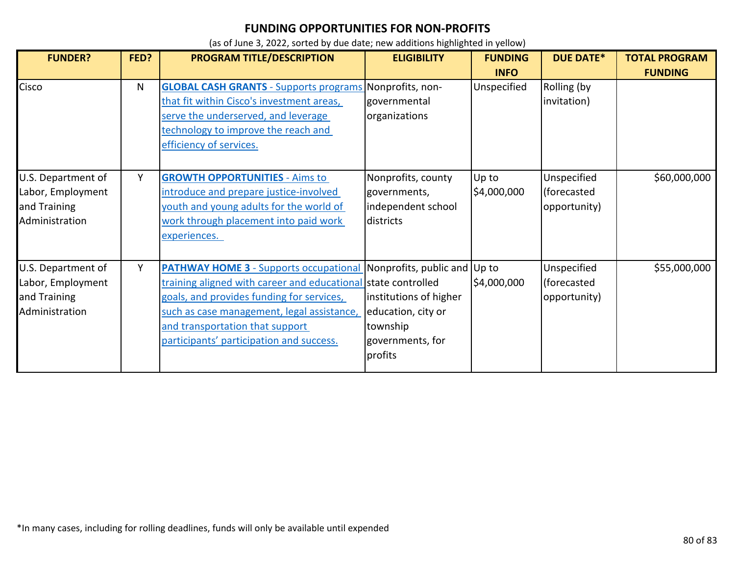# FUNDING OPPORTUNITIES FOR NON-PROFITS

(as of June 3, 2022, sorted by due date; new additions highlighted in yellow)

| FUNDER? | FED? | PROGRAM TITLE/DESCRIPTION | ELIGIBILITY | FUNDING INFO | DUE DATE* | TOTAL PROGRAM FUNDING |
|---|---|---|---|---|---|---|
| Cisco | N | **GLOBAL CASH GRANTS** - Supports programs that fit within Cisco's investment areas, serve the underserved, and leverage technology to improve the reach and efficiency of services. | Nonprofits, non-governmental organizations | Unspecified | Rolling (by invitation) | |
| U.S. Department of Labor, Employment and Training Administration | Y | **GROWTH OPPORTUNITIES** - Aims to introduce and prepare justice-involved youth and young adults for the world of work through placement into paid work experiences. | Nonprofits, county governments, independent school districts | Up to $4,000,000 | Unspecified (forecasted opportunity) | $60,000,000 |
| U.S. Department of Labor, Employment and Training Administration | Y | **PATHWAY HOME 3** - Supports occupational training aligned with career and educational goals, and provides funding for services, such as case management, legal assistance, and transportation that support participants' participation and success. | Nonprofits, public and state controlled institutions of higher education, city or township governments, for profits | Up to $4,000,000 | Unspecified (forecasted opportunity) | $55,000,000 |

*In many cases, including for rolling deadlines, funds will only be available until expended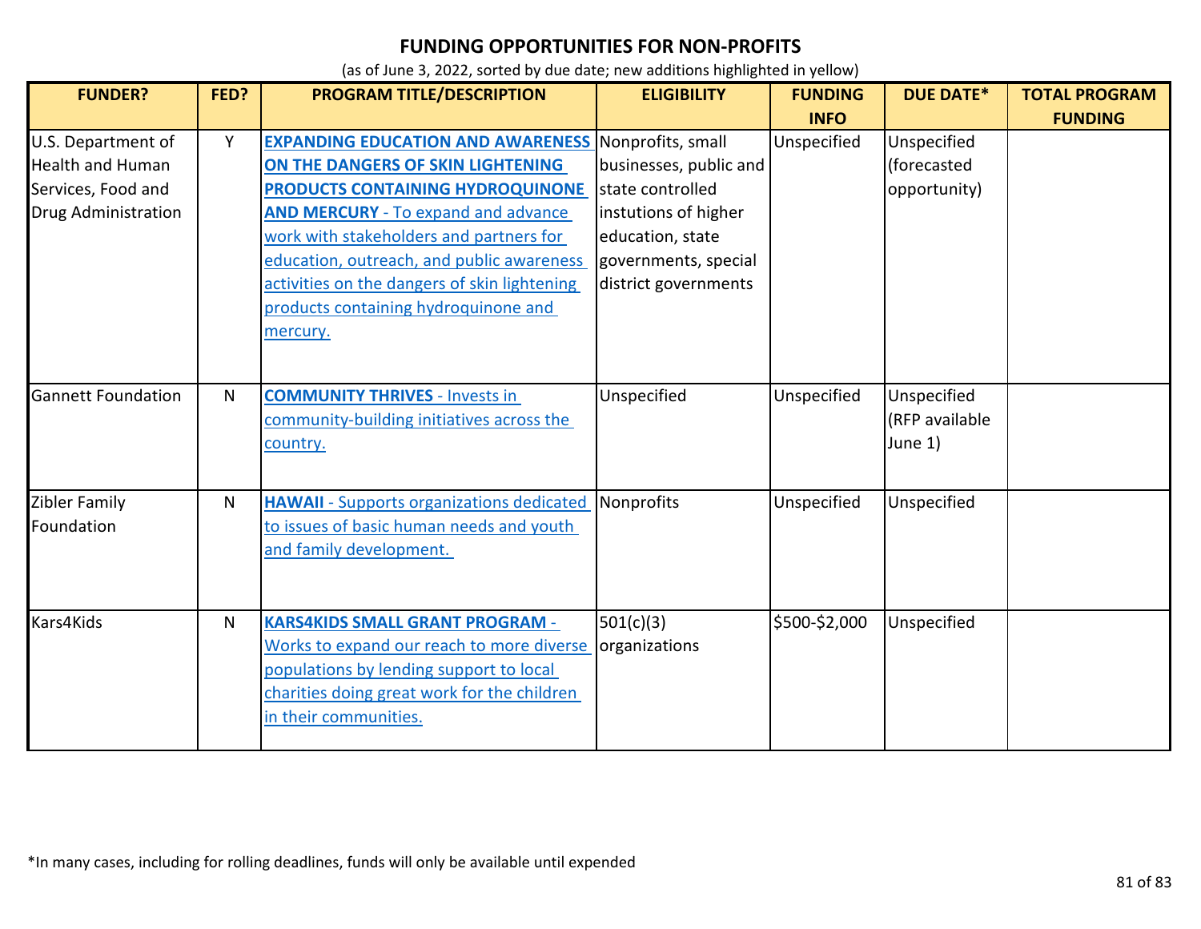# FUNDING OPPORTUNITIES FOR NON-PROFITS

(as of June 3, 2022, sorted by due date; new additions highlighted in yellow)

| FUNDER? | FED? | PROGRAM TITLE/DESCRIPTION | ELIGIBILITY | FUNDING INFO | DUE DATE* | TOTAL PROGRAM FUNDING |
|---|---|---|---|---|---|---|
| U.S. Department of Health and Human Services, Food and Drug Administration | Y | **EXPANDING EDUCATION AND AWARENESS ON THE DANGERS OF SKIN LIGHTENING PRODUCTS CONTAINING HYDROQUINONE AND MERCURY** - To expand and advance work with stakeholders and partners for education, outreach, and public awareness activities on the dangers of skin lightening products containing hydroquinone and mercury. | Nonprofits, small businesses, public and state controlled instutions of higher education, state governments, special district governments | Unspecified | Unspecified (forecasted opportunity) | |
| Gannett Foundation | N | **COMMUNITY THRIVES** - Invests in community-building initiatives across the country. | Unspecified | Unspecified | Unspecified (RFP available June 1) | |
| Zibler Family Foundation | N | **HAWAII** - Supports organizations dedicated to issues of basic human needs and youth and family development. | Nonprofits | Unspecified | Unspecified | |
| Kars4Kids | N | **KARS4KIDS SMALL GRANT PROGRAM** - Works to expand our reach to more diverse populations by lending support to local charities doing great work for the children in their communities. | 501(c)(3) organizations | $500-$2,000 | Unspecified | |

*In many cases, including for rolling deadlines, funds will only be available until expended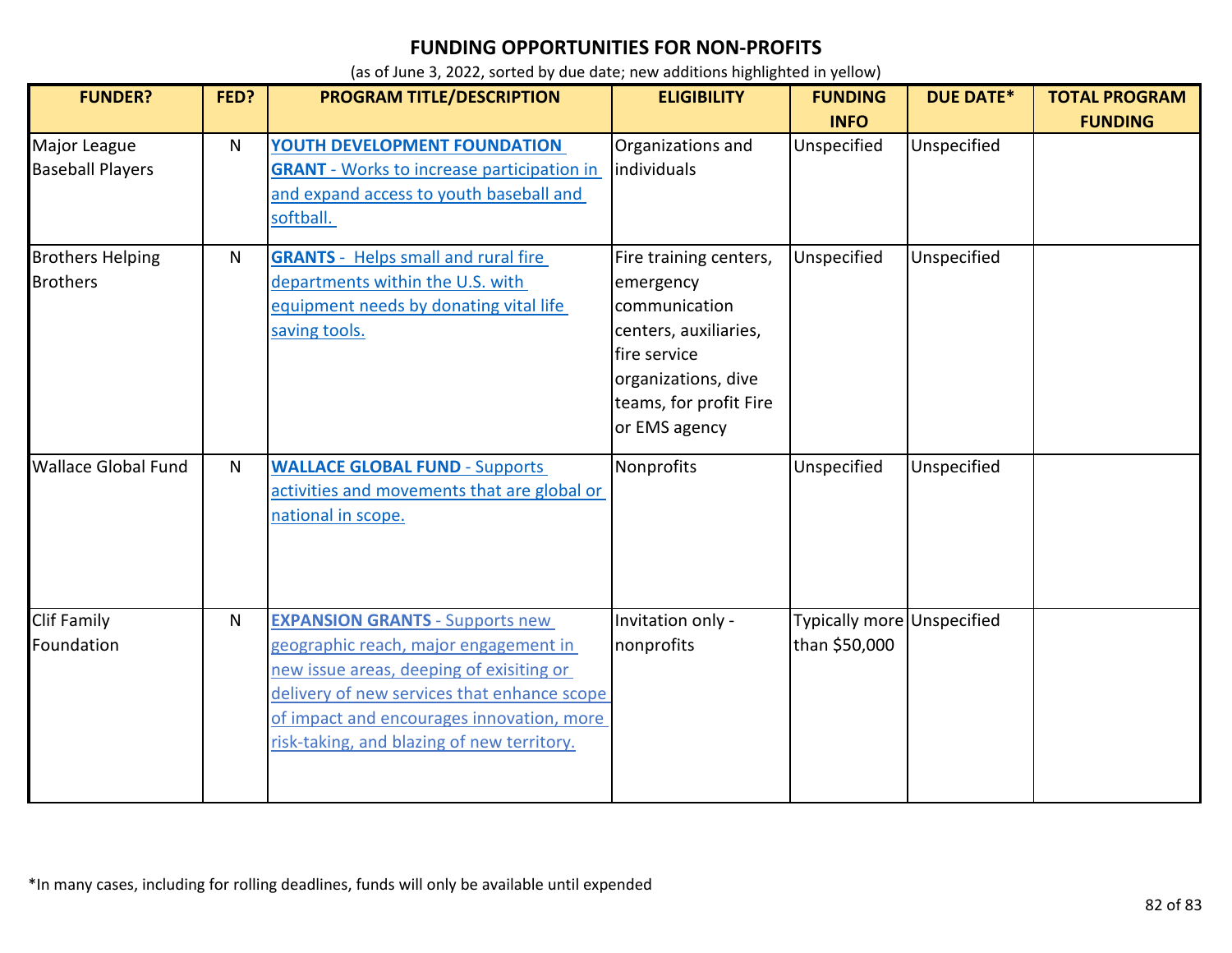# FUNDING OPPORTUNITIES FOR NON-PROFITS

(as of June 3, 2022, sorted by due date; new additions highlighted in yellow)

| FUNDER? | FED? | PROGRAM TITLE/DESCRIPTION | ELIGIBILITY | FUNDING INFO | DUE DATE* | TOTAL PROGRAM FUNDING |
|---|---|---|---|---|---|---|
| Major League Baseball Players | N | **YOUTH DEVELOPMENT FOUNDATION GRANT** - Works to increase participation in and expand access to youth baseball and softball. | Organizations and individuals | Unspecified | Unspecified | |
| Brothers Helping Brothers | N | **GRANTS** - Helps small and rural fire departments within the U.S. with equipment needs by donating vital life saving tools. | Fire training centers, emergency communication centers, auxiliaries, fire service organizations, dive teams, for profit Fire or EMS agency | Unspecified | Unspecified | |
| Wallace Global Fund | N | **WALLACE GLOBAL FUND** - Supports activities and movements that are global or national in scope. | Nonprofits | Unspecified | Unspecified | |
| Clif Family Foundation | N | **EXPANSION GRANTS** - Supports new geographic reach, major engagement in new issue areas, deeping of exisiting or delivery of new services that enhance scope of impact and encourages innovation, more risk-taking, and blazing of new territory. | Invitation only - nonprofits | Typically more than $50,000 | Unspecified | |

*In many cases, including for rolling deadlines, funds will only be available until expended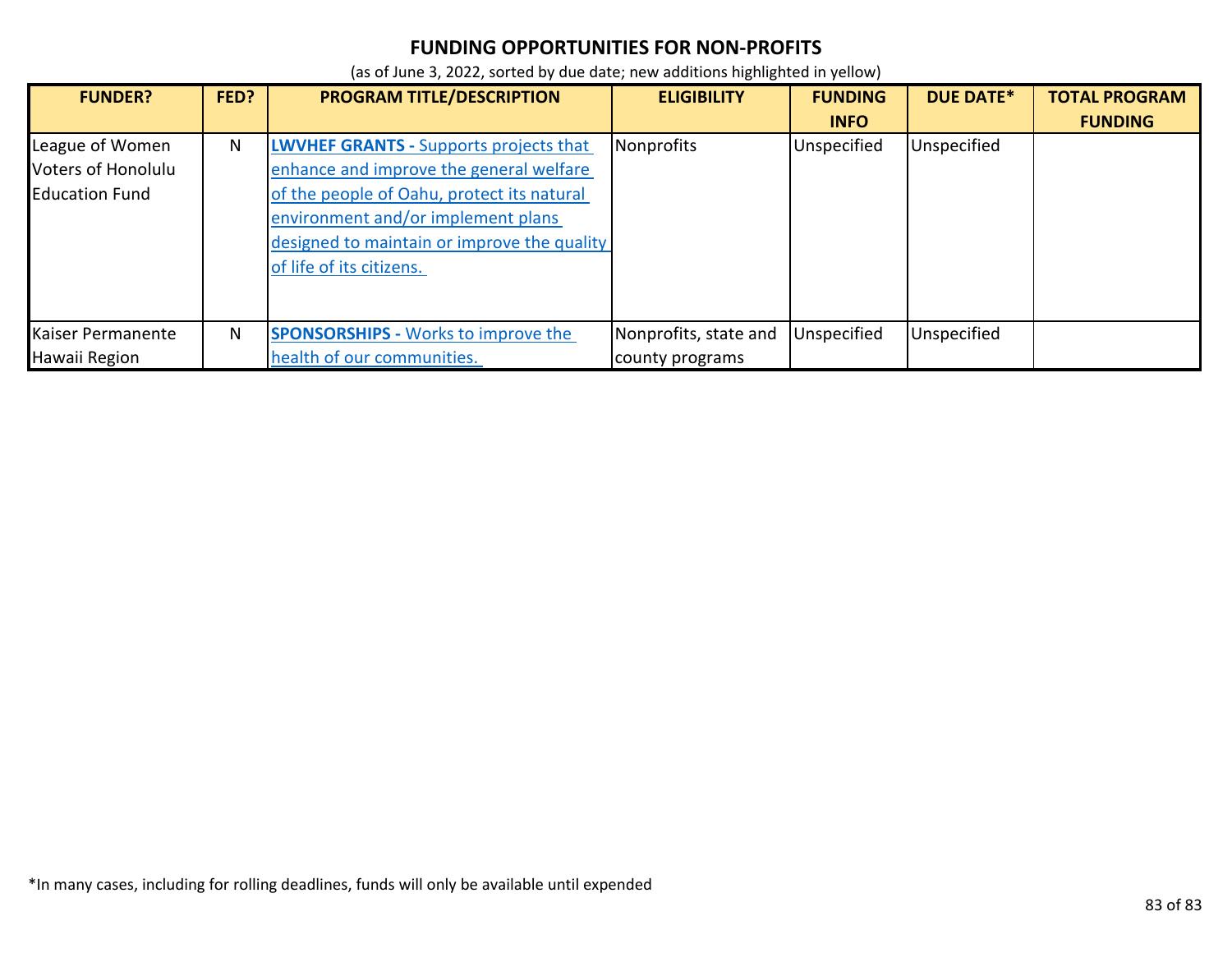# FUNDING OPPORTUNITIES FOR NON-PROFITS

(as of June 3, 2022, sorted by due date; new additions highlighted in yellow)

| FUNDER? | FED? | PROGRAM TITLE/DESCRIPTION | ELIGIBILITY | FUNDING INFO | DUE DATE* | TOTAL PROGRAM FUNDING |
|---|---|---|---|---|---|---|
| League of Women Voters of Honolulu Education Fund | N | **LWVHEF GRANTS -** Supports projects that enhance and improve the general welfare of the people of Oahu, protect its natural environment and/or implement plans designed to maintain or improve the quality of life of its citizens. | Nonprofits | Unspecified | Unspecified | |
| Kaiser Permanente Hawaii Region | N | **SPONSORSHIPS -** Works to improve the health of our communities. | Nonprofits, state and county programs | Unspecified | Unspecified | |

*In many cases, including for rolling deadlines, funds will only be available until expended